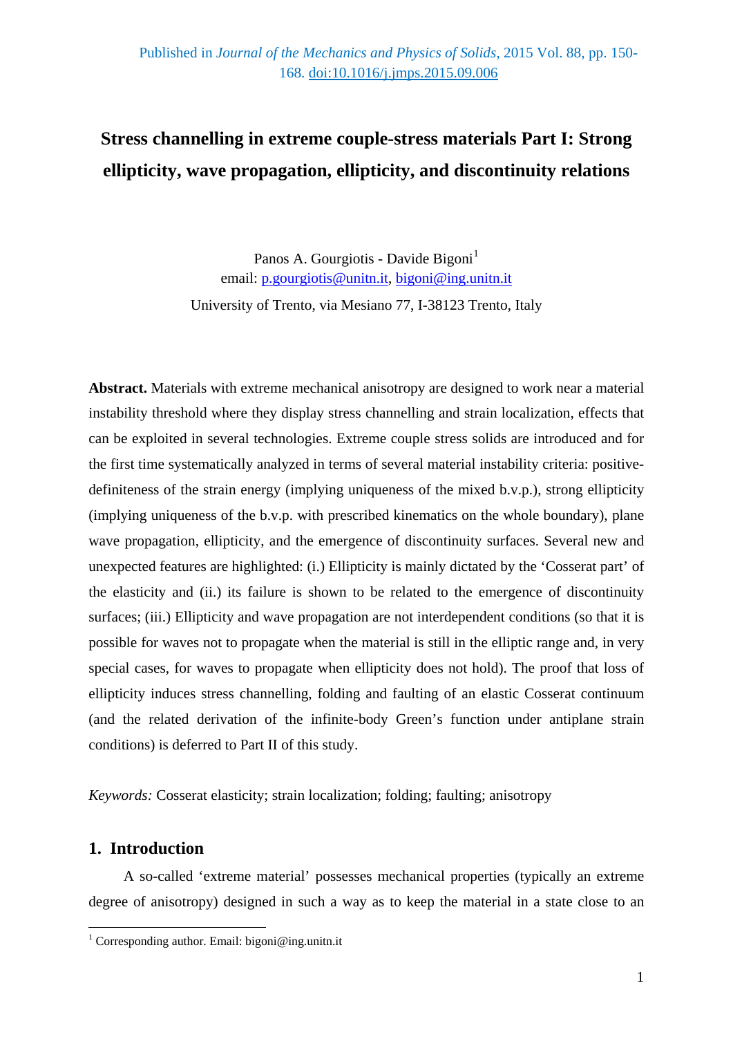Published in *Journal of the Mechanics and Physics of Solids*, 2015 Vol. 88, pp. 150-168. doi:10.1016/j.jmps.2015.09.006

# Stress channelling in extreme couple-stress materials Part I: Strong ellipticity, wave propagation, ellipticity, and discontinuity relations

Panos A. Gourgiotis - Davide Bigoni[1]

email: p.gourgiotis@unitn.it, bigoni@ing.unitn.it

University of Trento, via Mesiano 77, I-38123 Trento, Italy

**Abstract.** Materials with extreme mechanical anisotropy are designed to work near a material instability threshold where they display stress channelling and strain localization, effects that can be exploited in several technologies. Extreme couple stress solids are introduced and for the first time systematically analyzed in terms of several material instability criteria: positive-definiteness of the strain energy (implying uniqueness of the mixed b.v.p.), strong ellipticity (implying uniqueness of the b.v.p. with prescribed kinematics on the whole boundary), plane wave propagation, ellipticity, and the emergence of discontinuity surfaces. Several new and unexpected features are highlighted: (i.) Ellipticity is mainly dictated by the 'Cosserat part' of the elasticity and (ii.) its failure is shown to be related to the emergence of discontinuity surfaces; (iii.) Ellipticity and wave propagation are not interdependent conditions (so that it is possible for waves not to propagate when the material is still in the elliptic range and, in very special cases, for waves to propagate when ellipticity does not hold). The proof that loss of ellipticity induces stress channelling, folding and faulting of an elastic Cosserat continuum (and the related derivation of the infinite-body Green's function under antiplane strain conditions) is deferred to Part II of this study.

*Keywords:* Cosserat elasticity; strain localization; folding; faulting; anisotropy

## 1. Introduction

A so-called 'extreme material' possesses mechanical properties (typically an extreme degree of anisotropy) designed in such a way as to keep the material in a state close to an

[1] Corresponding author. Email: bigoni@ing.unitn.it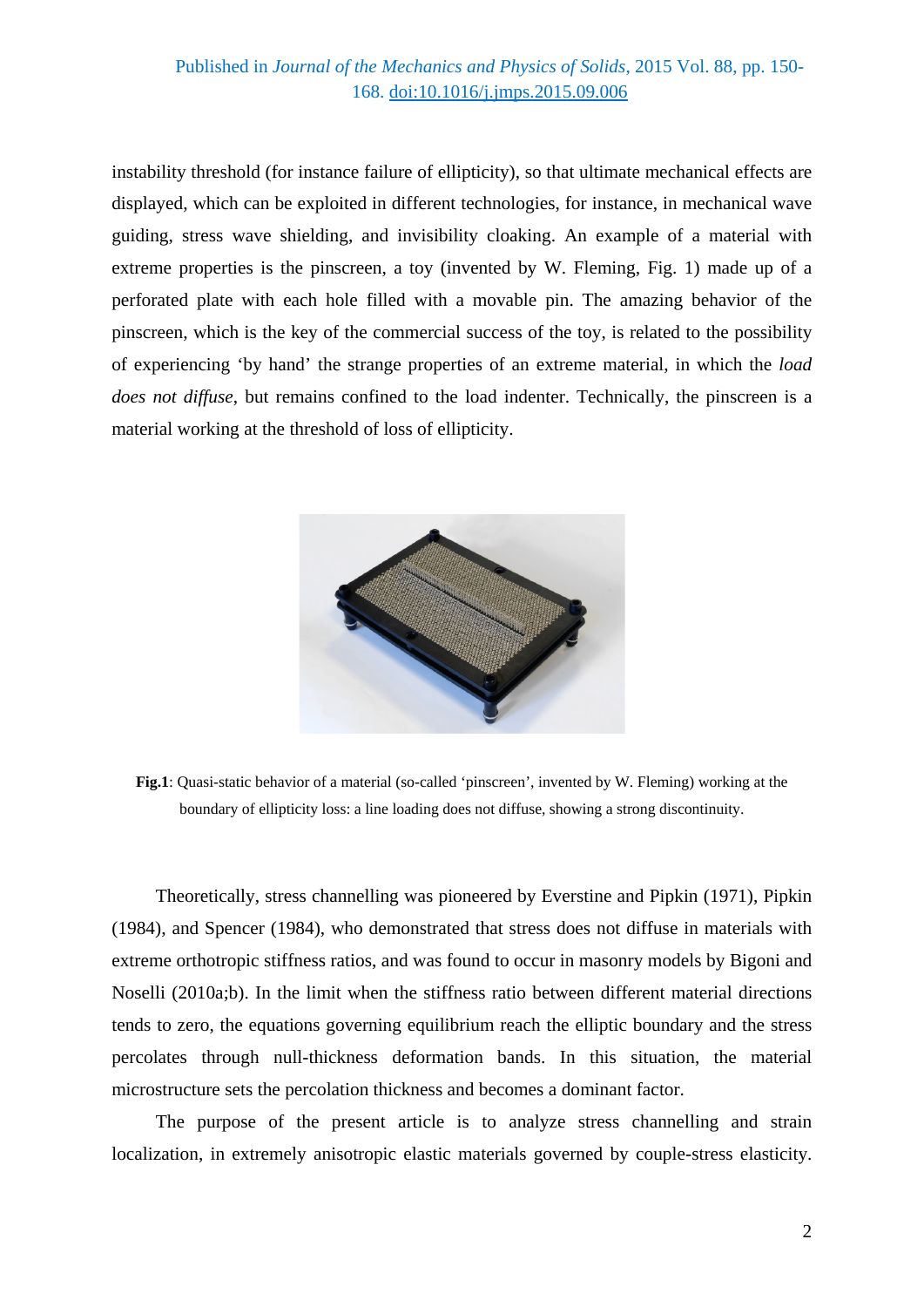instability threshold (for instance failure of ellipticity), so that ultimate mechanical effects are displayed, which can be exploited in different technologies, for instance, in mechanical wave guiding, stress wave shielding, and invisibility cloaking. An example of a material with extreme properties is the pinscreen, a toy (invented by W. Fleming, Fig. 1) made up of a perforated plate with each hole filled with a movable pin. The amazing behavior of the pinscreen, which is the key of the commercial success of the toy, is related to the possibility of experiencing 'by hand' the strange properties of an extreme material, in which the *load does not diffuse*, but remains confined to the load indenter. Technically, the pinscreen is a material working at the threshold of loss of ellipticity.

**Fig.1**: Quasi-static behavior of a material (so-called 'pinscreen', invented by W. Fleming) working at the boundary of ellipticity loss: a line loading does not diffuse, showing a strong discontinuity.

Theoretically, stress channelling was pioneered by Everstine and Pipkin (1971), Pipkin (1984), and Spencer (1984), who demonstrated that stress does not diffuse in materials with extreme orthotropic stiffness ratios, and was found to occur in masonry models by Bigoni and Noselli (2010a;b). In the limit when the stiffness ratio between different material directions tends to zero, the equations governing equilibrium reach the elliptic boundary and the stress percolates through null-thickness deformation bands. In this situation, the material microstructure sets the percolation thickness and becomes a dominant factor.

The purpose of the present article is to analyze stress channelling and strain localization, in extremely anisotropic elastic materials governed by couple-stress elasticity.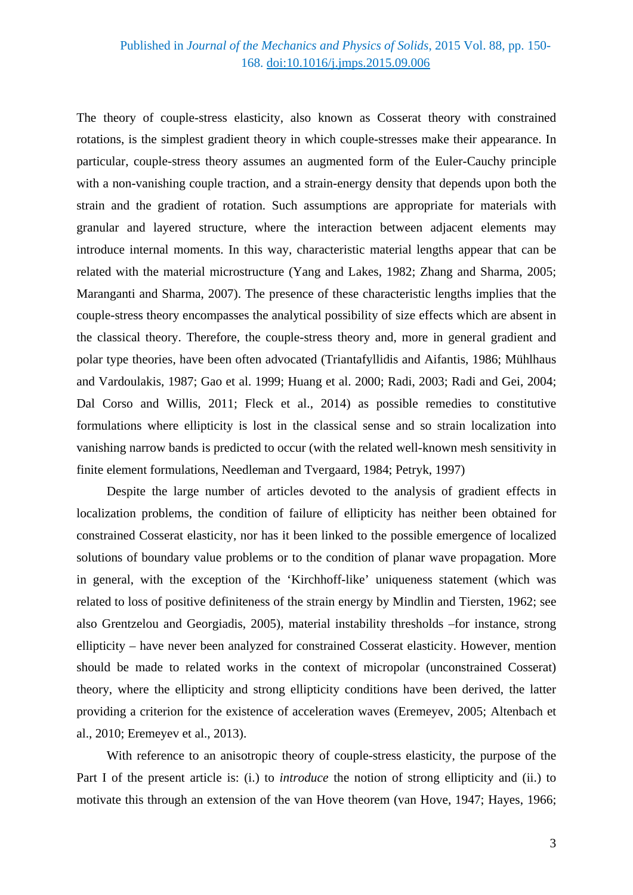The theory of couple-stress elasticity, also known as Cosserat theory with constrained rotations, is the simplest gradient theory in which couple-stresses make their appearance. In particular, couple-stress theory assumes an augmented form of the Euler-Cauchy principle with a non-vanishing couple traction, and a strain-energy density that depends upon both the strain and the gradient of rotation. Such assumptions are appropriate for materials with granular and layered structure, where the interaction between adjacent elements may introduce internal moments. In this way, characteristic material lengths appear that can be related with the material microstructure (Yang and Lakes, 1982; Zhang and Sharma, 2005; Maranganti and Sharma, 2007). The presence of these characteristic lengths implies that the couple-stress theory encompasses the analytical possibility of size effects which are absent in the classical theory. Therefore, the couple-stress theory and, more in general gradient and polar type theories, have been often advocated (Triantafyllidis and Aifantis, 1986; Mühlhaus and Vardoulakis, 1987; Gao et al. 1999; Huang et al. 2000; Radi, 2003; Radi and Gei, 2004; Dal Corso and Willis, 2011; Fleck et al., 2014) as possible remedies to constitutive formulations where ellipticity is lost in the classical sense and so strain localization into vanishing narrow bands is predicted to occur (with the related well-known mesh sensitivity in finite element formulations, Needleman and Tvergaard, 1984; Petryk, 1997)

Despite the large number of articles devoted to the analysis of gradient effects in localization problems, the condition of failure of ellipticity has neither been obtained for constrained Cosserat elasticity, nor has it been linked to the possible emergence of localized solutions of boundary value problems or to the condition of planar wave propagation. More in general, with the exception of the 'Kirchhoff-like' uniqueness statement (which was related to loss of positive definiteness of the strain energy by Mindlin and Tiersten, 1962; see also Grentzelou and Georgiadis, 2005), material instability thresholds –for instance, strong ellipticity – have never been analyzed for constrained Cosserat elasticity. However, mention should be made to related works in the context of micropolar (unconstrained Cosserat) theory, where the ellipticity and strong ellipticity conditions have been derived, the latter providing a criterion for the existence of acceleration waves (Eremeyev, 2005; Altenbach et al., 2010; Eremeyev et al., 2013).

With reference to an anisotropic theory of couple-stress elasticity, the purpose of the Part I of the present article is: (i.) to *introduce* the notion of strong ellipticity and (ii.) to motivate this through an extension of the van Hove theorem (van Hove, 1947; Hayes, 1966;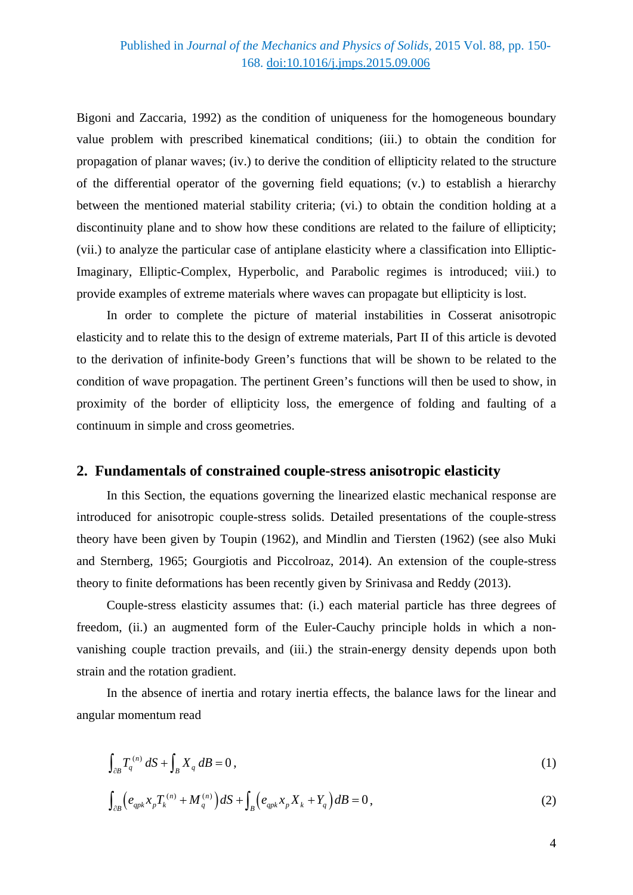Bigoni and Zaccaria, 1992) as the condition of uniqueness for the homogeneous boundary value problem with prescribed kinematical conditions; (iii.) to obtain the condition for propagation of planar waves; (iv.) to derive the condition of ellipticity related to the structure of the differential operator of the governing field equations; (v.) to establish a hierarchy between the mentioned material stability criteria; (vi.) to obtain the condition holding at a discontinuity plane and to show how these conditions are related to the failure of ellipticity; (vii.) to analyze the particular case of antiplane elasticity where a classification into Elliptic-Imaginary, Elliptic-Complex, Hyperbolic, and Parabolic regimes is introduced; viii.) to provide examples of extreme materials where waves can propagate but ellipticity is lost.

In order to complete the picture of material instabilities in Cosserat anisotropic elasticity and to relate this to the design of extreme materials, Part II of this article is devoted to the derivation of infinite-body Green's functions that will be shown to be related to the condition of wave propagation. The pertinent Green's functions will then be used to show, in proximity of the border of ellipticity loss, the emergence of folding and faulting of a continuum in simple and cross geometries.

## 2. Fundamentals of constrained couple-stress anisotropic elasticity

In this Section, the equations governing the linearized elastic mechanical response are introduced for anisotropic couple-stress solids. Detailed presentations of the couple-stress theory have been given by Toupin (1962), and Mindlin and Tiersten (1962) (see also Muki and Sternberg, 1965; Gourgiotis and Piccolroaz, 2014). An extension of the couple-stress theory to finite deformations has been recently given by Srinivasa and Reddy (2013).

Couple-stress elasticity assumes that: (i.) each material particle has three degrees of freedom, (ii.) an augmented form of the Euler-Cauchy principle holds in which a non-vanishing couple traction prevails, and (iii.) the strain-energy density depends upon both strain and the rotation gradient.

In the absence of inertia and rotary inertia effects, the balance laws for the linear and angular momentum read

$$\int_{\partial B} T_q^{(n)}\, dS + \int_B X_q\, dB = 0\,, \tag{1}$$

$$\int_{\partial B} \left( e_{qpk} x_p T_k^{(n)} + M_q^{(n)} \right) dS + \int_B \left( e_{qpk} x_p X_k + Y_q \right) dB = 0\,, \tag{2}$$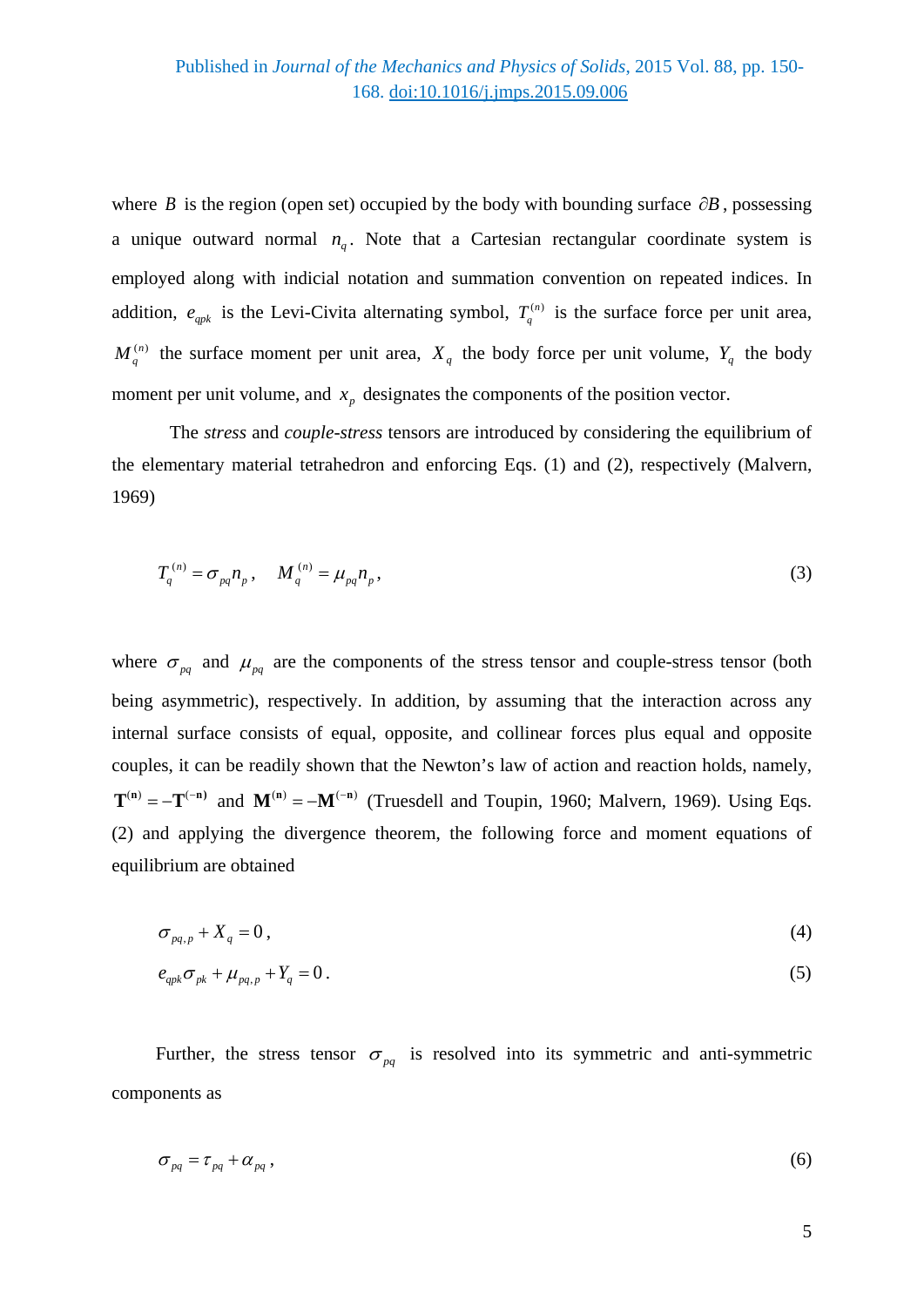where $B$ is the region (open set) occupied by the body with bounding surface $\partial B$, possessing a unique outward normal $n_q$. Note that a Cartesian rectangular coordinate system is employed along with indicial notation and summation convention on repeated indices. In addition, $e_{qpk}$ is the Levi-Civita alternating symbol, $T_q^{(n)}$ is the surface force per unit area, $M_q^{(n)}$ the surface moment per unit area, $X_q$ the body force per unit volume, $Y_q$ the body moment per unit volume, and $x_p$ designates the components of the position vector.

The *stress* and *couple-stress* tensors are introduced by considering the equilibrium of the elementary material tetrahedron and enforcing Eqs. (1) and (2), respectively (Malvern, 1969)

$$T_q^{(n)} = \sigma_{pq} n_p \,, \quad M_q^{(n)} = \mu_{pq} n_p \,, \tag{3}$$

where $\sigma_{pq}$ and $\mu_{pq}$ are the components of the stress tensor and couple-stress tensor (both being asymmetric), respectively. In addition, by assuming that the interaction across any internal surface consists of equal, opposite, and collinear forces plus equal and opposite couples, it can be readily shown that the Newton's law of action and reaction holds, namely, $\mathbf{T}^{(\mathbf{n})} = -\mathbf{T}^{(-\mathbf{n})}$ and $\mathbf{M}^{(\mathbf{n})} = -\mathbf{M}^{(-\mathbf{n})}$ (Truesdell and Toupin, 1960; Malvern, 1969). Using Eqs. (2) and applying the divergence theorem, the following force and moment equations of equilibrium are obtained

$$\sigma_{pq,p} + X_q = 0 \,, \tag{4}$$

$$e_{qpk}\sigma_{pk} + \mu_{pq,p} + Y_q = 0 \,. \tag{5}$$

Further, the stress tensor $\sigma_{pq}$ is resolved into its symmetric and anti-symmetric components as

$$\sigma_{pq} = \tau_{pq} + \alpha_{pq} \,, \tag{6}$$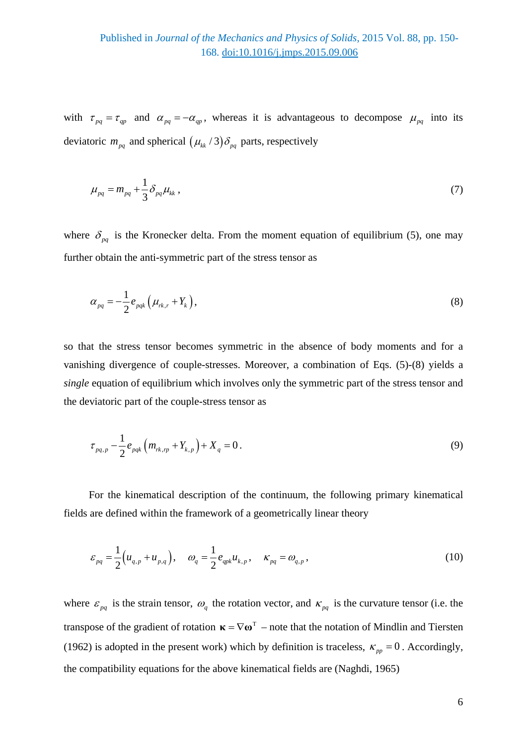with $\tau_{pq} = \tau_{qp}$ and $\alpha_{pq} = -\alpha_{qp}$, whereas it is advantageous to decompose $\mu_{pq}$ into its deviatoric $m_{pq}$ and spherical $(\mu_{kk}/3)\delta_{pq}$ parts, respectively

$$\mu_{pq} = m_{pq} + \frac{1}{3}\delta_{pq}\mu_{kk}\,, \tag{7}$$

where $\delta_{pq}$ is the Kronecker delta. From the moment equation of equilibrium (5), one may further obtain the anti-symmetric part of the stress tensor as

$$\alpha_{pq} = -\frac{1}{2}e_{pqk}\left(\mu_{rk,r} + Y_k\right), \tag{8}$$

so that the stress tensor becomes symmetric in the absence of body moments and for a vanishing divergence of couple-stresses. Moreover, a combination of Eqs. (5)-(8) yields a *single* equation of equilibrium which involves only the symmetric part of the stress tensor and the deviatoric part of the couple-stress tensor as

$$\tau_{pq,p} - \frac{1}{2}e_{pqk}\left(m_{rk,rp} + Y_{k,p}\right) + X_q = 0\,. \tag{9}$$

For the kinematical description of the continuum, the following primary kinematical fields are defined within the framework of a geometrically linear theory

$$\varepsilon_{pq} = \frac{1}{2}\left(u_{q,p} + u_{p,q}\right), \quad \omega_q = \frac{1}{2}e_{qpk}u_{k,p}\,, \quad \kappa_{pq} = \omega_{q,p}\,, \tag{10}$$

where $\varepsilon_{pq}$ is the strain tensor, $\omega_q$ the rotation vector, and $\kappa_{pq}$ is the curvature tensor (i.e. the transpose of the gradient of rotation $\boldsymbol{\kappa} = \nabla\boldsymbol{\omega}^{\mathrm{T}}$ – note that the notation of Mindlin and Tiersten (1962) is adopted in the present work) which by definition is traceless, $\kappa_{pp} = 0$. Accordingly, the compatibility equations for the above kinematical fields are (Naghdi, 1965)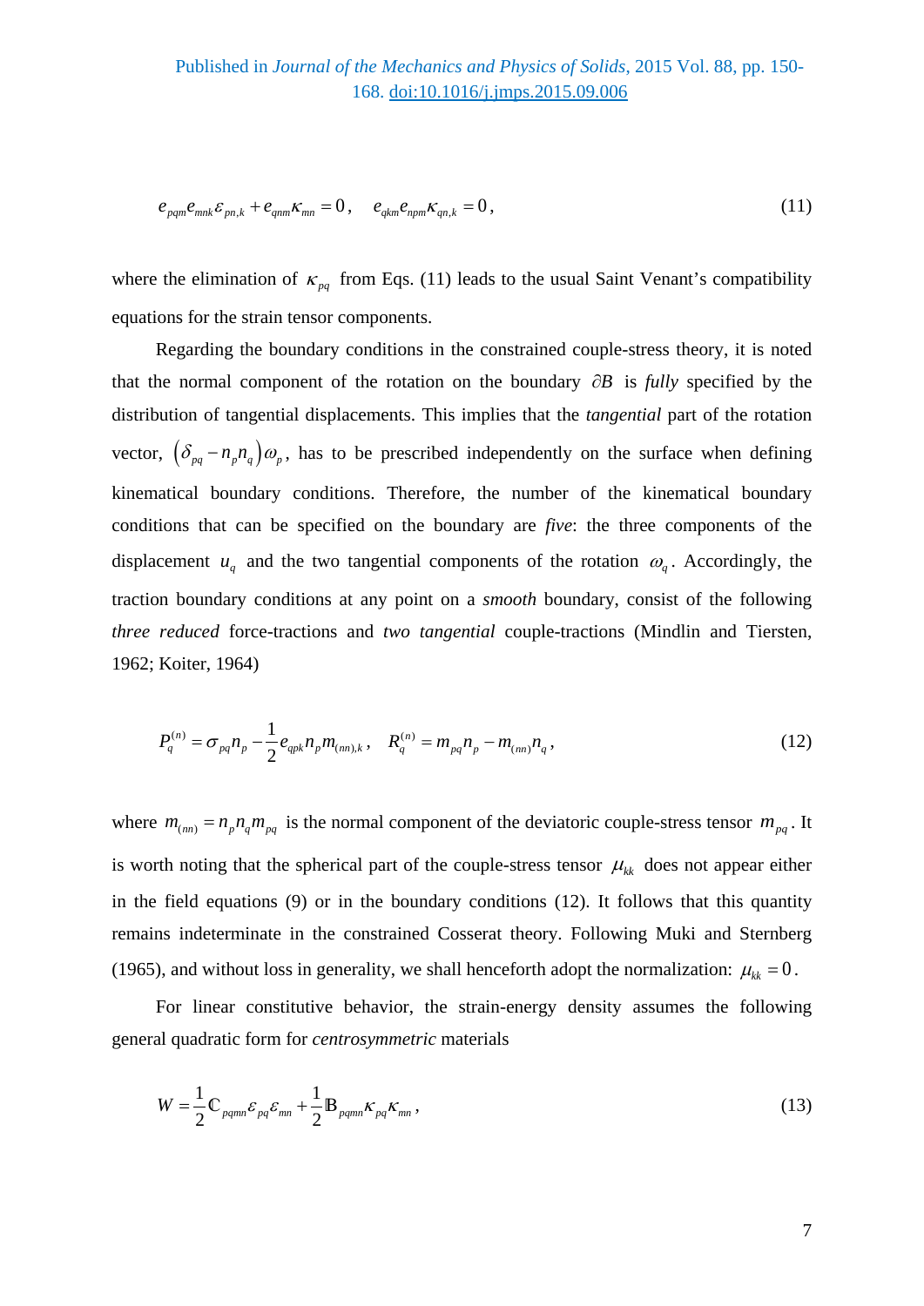$$e_{pqm}e_{mnk}\varepsilon_{pn,k} + e_{qnm}\kappa_{mn} = 0\,, \quad e_{qkm}e_{npm}\kappa_{qn,k} = 0\,, \tag{11}$$

where the elimination of $\kappa_{pq}$ from Eqs. (11) leads to the usual Saint Venant's compatibility equations for the strain tensor components.

Regarding the boundary conditions in the constrained couple-stress theory, it is noted that the normal component of the rotation on the boundary $\partial B$ is *fully* specified by the distribution of tangential displacements. This implies that the *tangential* part of the rotation vector, $\left(\delta_{pq} - n_p n_q\right)\omega_p$, has to be prescribed independently on the surface when defining kinematical boundary conditions. Therefore, the number of the kinematical boundary conditions that can be specified on the boundary are *five*: the three components of the displacement $u_q$ and the two tangential components of the rotation $\omega_q$. Accordingly, the traction boundary conditions at any point on a *smooth* boundary, consist of the following *three reduced* force-tractions and *two tangential* couple-tractions (Mindlin and Tiersten, 1962; Koiter, 1964)

$$P_q^{(n)} = \sigma_{pq}n_p - \frac{1}{2}e_{qpk}n_p m_{(nn),k}\,, \quad R_q^{(n)} = m_{pq}n_p - m_{(nn)}n_q\,, \tag{12}$$

where $m_{(nn)} = n_p n_q m_{pq}$ is the normal component of the deviatoric couple-stress tensor $m_{pq}$. It is worth noting that the spherical part of the couple-stress tensor $\mu_{kk}$ does not appear either in the field equations (9) or in the boundary conditions (12). It follows that this quantity remains indeterminate in the constrained Cosserat theory. Following Muki and Sternberg (1965), and without loss in generality, we shall henceforth adopt the normalization: $\mu_{kk} = 0$.

For linear constitutive behavior, the strain-energy density assumes the following general quadratic form for *centrosymmetric* materials

$$W = \frac{1}{2}\mathbb{C}_{pqmn}\varepsilon_{pq}\varepsilon_{mn} + \frac{1}{2}\mathbb{B}_{pqmn}\kappa_{pq}\kappa_{mn}\,, \tag{13}$$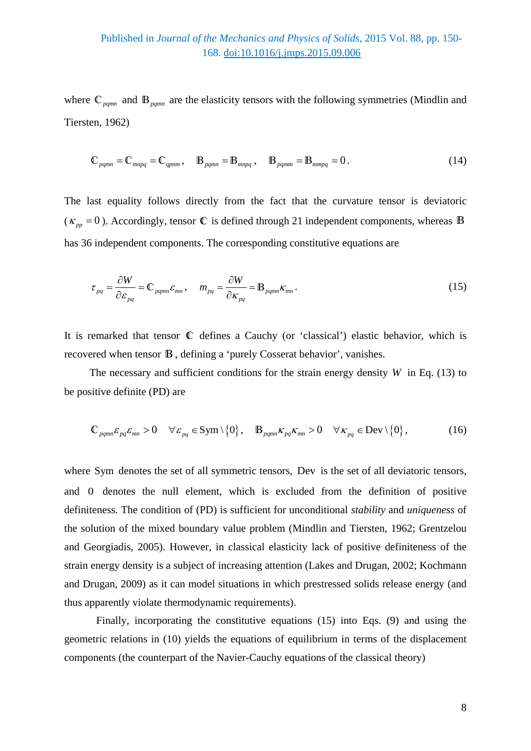where $\mathbb{C}_{pqmn}$ and $\mathbb{B}_{pqmn}$ are the elasticity tensors with the following symmetries (Mindlin and Tiersten, 1962)

$$\mathbb{C}_{pqmn} = \mathbb{C}_{mnpq} = \mathbb{C}_{qpnm}, \quad \mathbb{B}_{pqmn} = \mathbb{B}_{mnpq}, \quad \mathbb{B}_{pqmm} = \mathbb{B}_{mmpq} = 0. \tag{14}$$

The last equality follows directly from the fact that the curvature tensor is deviatoric ($\kappa_{pp} = 0$). Accordingly, tensor $\mathbb{C}$ is defined through 21 independent components, whereas $\mathbb{B}$ has 36 independent components. The corresponding constitutive equations are

$$\tau_{pq} = \frac{\partial W}{\partial \varepsilon_{pq}} = \mathbb{C}_{pqmn}\varepsilon_{mn}, \quad m_{pq} = \frac{\partial W}{\partial \kappa_{pq}} = \mathbb{B}_{pqmn}\kappa_{mn}. \tag{15}$$

It is remarked that tensor $\mathbb{C}$ defines a Cauchy (or 'classical') elastic behavior, which is recovered when tensor $\mathbb{B}$, defining a 'purely Cosserat behavior', vanishes.

The necessary and sufficient conditions for the strain energy density $W$ in Eq. (13) to be positive definite (PD) are

$$\mathbb{C}_{pqmn}\varepsilon_{pq}\varepsilon_{mn} > 0 \quad \forall \varepsilon_{pq} \in \mathrm{Sym} \setminus \{0\}, \quad \mathbb{B}_{pqmn}\kappa_{pq}\kappa_{mn} > 0 \quad \forall \kappa_{pq} \in \mathrm{Dev} \setminus \{0\}, \tag{16}$$

where $\mathrm{Sym}$ denotes the set of all symmetric tensors, $\mathrm{Dev}$ is the set of all deviatoric tensors, and $0$ denotes the null element, which is excluded from the definition of positive definiteness. The condition of (PD) is sufficient for unconditional *stability* and *uniqueness* of the solution of the mixed boundary value problem (Mindlin and Tiersten, 1962; Grentzelou and Georgiadis, 2005). However, in classical elasticity lack of positive definiteness of the strain energy density is a subject of increasing attention (Lakes and Drugan, 2002; Kochmann and Drugan, 2009) as it can model situations in which prestressed solids release energy (and thus apparently violate thermodynamic requirements).

Finally, incorporating the constitutive equations (15) into Eqs. (9) and using the geometric relations in (10) yields the equations of equilibrium in terms of the displacement components (the counterpart of the Navier-Cauchy equations of the classical theory)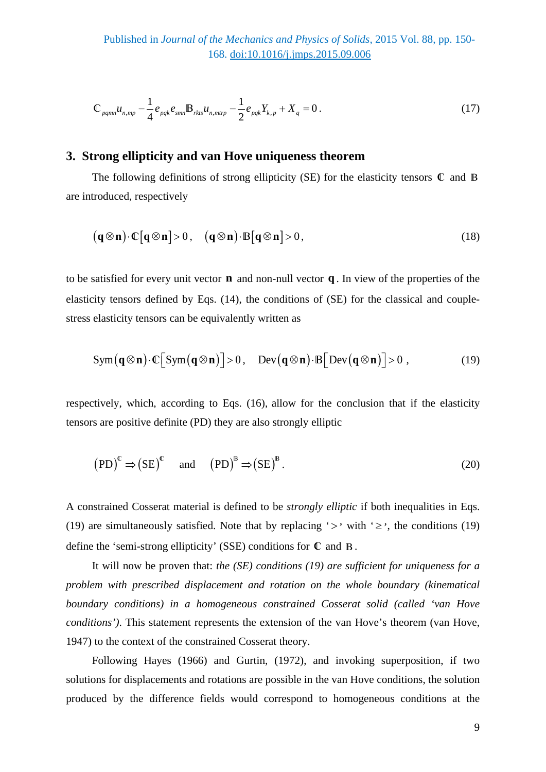$$\mathbb{C}_{pqmn} u_{n,mp} - \frac{1}{4} e_{pqk} e_{smn} \mathbb{B}_{rkts} u_{n,mtrp} - \frac{1}{2} e_{pqk} Y_{k,p} + X_q = 0 . \tag{17}$$

## 3. Strong ellipticity and van Hove uniqueness theorem

The following definitions of strong ellipticity (SE) for the elasticity tensors $\mathbb{C}$ and $\mathbb{B}$ are introduced, respectively

$$(\mathbf{q} \otimes \mathbf{n}) \cdot \mathbb{C}[\mathbf{q} \otimes \mathbf{n}] > 0 , \quad (\mathbf{q} \otimes \mathbf{n}) \cdot \mathbb{B}[\mathbf{q} \otimes \mathbf{n}] > 0 , \tag{18}$$

to be satisfied for every unit vector $\mathbf{n}$ and non-null vector $\mathbf{q}$. In view of the properties of the elasticity tensors defined by Eqs. (14), the conditions of (SE) for the classical and couple-stress elasticity tensors can be equivalently written as

$$\text{Sym}(\mathbf{q} \otimes \mathbf{n}) \cdot \mathbb{C}\left[\text{Sym}(\mathbf{q} \otimes \mathbf{n})\right] > 0 , \quad \text{Dev}(\mathbf{q} \otimes \mathbf{n}) \cdot \mathbb{B}\left[\text{Dev}(\mathbf{q} \otimes \mathbf{n})\right] > 0 , \tag{19}$$

respectively, which, according to Eqs. (16), allow for the conclusion that if the elasticity tensors are positive definite (PD) they are also strongly elliptic

$$(\text{PD})^{\mathbb{C}} \Rightarrow (\text{SE})^{\mathbb{C}} \quad \text{and} \quad (\text{PD})^{\mathbb{B}} \Rightarrow (\text{SE})^{\mathbb{B}} . \tag{20}$$

A constrained Cosserat material is defined to be *strongly elliptic* if both inequalities in Eqs. (19) are simultaneously satisfied. Note that by replacing '$>$' with '$\geq$', the conditions (19) define the 'semi-strong ellipticity' (SSE) conditions for $\mathbb{C}$ and $\mathbb{B}$.

It will now be proven that: *the (SE) conditions (19) are sufficient for uniqueness for a problem with prescribed displacement and rotation on the whole boundary (kinematical boundary conditions) in a homogeneous constrained Cosserat solid (called 'van Hove conditions')*. This statement represents the extension of the van Hove's theorem (van Hove, 1947) to the context of the constrained Cosserat theory.

Following Hayes (1966) and Gurtin, (1972), and invoking superposition, if two solutions for displacements and rotations are possible in the van Hove conditions, the solution produced by the difference fields would correspond to homogeneous conditions at the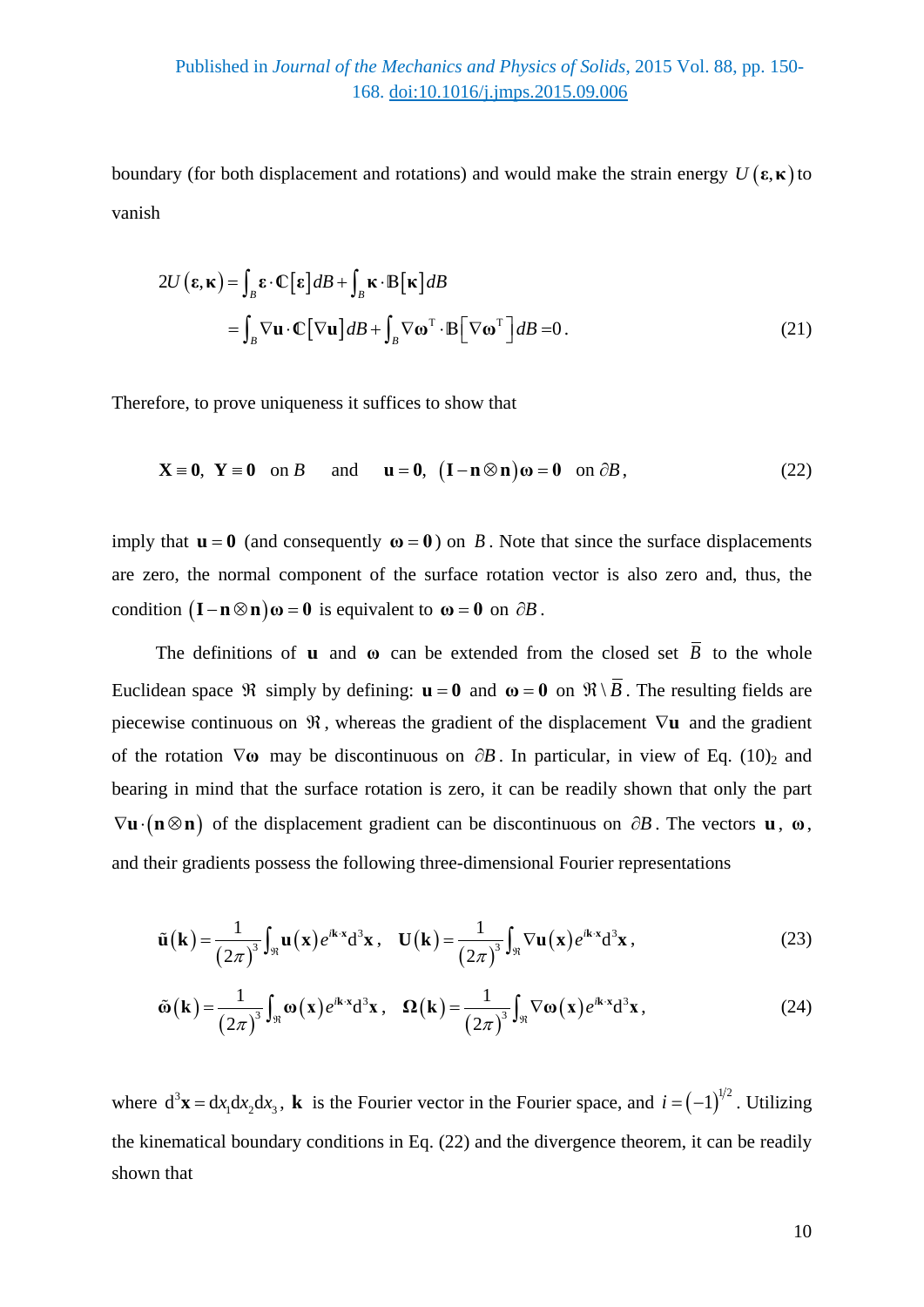boundary (for both displacement and rotations) and would make the strain energy $U(\boldsymbol{\varepsilon},\boldsymbol{\kappa})$ to vanish

$$
\begin{aligned}
2U(\boldsymbol{\varepsilon},\boldsymbol{\kappa}) &= \int_B \boldsymbol{\varepsilon}\cdot\mathbb{C}[\boldsymbol{\varepsilon}]\,dB + \int_B \boldsymbol{\kappa}\cdot\mathbb{B}[\boldsymbol{\kappa}]\,dB \\
&= \int_B \nabla\mathbf{u}\cdot\mathbb{C}[\nabla\mathbf{u}]\,dB + \int_B \nabla\boldsymbol{\omega}^{\mathrm{T}}\cdot\mathbb{B}\left[\nabla\boldsymbol{\omega}^{\mathrm{T}}\right]dB = 0.
\end{aligned}
\tag{21}
$$

Therefore, to prove uniqueness it suffices to show that

$$
\mathbf{X}\equiv\mathbf{0},\ \ \mathbf{Y}\equiv\mathbf{0}\ \ \text{on } B \qquad \text{and} \qquad \mathbf{u}=\mathbf{0},\ \ (\mathbf{I}-\mathbf{n}\otimes\mathbf{n})\boldsymbol{\omega}=\mathbf{0}\ \ \text{on } \partial B, \tag{22}
$$

imply that $\mathbf{u}=\mathbf{0}$ (and consequently $\boldsymbol{\omega}=\mathbf{0}$) on $B$. Note that since the surface displacements are zero, the normal component of the surface rotation vector is also zero and, thus, the condition $(\mathbf{I}-\mathbf{n}\otimes\mathbf{n})\boldsymbol{\omega}=\mathbf{0}$ is equivalent to $\boldsymbol{\omega}=\mathbf{0}$ on $\partial B$.

The definitions of $\mathbf{u}$ and $\boldsymbol{\omega}$ can be extended from the closed set $\bar{B}$ to the whole Euclidean space $\Re$ simply by defining: $\mathbf{u}=\mathbf{0}$ and $\boldsymbol{\omega}=\mathbf{0}$ on $\Re\setminus\bar{B}$. The resulting fields are piecewise continuous on $\Re$, whereas the gradient of the displacement $\nabla\mathbf{u}$ and the gradient of the rotation $\nabla\boldsymbol{\omega}$ may be discontinuous on $\partial B$. In particular, in view of Eq. $(10)_2$ and bearing in mind that the surface rotation is zero, it can be readily shown that only the part $\nabla\mathbf{u}\cdot(\mathbf{n}\otimes\mathbf{n})$ of the displacement gradient can be discontinuous on $\partial B$. The vectors $\mathbf{u}$, $\boldsymbol{\omega}$, and their gradients possess the following three-dimensional Fourier representations

$$
\tilde{\mathbf{u}}(\mathbf{k}) = \frac{1}{(2\pi)^3}\int_{\Re}\mathbf{u}(\mathbf{x})e^{i\mathbf{k}\cdot\mathbf{x}}\mathrm{d}^3\mathbf{x}, \quad \mathbf{U}(\mathbf{k}) = \frac{1}{(2\pi)^3}\int_{\Re}\nabla\mathbf{u}(\mathbf{x})e^{i\mathbf{k}\cdot\mathbf{x}}\mathrm{d}^3\mathbf{x}, \tag{23}
$$

$$
\tilde{\boldsymbol{\omega}}(\mathbf{k}) = \frac{1}{(2\pi)^3}\int_{\Re}\boldsymbol{\omega}(\mathbf{x})e^{i\mathbf{k}\cdot\mathbf{x}}\mathrm{d}^3\mathbf{x}, \quad \boldsymbol{\Omega}(\mathbf{k}) = \frac{1}{(2\pi)^3}\int_{\Re}\nabla\boldsymbol{\omega}(\mathbf{x})e^{i\mathbf{k}\cdot\mathbf{x}}\mathrm{d}^3\mathbf{x}, \tag{24}
$$

where $\mathrm{d}^3\mathbf{x}=\mathrm{d}x_1\mathrm{d}x_2\mathrm{d}x_3$, $\mathbf{k}$ is the Fourier vector in the Fourier space, and $i=(-1)^{1/2}$. Utilizing the kinematical boundary conditions in Eq. (22) and the divergence theorem, it can be readily shown that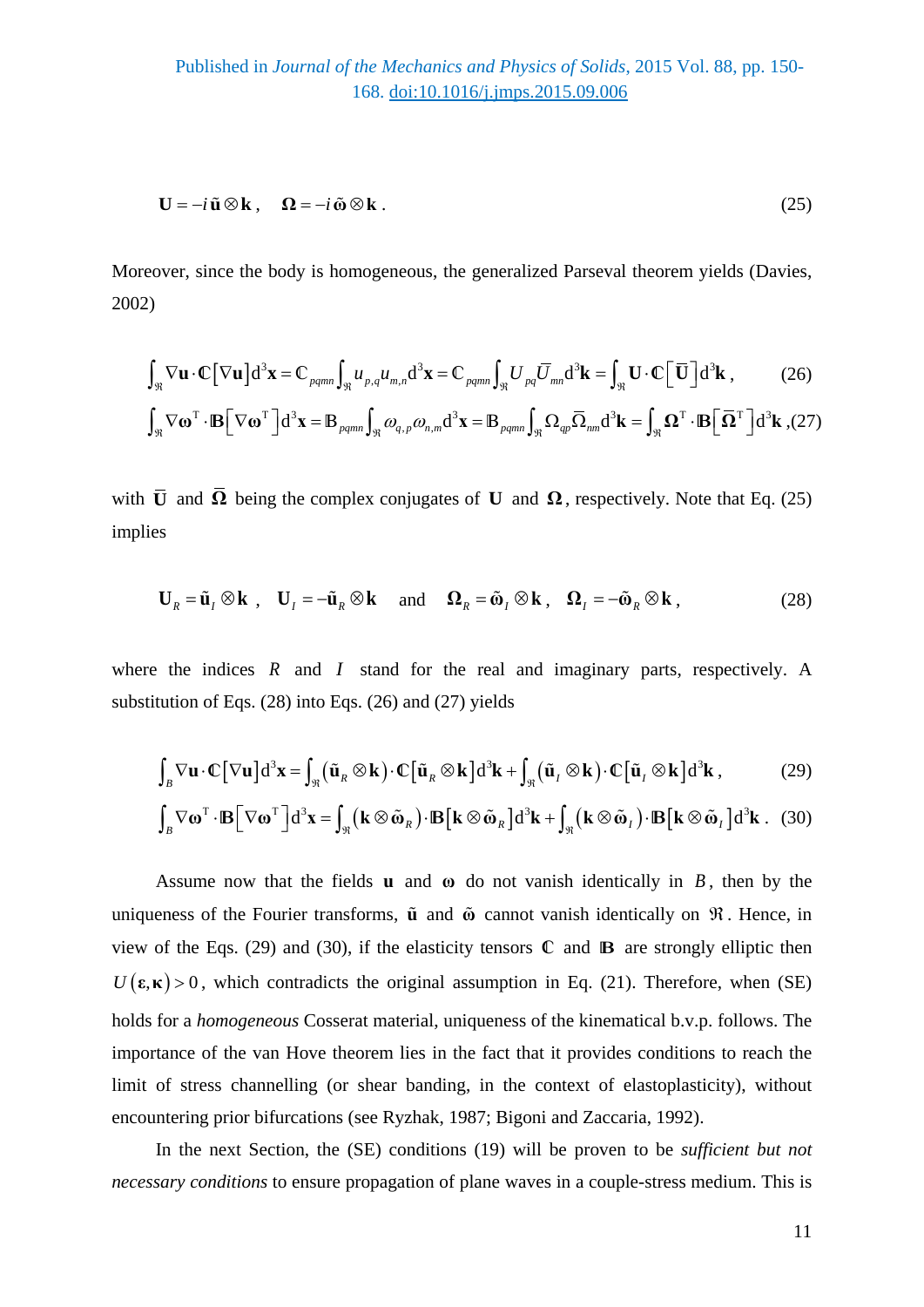$$
\mathbf{U} = -i\,\tilde{\mathbf{u}} \otimes \mathbf{k}, \quad \mathbf{\Omega} = -i\,\tilde{\boldsymbol{\omega}} \otimes \mathbf{k}. \tag{25}
$$

Moreover, since the body is homogeneous, the generalized Parseval theorem yields (Davies, 2002)

$$
\int_{\Re} \nabla \mathbf{u} \cdot \mathbb{C}\left[\nabla \mathbf{u}\right] \mathrm{d}^3\mathbf{x} = \mathbb{C}_{pqmn} \int_{\Re} u_{p,q} u_{m,n} \mathrm{d}^3\mathbf{x} = \mathbb{C}_{pqmn} \int_{\Re} U_{pq} \bar{U}_{mn} \mathrm{d}^3\mathbf{k} = \int_{\Re} \mathbf{U} \cdot \mathbb{C}\left[\bar{\mathbf{U}}\right] \mathrm{d}^3\mathbf{k}, \tag{26}
$$

$$
\int_{\Re} \nabla \boldsymbol{\omega}^{\mathrm{T}} \cdot \mathbb{B}\left[\nabla \boldsymbol{\omega}^{\mathrm{T}}\right] \mathrm{d}^3\mathbf{x} = \mathbb{B}_{pqmn} \int_{\Re} \omega_{q,p} \omega_{n,m} \mathrm{d}^3\mathbf{x} = \mathbb{B}_{pqmn} \int_{\Re} \Omega_{qp} \bar{\Omega}_{nm} \mathrm{d}^3\mathbf{k} = \int_{\Re} \mathbf{\Omega}^{\mathrm{T}} \cdot \mathbb{B}\left[\bar{\mathbf{\Omega}}^{\mathrm{T}}\right] \mathrm{d}^3\mathbf{k}, \tag{27}
$$

with $\bar{\mathbf{U}}$ and $\bar{\mathbf{\Omega}}$ being the complex conjugates of $\mathbf{U}$ and $\mathbf{\Omega}$, respectively. Note that Eq. (25) implies

$$
\mathbf{U}_R = \tilde{\mathbf{u}}_I \otimes \mathbf{k}, \quad \mathbf{U}_I = -\tilde{\mathbf{u}}_R \otimes \mathbf{k} \quad \text{and} \quad \mathbf{\Omega}_R = \tilde{\boldsymbol{\omega}}_I \otimes \mathbf{k}, \quad \mathbf{\Omega}_I = -\tilde{\boldsymbol{\omega}}_R \otimes \mathbf{k}, \tag{28}
$$

where the indices $R$ and $I$ stand for the real and imaginary parts, respectively. A substitution of Eqs. (28) into Eqs. (26) and (27) yields

$$
\int_B \nabla \mathbf{u} \cdot \mathbb{C}\left[\nabla \mathbf{u}\right] \mathrm{d}^3\mathbf{x} = \int_{\Re} \left(\tilde{\mathbf{u}}_R \otimes \mathbf{k}\right) \cdot \mathbb{C}\left[\tilde{\mathbf{u}}_R \otimes \mathbf{k}\right] \mathrm{d}^3\mathbf{k} + \int_{\Re} \left(\tilde{\mathbf{u}}_I \otimes \mathbf{k}\right) \cdot \mathbb{C}\left[\tilde{\mathbf{u}}_I \otimes \mathbf{k}\right] \mathrm{d}^3\mathbf{k}, \tag{29}
$$

$$
\int_B \nabla \boldsymbol{\omega}^{\mathrm{T}} \cdot \mathbb{B}\left[\nabla \boldsymbol{\omega}^{\mathrm{T}}\right] \mathrm{d}^3\mathbf{x} = \int_{\Re} \left(\mathbf{k} \otimes \tilde{\boldsymbol{\omega}}_R\right) \cdot \mathbb{B}\left[\mathbf{k} \otimes \tilde{\boldsymbol{\omega}}_R\right] \mathrm{d}^3\mathbf{k} + \int_{\Re} \left(\mathbf{k} \otimes \tilde{\boldsymbol{\omega}}_I\right) \cdot \mathbb{B}\left[\mathbf{k} \otimes \tilde{\boldsymbol{\omega}}_I\right] \mathrm{d}^3\mathbf{k}. \tag{30}
$$

Assume now that the fields $\mathbf{u}$ and $\boldsymbol{\omega}$ do not vanish identically in $B$, then by the uniqueness of the Fourier transforms, $\tilde{\mathbf{u}}$ and $\tilde{\boldsymbol{\omega}}$ cannot vanish identically on $\Re$. Hence, in view of the Eqs. (29) and (30), if the elasticity tensors $\mathbb{C}$ and $\mathbb{B}$ are strongly elliptic then $U(\boldsymbol{\varepsilon}, \boldsymbol{\kappa}) > 0$, which contradicts the original assumption in Eq. (21). Therefore, when (SE) holds for a *homogeneous* Cosserat material, uniqueness of the kinematical b.v.p. follows. The importance of the van Hove theorem lies in the fact that it provides conditions to reach the limit of stress channelling (or shear banding, in the context of elastoplasticity), without encountering prior bifurcations (see Ryzhak, 1987; Bigoni and Zaccaria, 1992).

In the next Section, the (SE) conditions (19) will be proven to be *sufficient but not necessary conditions* to ensure propagation of plane waves in a couple-stress medium. This is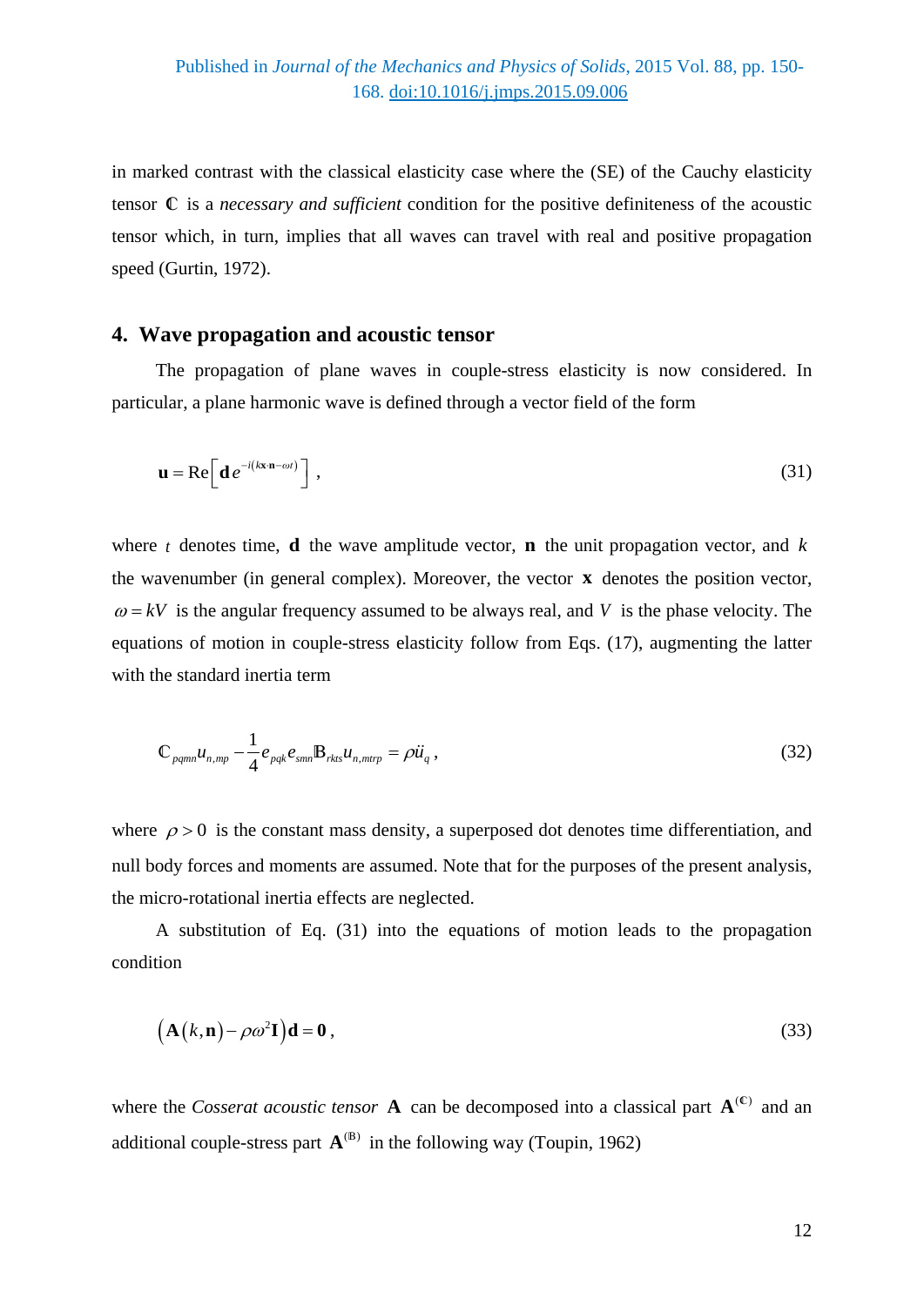in marked contrast with the classical elasticity case where the (SE) of the Cauchy elasticity tensor $\mathbb{C}$ is a *necessary and sufficient* condition for the positive definiteness of the acoustic tensor which, in turn, implies that all waves can travel with real and positive propagation speed (Gurtin, 1972).

## 4. Wave propagation and acoustic tensor

The propagation of plane waves in couple-stress elasticity is now considered. In particular, a plane harmonic wave is defined through a vector field of the form

$$\mathbf{u} = \mathrm{Re}\left[\mathbf{d}\, e^{-i(k\mathbf{x}\cdot\mathbf{n}-\omega t)}\right], \tag{31}$$

where $t$ denotes time, $\mathbf{d}$ the wave amplitude vector, $\mathbf{n}$ the unit propagation vector, and $k$ the wavenumber (in general complex). Moreover, the vector $\mathbf{x}$ denotes the position vector, $\omega = kV$ is the angular frequency assumed to be always real, and $V$ is the phase velocity. The equations of motion in couple-stress elasticity follow from Eqs. (17), augmenting the latter with the standard inertia term

$$\mathbb{C}_{pqmn} u_{n,mp} - \frac{1}{4} e_{pqk} e_{smn} \mathbb{B}_{rkts} u_{n,mtrp} = \rho \ddot{u}_q, \tag{32}$$

where $\rho > 0$ is the constant mass density, a superposed dot denotes time differentiation, and null body forces and moments are assumed. Note that for the purposes of the present analysis, the micro-rotational inertia effects are neglected.

A substitution of Eq. (31) into the equations of motion leads to the propagation condition

$$\left(\mathbf{A}(k,\mathbf{n}) - \rho\omega^2 \mathbf{I}\right)\mathbf{d} = \mathbf{0}, \tag{33}$$

where the *Cosserat acoustic tensor* $\mathbf{A}$ can be decomposed into a classical part $\mathbf{A}^{(\mathbb{C})}$ and an additional couple-stress part $\mathbf{A}^{(\mathbb{B})}$ in the following way (Toupin, 1962)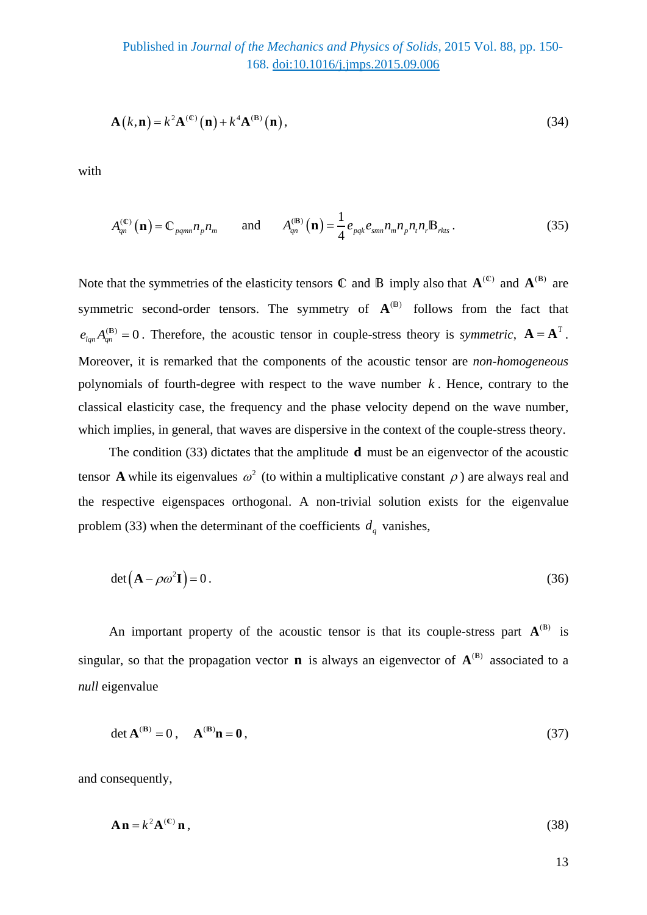$$\mathbf{A}(k,\mathbf{n}) = k^2 \mathbf{A}^{(\mathbb{C})}(\mathbf{n}) + k^4 \mathbf{A}^{(\mathbb{B})}(\mathbf{n}), \tag{34}$$

with

$$A_{qn}^{(\mathbb{C})}(\mathbf{n}) = \mathbb{C}_{pqmn} n_p n_m \qquad \text{and} \qquad A_{qn}^{(\mathbb{B})}(\mathbf{n}) = \frac{1}{4} e_{pqk} e_{smn} n_m n_p n_t n_r \mathbb{B}_{rkts}. \tag{35}$$

Note that the symmetries of the elasticity tensors $\mathbb{C}$ and $\mathbb{B}$ imply also that $\mathbf{A}^{(\mathbb{C})}$ and $\mathbf{A}^{(\mathbb{B})}$ are symmetric second-order tensors. The symmetry of $\mathbf{A}^{(\mathbb{B})}$ follows from the fact that $e_{lqn} A_{qn}^{(\mathbb{B})} = 0$. Therefore, the acoustic tensor in couple-stress theory is *symmetric*, $\mathbf{A} = \mathbf{A}^{\mathrm{T}}$. Moreover, it is remarked that the components of the acoustic tensor are *non-homogeneous* polynomials of fourth-degree with respect to the wave number $k$. Hence, contrary to the classical elasticity case, the frequency and the phase velocity depend on the wave number, which implies, in general, that waves are dispersive in the context of the couple-stress theory.

The condition (33) dictates that the amplitude $\mathbf{d}$ must be an eigenvector of the acoustic tensor $\mathbf{A}$ while its eigenvalues $\omega^2$ (to within a multiplicative constant $\rho$) are always real and the respective eigenspaces orthogonal. A non-trivial solution exists for the eigenvalue problem (33) when the determinant of the coefficients $d_q$ vanishes,

$$\det\left(\mathbf{A} - \rho\omega^2 \mathbf{I}\right) = 0. \tag{36}$$

An important property of the acoustic tensor is that its couple-stress part $\mathbf{A}^{(\mathbb{B})}$ is singular, so that the propagation vector $\mathbf{n}$ is always an eigenvector of $\mathbf{A}^{(\mathbb{B})}$ associated to a *null* eigenvalue

$$\det \mathbf{A}^{(\mathbb{B})} = 0, \quad \mathbf{A}^{(\mathbb{B})}\mathbf{n} = \mathbf{0}, \tag{37}$$

and consequently,

$$\mathbf{A}\,\mathbf{n} = k^2 \mathbf{A}^{(\mathbb{C})}\,\mathbf{n}, \tag{38}$$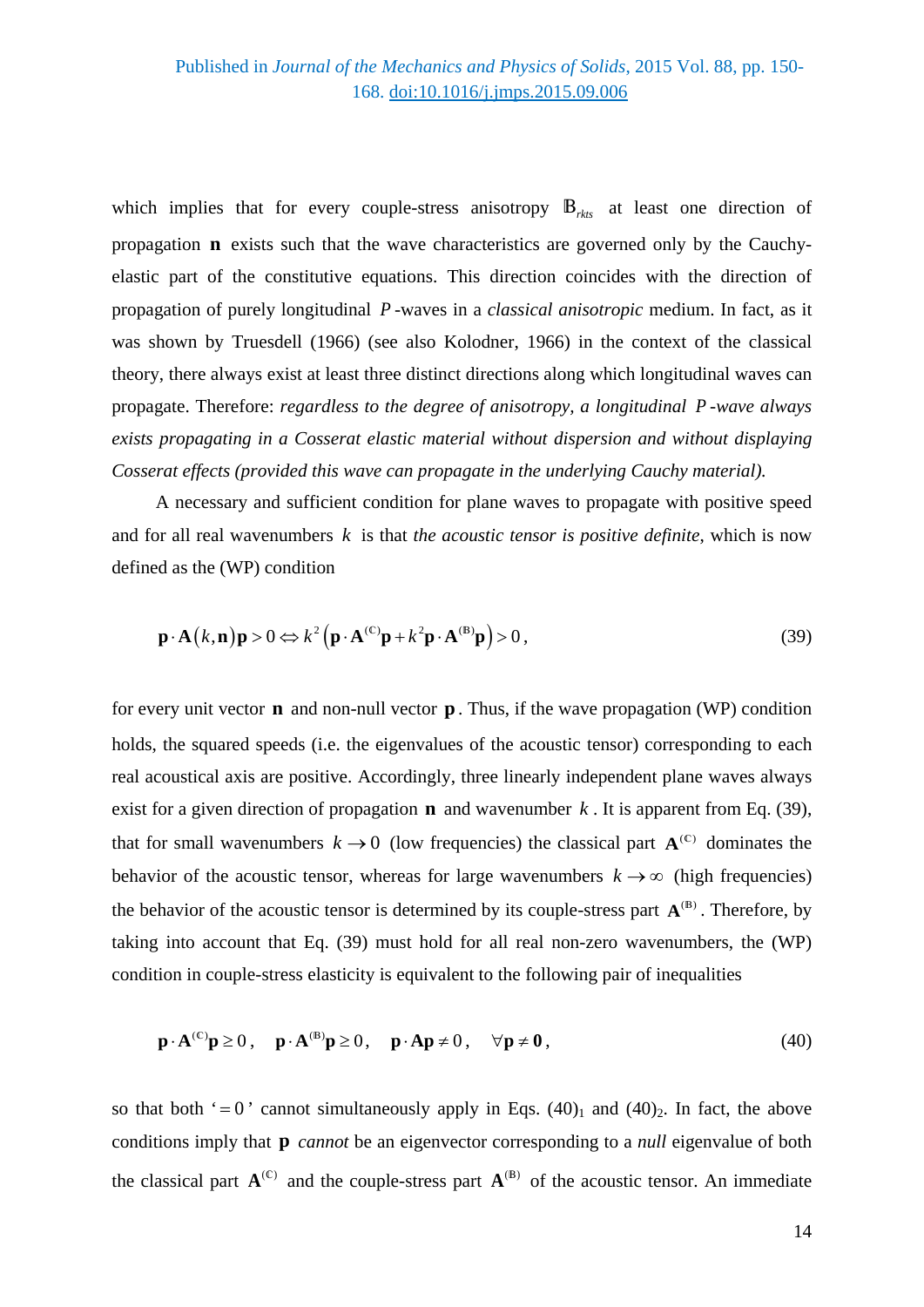which implies that for every couple-stress anisotropy $\mathbb{B}_{rkts}$ at least one direction of propagation $\mathbf{n}$ exists such that the wave characteristics are governed only by the Cauchy-elastic part of the constitutive equations. This direction coincides with the direction of propagation of purely longitudinal $P$-waves in a *classical anisotropic* medium. In fact, as it was shown by Truesdell (1966) (see also Kolodner, 1966) in the context of the classical theory, there always exist at least three distinct directions along which longitudinal waves can propagate. Therefore: *regardless to the degree of anisotropy, a longitudinal $P$-wave always exists propagating in a Cosserat elastic material without dispersion and without displaying Cosserat effects (provided this wave can propagate in the underlying Cauchy material).*

A necessary and sufficient condition for plane waves to propagate with positive speed and for all real wavenumbers $k$ is that *the acoustic tensor is positive definite*, which is now defined as the (WP) condition

$$\mathbf{p}\cdot\mathbf{A}(k,\mathbf{n})\mathbf{p} > 0 \Leftrightarrow k^2\left(\mathbf{p}\cdot\mathbf{A}^{(\mathbb{C})}\mathbf{p} + k^2\mathbf{p}\cdot\mathbf{A}^{(\mathbb{B})}\mathbf{p}\right) > 0\,, \tag{39}$$

for every unit vector $\mathbf{n}$ and non-null vector $\mathbf{p}$. Thus, if the wave propagation (WP) condition holds, the squared speeds (i.e. the eigenvalues of the acoustic tensor) corresponding to each real acoustical axis are positive. Accordingly, three linearly independent plane waves always exist for a given direction of propagation $\mathbf{n}$ and wavenumber $k$. It is apparent from Eq. (39), that for small wavenumbers $k \to 0$ (low frequencies) the classical part $\mathbf{A}^{(\mathbb{C})}$ dominates the behavior of the acoustic tensor, whereas for large wavenumbers $k \to \infty$ (high frequencies) the behavior of the acoustic tensor is determined by its couple-stress part $\mathbf{A}^{(\mathbb{B})}$. Therefore, by taking into account that Eq. (39) must hold for all real non-zero wavenumbers, the (WP) condition in couple-stress elasticity is equivalent to the following pair of inequalities

$$\mathbf{p}\cdot\mathbf{A}^{(\mathbb{C})}\mathbf{p} \geq 0\,, \quad \mathbf{p}\cdot\mathbf{A}^{(\mathbb{B})}\mathbf{p} \geq 0\,, \quad \mathbf{p}\cdot\mathbf{A}\mathbf{p} \neq 0\,, \quad \forall \mathbf{p} \neq \mathbf{0}\,, \tag{40}$$

so that both '$=0$' cannot simultaneously apply in Eqs. $(40)_1$ and $(40)_2$. In fact, the above conditions imply that $\mathbf{p}$ *cannot* be an eigenvector corresponding to a *null* eigenvalue of both the classical part $\mathbf{A}^{(\mathbb{C})}$ and the couple-stress part $\mathbf{A}^{(\mathbb{B})}$ of the acoustic tensor. An immediate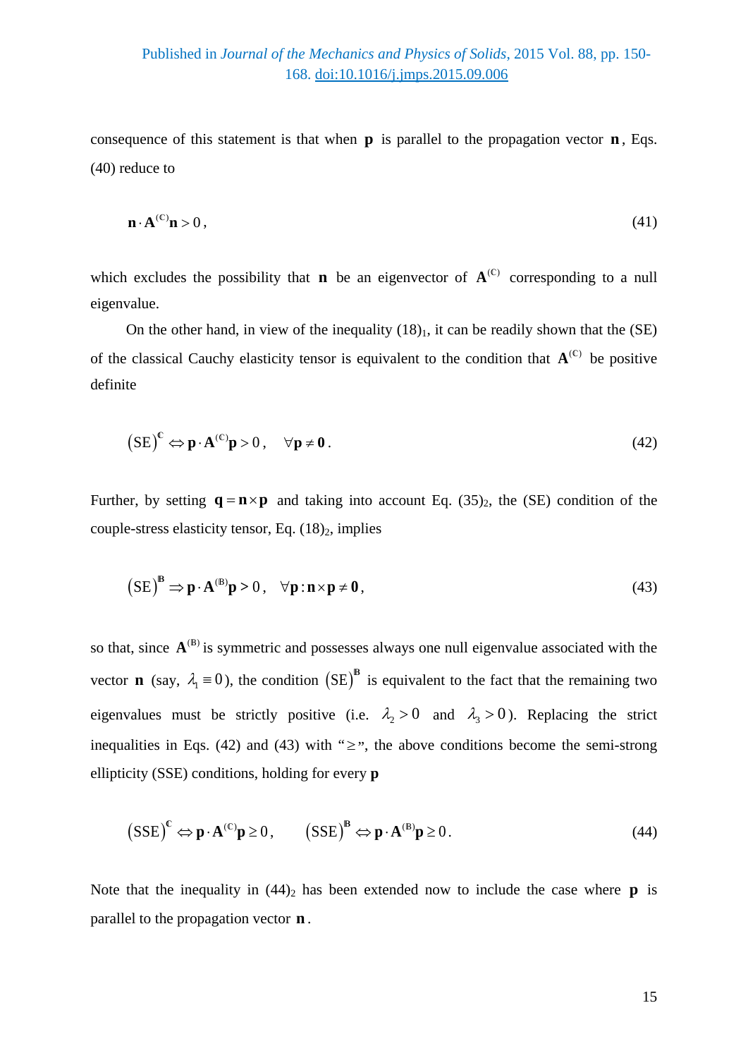consequence of this statement is that when $\mathbf{p}$ is parallel to the propagation vector $\mathbf{n}$, Eqs. (40) reduce to

$$\mathbf{n} \cdot \mathbf{A}^{(\mathbb{C})}\mathbf{n} > 0\,, \tag{41}$$

which excludes the possibility that $\mathbf{n}$ be an eigenvector of $\mathbf{A}^{(\mathbb{C})}$ corresponding to a null eigenvalue.

On the other hand, in view of the inequality $(18)_1$, it can be readily shown that the (SE) of the classical Cauchy elasticity tensor is equivalent to the condition that $\mathbf{A}^{(\mathbb{C})}$ be positive definite

$$\left(\mathrm{SE}\right)^{\mathbb{C}} \Leftrightarrow \mathbf{p} \cdot \mathbf{A}^{(\mathbb{C})}\mathbf{p} > 0\,, \quad \forall \mathbf{p} \neq \mathbf{0}\,. \tag{42}$$

Further, by setting $\mathbf{q} = \mathbf{n} \times \mathbf{p}$ and taking into account Eq. $(35)_2$, the (SE) condition of the couple-stress elasticity tensor, Eq. $(18)_2$, implies

$$\left(\mathrm{SE}\right)^{\mathbb{B}} \Rightarrow \mathbf{p} \cdot \mathbf{A}^{(\mathbb{B})}\mathbf{p} > 0\,, \quad \forall \mathbf{p} : \mathbf{n} \times \mathbf{p} \neq \mathbf{0}\,, \tag{43}$$

so that, since $\mathbf{A}^{(\mathbb{B})}$ is symmetric and possesses always one null eigenvalue associated with the vector $\mathbf{n}$ (say, $\lambda_1 \equiv 0$), the condition $\left(\mathrm{SE}\right)^{\mathbb{B}}$ is equivalent to the fact that the remaining two eigenvalues must be strictly positive (i.e. $\lambda_2 > 0$ and $\lambda_3 > 0$). Replacing the strict inequalities in Eqs. (42) and (43) with "$\geq$", the above conditions become the semi-strong ellipticity (SSE) conditions, holding for every $\mathbf{p}$

$$\left(\mathrm{SSE}\right)^{\mathbb{C}} \Leftrightarrow \mathbf{p} \cdot \mathbf{A}^{(\mathbb{C})}\mathbf{p} \geq 0\,, \qquad \left(\mathrm{SSE}\right)^{\mathbb{B}} \Leftrightarrow \mathbf{p} \cdot \mathbf{A}^{(\mathbb{B})}\mathbf{p} \geq 0\,. \tag{44}$$

Note that the inequality in $(44)_2$ has been extended now to include the case where $\mathbf{p}$ is parallel to the propagation vector $\mathbf{n}$.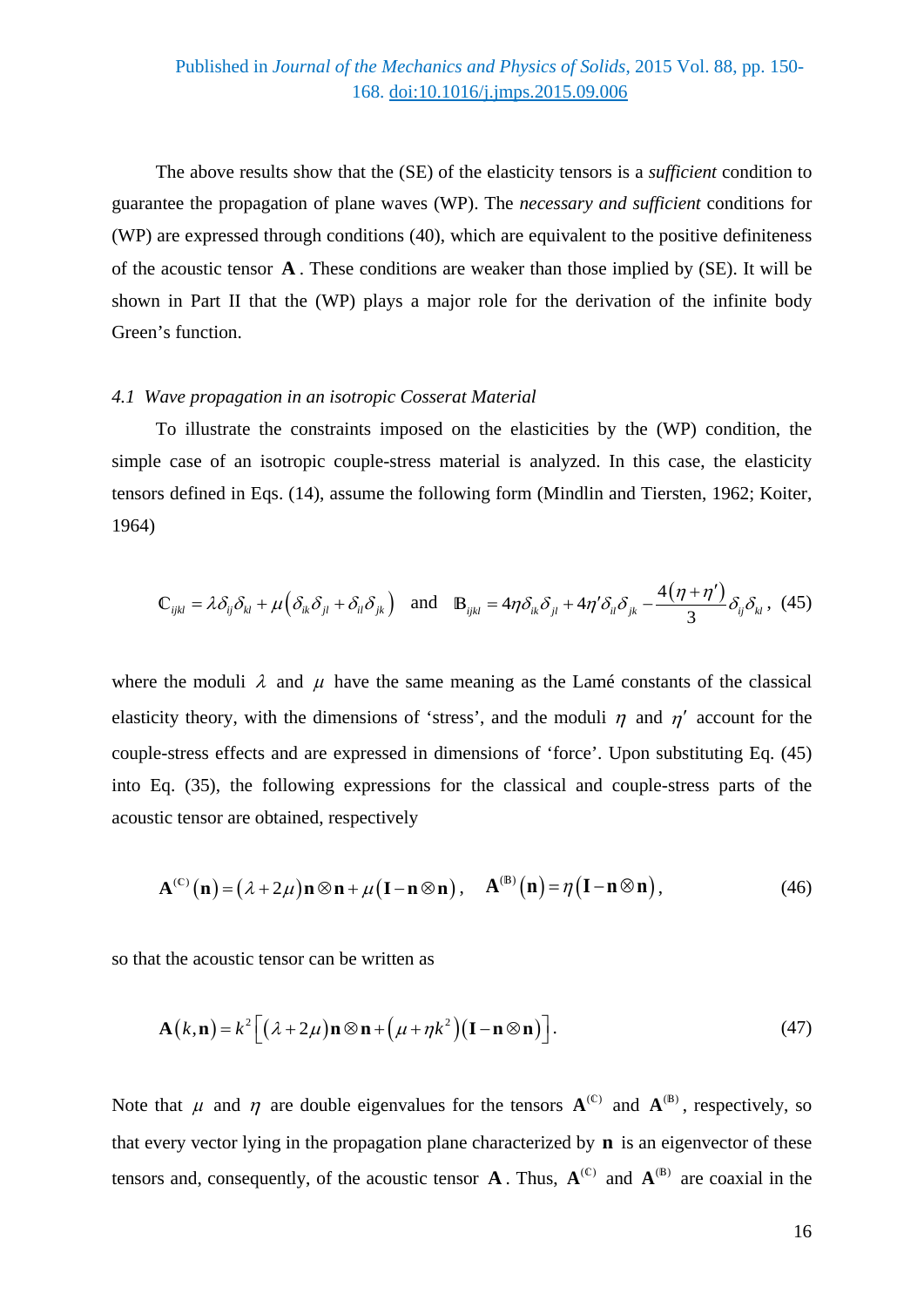The above results show that the (SE) of the elasticity tensors is a *sufficient* condition to guarantee the propagation of plane waves (WP). The *necessary and sufficient* conditions for (WP) are expressed through conditions (40), which are equivalent to the positive definiteness of the acoustic tensor $\mathbf{A}$. These conditions are weaker than those implied by (SE). It will be shown in Part II that the (WP) plays a major role for the derivation of the infinite body Green's function.

### *4.1 Wave propagation in an isotropic Cosserat Material*

To illustrate the constraints imposed on the elasticities by the (WP) condition, the simple case of an isotropic couple-stress material is analyzed. In this case, the elasticity tensors defined in Eqs. (14), assume the following form (Mindlin and Tiersten, 1962; Koiter, 1964)

$$\mathbb{C}_{ijkl} = \lambda \delta_{ij}\delta_{kl} + \mu\left(\delta_{ik}\delta_{jl} + \delta_{il}\delta_{jk}\right) \quad \text{and} \quad \mathbb{B}_{ijkl} = 4\eta\delta_{ik}\delta_{jl} + 4\eta'\delta_{il}\delta_{jk} - \frac{4\left(\eta+\eta'\right)}{3}\delta_{ij}\delta_{kl}, \quad (45)$$

where the moduli $\lambda$ and $\mu$ have the same meaning as the Lamé constants of the classical elasticity theory, with the dimensions of 'stress', and the moduli $\eta$ and $\eta'$ account for the couple-stress effects and are expressed in dimensions of 'force'. Upon substituting Eq. (45) into Eq. (35), the following expressions for the classical and couple-stress parts of the acoustic tensor are obtained, respectively

$$\mathbf{A}^{(\mathbb{C})}\left(\mathbf{n}\right) = \left(\lambda+2\mu\right)\mathbf{n}\otimes\mathbf{n} + \mu\left(\mathbf{I}-\mathbf{n}\otimes\mathbf{n}\right), \quad \mathbf{A}^{(\mathbb{B})}\left(\mathbf{n}\right) = \eta\left(\mathbf{I}-\mathbf{n}\otimes\mathbf{n}\right), \quad (46)$$

so that the acoustic tensor can be written as

$$\mathbf{A}\left(k,\mathbf{n}\right) = k^2\left[\left(\lambda+2\mu\right)\mathbf{n}\otimes\mathbf{n} + \left(\mu+\eta k^2\right)\left(\mathbf{I}-\mathbf{n}\otimes\mathbf{n}\right)\right]. \quad (47)$$

Note that $\mu$ and $\eta$ are double eigenvalues for the tensors $\mathbf{A}^{(\mathbb{C})}$ and $\mathbf{A}^{(\mathbb{B})}$, respectively, so that every vector lying in the propagation plane characterized by $\mathbf{n}$ is an eigenvector of these tensors and, consequently, of the acoustic tensor $\mathbf{A}$. Thus, $\mathbf{A}^{(\mathbb{C})}$ and $\mathbf{A}^{(\mathbb{B})}$ are coaxial in the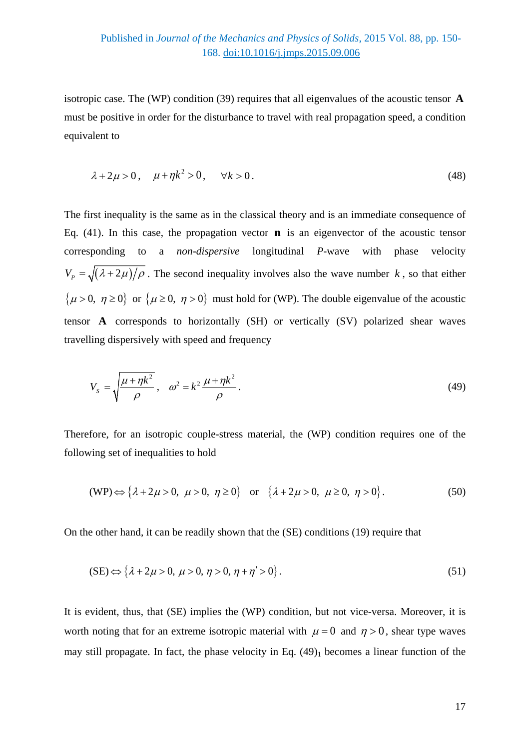isotropic case. The (WP) condition (39) requires that all eigenvalues of the acoustic tensor $\mathbf{A}$ must be positive in order for the disturbance to travel with real propagation speed, a condition equivalent to

$$\lambda + 2\mu > 0, \quad \mu + \eta k^2 > 0, \quad \forall k > 0. \tag{48}$$

The first inequality is the same as in the classical theory and is an immediate consequence of Eq. (41). In this case, the propagation vector $\mathbf{n}$ is an eigenvector of the acoustic tensor corresponding to a *non-dispersive* longitudinal *P*-wave with phase velocity $V_P = \sqrt{(\lambda + 2\mu)/\rho}$. The second inequality involves also the wave number $k$, so that either $\{\mu > 0,\ \eta \geq 0\}$ or $\{\mu \geq 0,\ \eta > 0\}$ must hold for (WP). The double eigenvalue of the acoustic tensor $\mathbf{A}$ corresponds to horizontally (SH) or vertically (SV) polarized shear waves travelling dispersively with speed and frequency

$$V_S = \sqrt{\frac{\mu + \eta k^2}{\rho}}, \quad \omega^2 = k^2 \frac{\mu + \eta k^2}{\rho}. \tag{49}$$

Therefore, for an isotropic couple-stress material, the (WP) condition requires one of the following set of inequalities to hold

$$\text{(WP)} \Leftrightarrow \{\lambda + 2\mu > 0,\ \mu > 0,\ \eta \geq 0\} \quad \text{or} \quad \{\lambda + 2\mu > 0,\ \mu \geq 0,\ \eta > 0\}. \tag{50}$$

On the other hand, it can be readily shown that the (SE) conditions (19) require that

$$\text{(SE)} \Leftrightarrow \{\lambda + 2\mu > 0,\ \mu > 0,\ \eta > 0,\ \eta + \eta' > 0\}. \tag{51}$$

It is evident, thus, that (SE) implies the (WP) condition, but not vice-versa. Moreover, it is worth noting that for an extreme isotropic material with $\mu = 0$ and $\eta > 0$, shear type waves may still propagate. In fact, the phase velocity in Eq. $(49)_1$ becomes a linear function of the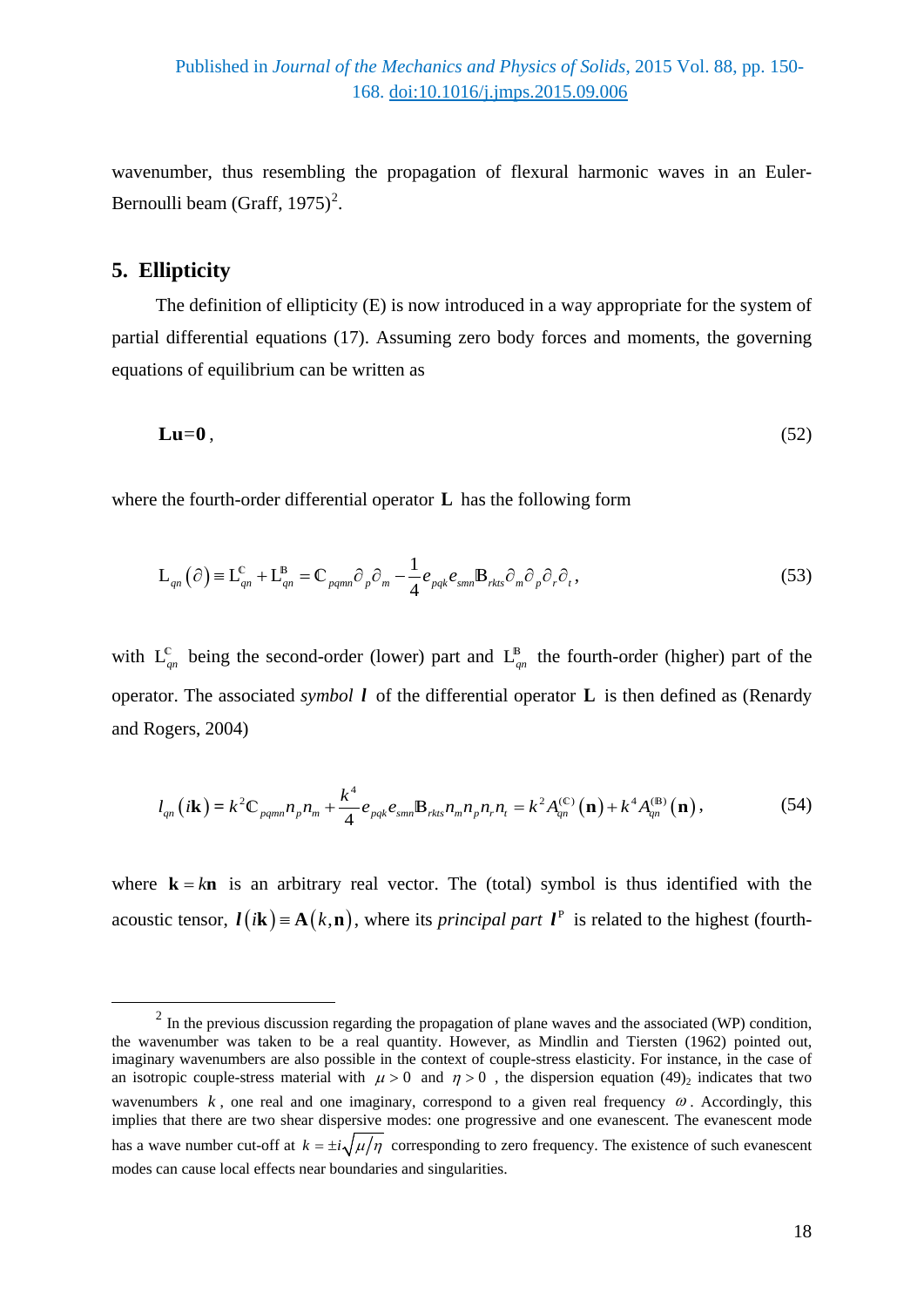wavenumber, thus resembling the propagation of flexural harmonic waves in an Euler-Bernoulli beam (Graff, 1975)[2].

## 5. Ellipticity

The definition of ellipticity (E) is now introduced in a way appropriate for the system of partial differential equations (17). Assuming zero body forces and moments, the governing equations of equilibrium can be written as

$$\mathbf{Lu}=\mathbf{0}\,, \tag{52}$$

where the fourth-order differential operator $\mathbf{L}$ has the following form

$$\mathrm{L}_{qn}\left(\partial\right)\equiv \mathrm{L}_{qn}^{\mathbb{C}}+\mathrm{L}_{qn}^{\mathbb{B}}=\mathbb{C}_{pqmn}\partial_{p}\partial_{m}-\frac{1}{4}e_{pqk}e_{smn}\mathbb{B}_{rkts}\partial_{m}\partial_{p}\partial_{r}\partial_{t}\,, \tag{53}$$

with $\mathrm{L}_{qn}^{\mathbb{C}}$ being the second-order (lower) part and $\mathrm{L}_{qn}^{\mathbb{B}}$ the fourth-order (higher) part of the operator. The associated *symbol* $\boldsymbol{l}$ of the differential operator $\mathbf{L}$ is then defined as (Renardy and Rogers, 2004)

$$l_{qn}\left(i\mathbf{k}\right)=k^{2}\mathbb{C}_{pqmn}n_{p}n_{m}+\frac{k^{4}}{4}e_{pqk}e_{smn}\mathbb{B}_{rkts}n_{m}n_{p}n_{r}n_{t}=k^{2}A_{qn}^{(\mathbb{C})}\left(\mathbf{n}\right)+k^{4}A_{qn}^{(\mathbb{B})}\left(\mathbf{n}\right), \tag{54}$$

where $\mathbf{k}=k\mathbf{n}$ is an arbitrary real vector. The (total) symbol is thus identified with the acoustic tensor, $\boldsymbol{l}\left(i\mathbf{k}\right)\equiv\mathbf{A}\left(k,\mathbf{n}\right)$, where its *principal part* $\boldsymbol{l}^{\mathrm{P}}$ is related to the highest (fourth-

---

[2] In the previous discussion regarding the propagation of plane waves and the associated (WP) condition, the wavenumber was taken to be a real quantity. However, as Mindlin and Tiersten (1962) pointed out, imaginary wavenumbers are also possible in the context of couple-stress elasticity. For instance, in the case of an isotropic couple-stress material with $\mu>0$ and $\eta>0$, the dispersion equation $(49)_2$ indicates that two wavenumbers $k$, one real and one imaginary, correspond to a given real frequency $\omega$. Accordingly, this implies that there are two shear dispersive modes: one progressive and one evanescent. The evanescent mode has a wave number cut-off at $k=\pm i\sqrt{\mu/\eta}$ corresponding to zero frequency. The existence of such evanescent modes can cause local effects near boundaries and singularities.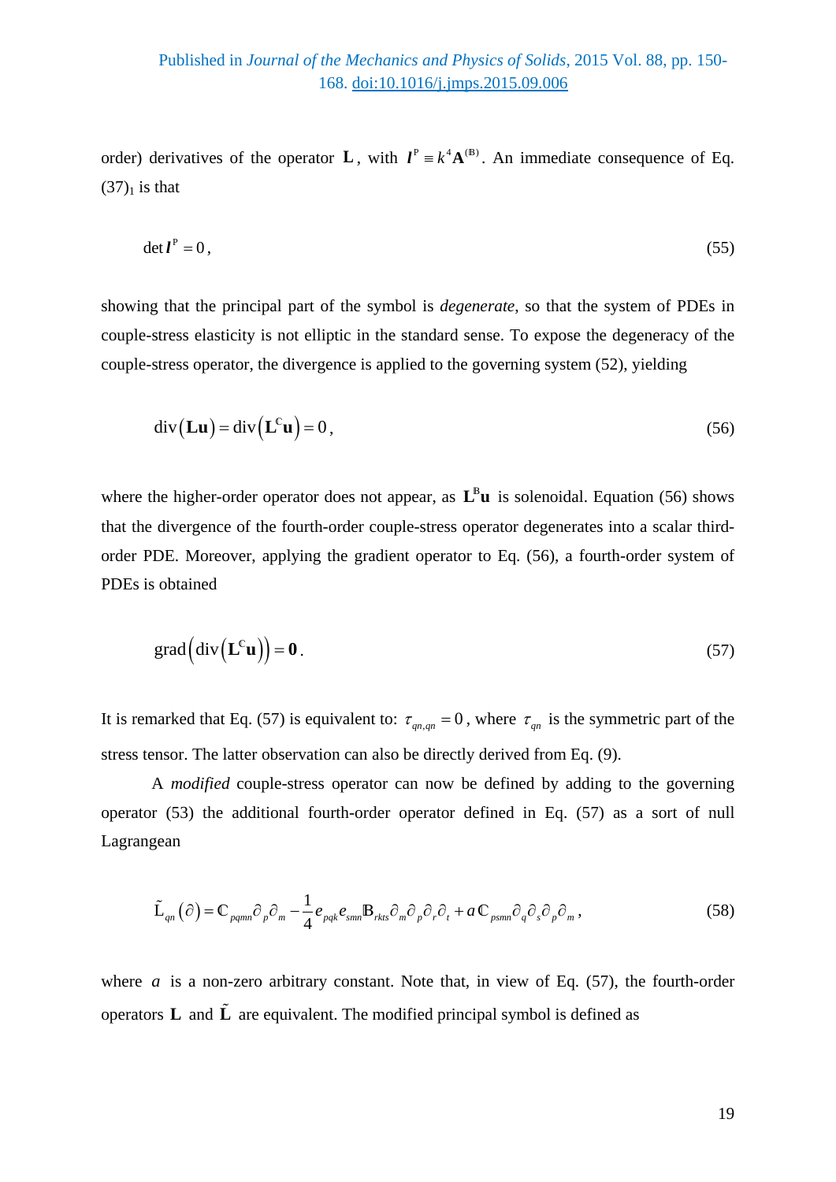order) derivatives of the operator $\mathbf{L}$, with $\boldsymbol{l}^{\mathrm{P}} \equiv k^4 \mathbf{A}^{(\mathbb{B})}$. An immediate consequence of Eq. $(37)_1$ is that

$$\det \boldsymbol{l}^{\mathrm{P}} = 0, \tag{55}$$

showing that the principal part of the symbol is *degenerate*, so that the system of PDEs in couple-stress elasticity is not elliptic in the standard sense. To expose the degeneracy of the couple-stress operator, the divergence is applied to the governing system (52), yielding

$$\operatorname{div}\left(\mathbf{L}\mathbf{u}\right) = \operatorname{div}\left(\mathbf{L}^{\mathbb{C}}\mathbf{u}\right) = 0, \tag{56}$$

where the higher-order operator does not appear, as $\mathbf{L}^{\mathbb{B}}\mathbf{u}$ is solenoidal. Equation (56) shows that the divergence of the fourth-order couple-stress operator degenerates into a scalar third-order PDE. Moreover, applying the gradient operator to Eq. (56), a fourth-order system of PDEs is obtained

$$\operatorname{grad}\left(\operatorname{div}\left(\mathbf{L}^{\mathbb{C}}\mathbf{u}\right)\right) = \mathbf{0}. \tag{57}$$

It is remarked that Eq. (57) is equivalent to: $\tau_{qn,qn} = 0$, where $\tau_{qn}$ is the symmetric part of the stress tensor. The latter observation can also be directly derived from Eq. (9).

A *modified* couple-stress operator can now be defined by adding to the governing operator (53) the additional fourth-order operator defined in Eq. (57) as a sort of null Lagrangean

$$\tilde{\mathrm{L}}_{qn}\left(\partial\right) = \mathbb{C}_{pqmn}\partial_p\partial_m - \frac{1}{4}e_{pqk}e_{smn}\mathbb{B}_{rkts}\partial_m\partial_p\partial_r\partial_t + a\,\mathbb{C}_{psmn}\partial_q\partial_s\partial_p\partial_m, \tag{58}$$

where $a$ is a non-zero arbitrary constant. Note that, in view of Eq. (57), the fourth-order operators $\mathbf{L}$ and $\tilde{\mathbf{L}}$ are equivalent. The modified principal symbol is defined as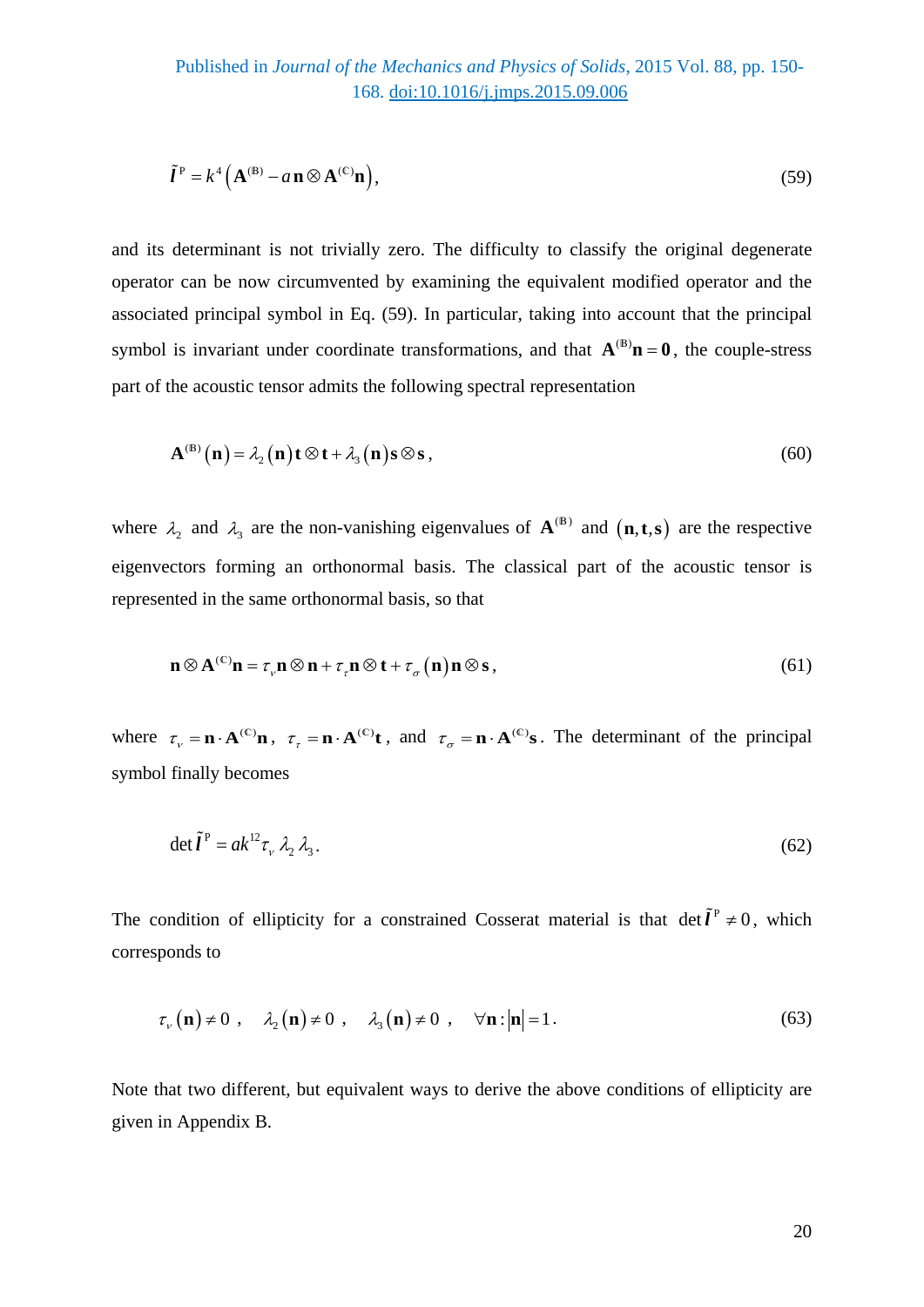$$\tilde{\boldsymbol{l}}^{\mathrm{P}} = k^4 \left( \mathbf{A}^{(\mathbb{B})} - a\,\mathbf{n} \otimes \mathbf{A}^{(\mathbb{C})}\mathbf{n} \right), \tag{59}$$

and its determinant is not trivially zero. The difficulty to classify the original degenerate operator can be now circumvented by examining the equivalent modified operator and the associated principal symbol in Eq. (59). In particular, taking into account that the principal symbol is invariant under coordinate transformations, and that $\mathbf{A}^{(\mathbb{B})}\mathbf{n} = \mathbf{0}$, the couple-stress part of the acoustic tensor admits the following spectral representation

$$\mathbf{A}^{(\mathbb{B})}\left(\mathbf{n}\right) = \lambda_2\left(\mathbf{n}\right)\mathbf{t} \otimes \mathbf{t} + \lambda_3\left(\mathbf{n}\right)\mathbf{s} \otimes \mathbf{s}, \tag{60}$$

where $\lambda_2$ and $\lambda_3$ are the non-vanishing eigenvalues of $\mathbf{A}^{(\mathbb{B})}$ and $\left(\mathbf{n}, \mathbf{t}, \mathbf{s}\right)$ are the respective eigenvectors forming an orthonormal basis. The classical part of the acoustic tensor is represented in the same orthonormal basis, so that

$$\mathbf{n} \otimes \mathbf{A}^{(\mathbb{C})}\mathbf{n} = \tau_\nu \mathbf{n} \otimes \mathbf{n} + \tau_\tau \mathbf{n} \otimes \mathbf{t} + \tau_\sigma\left(\mathbf{n}\right)\mathbf{n} \otimes \mathbf{s}, \tag{61}$$

where $\tau_\nu = \mathbf{n} \cdot \mathbf{A}^{(\mathbb{C})}\mathbf{n}$, $\tau_\tau = \mathbf{n} \cdot \mathbf{A}^{(\mathbb{C})}\mathbf{t}$, and $\tau_\sigma = \mathbf{n} \cdot \mathbf{A}^{(\mathbb{C})}\mathbf{s}$. The determinant of the principal symbol finally becomes

$$\det \tilde{\boldsymbol{l}}^{\mathrm{P}} = a k^{12} \tau_\nu \lambda_2 \lambda_3. \tag{62}$$

The condition of ellipticity for a constrained Cosserat material is that $\det \tilde{\boldsymbol{l}}^{\mathrm{P}} \neq 0$, which corresponds to

$$\tau_\nu\left(\mathbf{n}\right) \neq 0\ , \quad \lambda_2\left(\mathbf{n}\right) \neq 0\ , \quad \lambda_3\left(\mathbf{n}\right) \neq 0\ , \quad \forall \mathbf{n} : \left|\mathbf{n}\right| = 1. \tag{63}$$

Note that two different, but equivalent ways to derive the above conditions of ellipticity are given in Appendix B.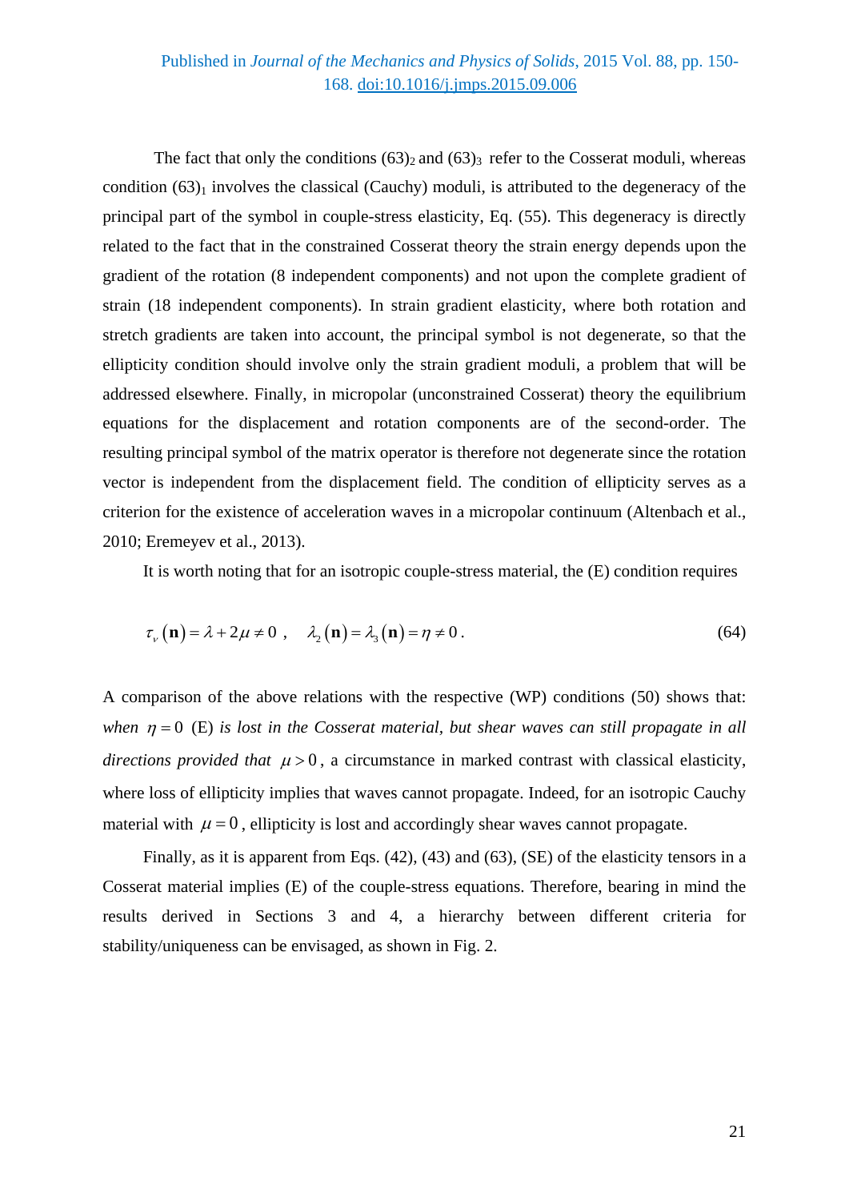The fact that only the conditions $(63)_2$ and $(63)_3$ refer to the Cosserat moduli, whereas condition $(63)_1$ involves the classical (Cauchy) moduli, is attributed to the degeneracy of the principal part of the symbol in couple-stress elasticity, Eq. (55). This degeneracy is directly related to the fact that in the constrained Cosserat theory the strain energy depends upon the gradient of the rotation (8 independent components) and not upon the complete gradient of strain (18 independent components). In strain gradient elasticity, where both rotation and stretch gradients are taken into account, the principal symbol is not degenerate, so that the ellipticity condition should involve only the strain gradient moduli, a problem that will be addressed elsewhere. Finally, in micropolar (unconstrained Cosserat) theory the equilibrium equations for the displacement and rotation components are of the second-order. The resulting principal symbol of the matrix operator is therefore not degenerate since the rotation vector is independent from the displacement field. The condition of ellipticity serves as a criterion for the existence of acceleration waves in a micropolar continuum (Altenbach et al., 2010; Eremeyev et al., 2013).

It is worth noting that for an isotropic couple-stress material, the (E) condition requires

$$\tau_{\nu}(\mathbf{n}) = \lambda + 2\mu \neq 0 \ , \quad \lambda_2(\mathbf{n}) = \lambda_3(\mathbf{n}) = \eta \neq 0 \, . \tag{64}$$

A comparison of the above relations with the respective (WP) conditions (50) shows that: *when* $\eta = 0$ (E) *is lost in the Cosserat material, but shear waves can still propagate in all directions provided that* $\mu > 0$, a circumstance in marked contrast with classical elasticity, where loss of ellipticity implies that waves cannot propagate. Indeed, for an isotropic Cauchy material with $\mu = 0$, ellipticity is lost and accordingly shear waves cannot propagate.

Finally, as it is apparent from Eqs. (42), (43) and (63), (SE) of the elasticity tensors in a Cosserat material implies (E) of the couple-stress equations. Therefore, bearing in mind the results derived in Sections 3 and 4, a hierarchy between different criteria for stability/uniqueness can be envisaged, as shown in Fig. 2.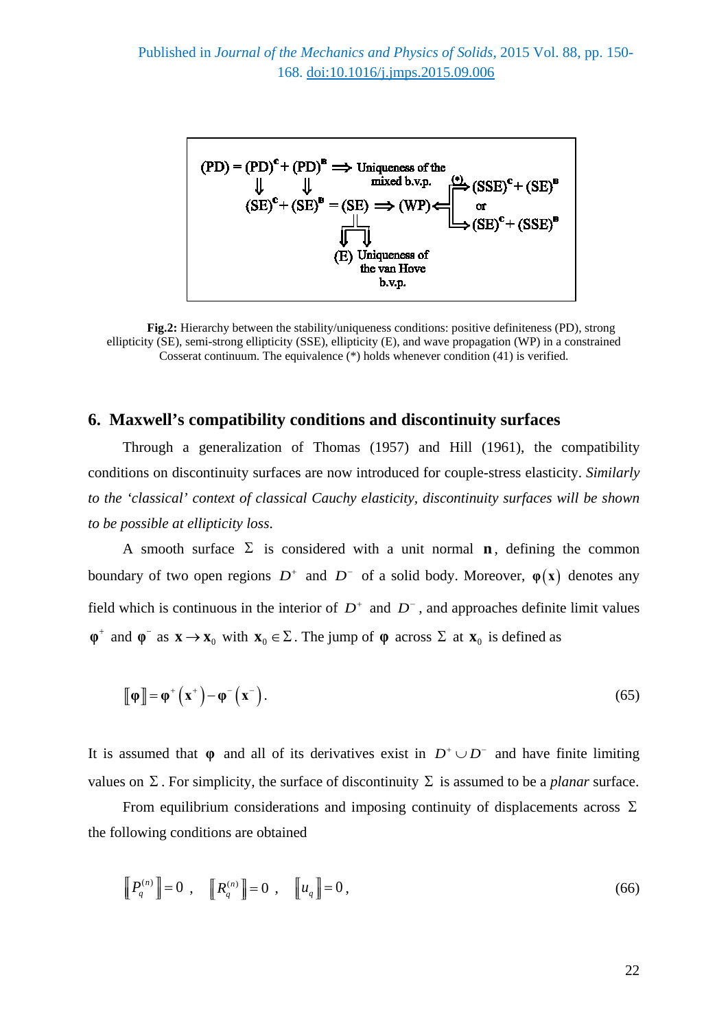**Fig.2:** Hierarchy between the stability/uniqueness conditions: positive definiteness (PD), strong ellipticity (SE), semi-strong ellipticity (SSE), ellipticity (E), and wave propagation (WP) in a constrained Cosserat continuum. The equivalence (*) holds whenever condition (41) is verified.

## 6. Maxwell's compatibility conditions and discontinuity surfaces

Through a generalization of Thomas (1957) and Hill (1961), the compatibility conditions on discontinuity surfaces are now introduced for couple-stress elasticity. *Similarly to the 'classical' context of classical Cauchy elasticity, discontinuity surfaces will be shown to be possible at ellipticity loss.*

A smooth surface $\Sigma$ is considered with a unit normal $\mathbf{n}$, defining the common boundary of two open regions $D^{+}$ and $D^{-}$ of a solid body. Moreover, $\boldsymbol{\varphi}(\mathbf{x})$ denotes any field which is continuous in the interior of $D^{+}$ and $D^{-}$, and approaches definite limit values $\boldsymbol{\varphi}^{+}$ and $\boldsymbol{\varphi}^{-}$ as $\mathbf{x} \rightarrow \mathbf{x}_0$ with $\mathbf{x}_0 \in \Sigma$. The jump of $\boldsymbol{\varphi}$ across $\Sigma$ at $\mathbf{x}_0$ is defined as

$$
[\![ \boldsymbol{\varphi} ]\!] = \boldsymbol{\varphi}^{+}\left(\mathbf{x}^{+}\right) - \boldsymbol{\varphi}^{-}\left(\mathbf{x}^{-}\right). \tag{65}
$$

It is assumed that $\boldsymbol{\varphi}$ and all of its derivatives exist in $D^{+} \cup D^{-}$ and have finite limiting values on $\Sigma$. For simplicity, the surface of discontinuity $\Sigma$ is assumed to be a *planar* surface.

From equilibrium considerations and imposing continuity of displacements across $\Sigma$ the following conditions are obtained

$$
[\![ P_q^{(n)} ]\!] = 0 \;, \quad [\![ R_q^{(n)} ]\!] = 0 \;, \quad [\![ u_q ]\!] = 0 \,, \tag{66}
$$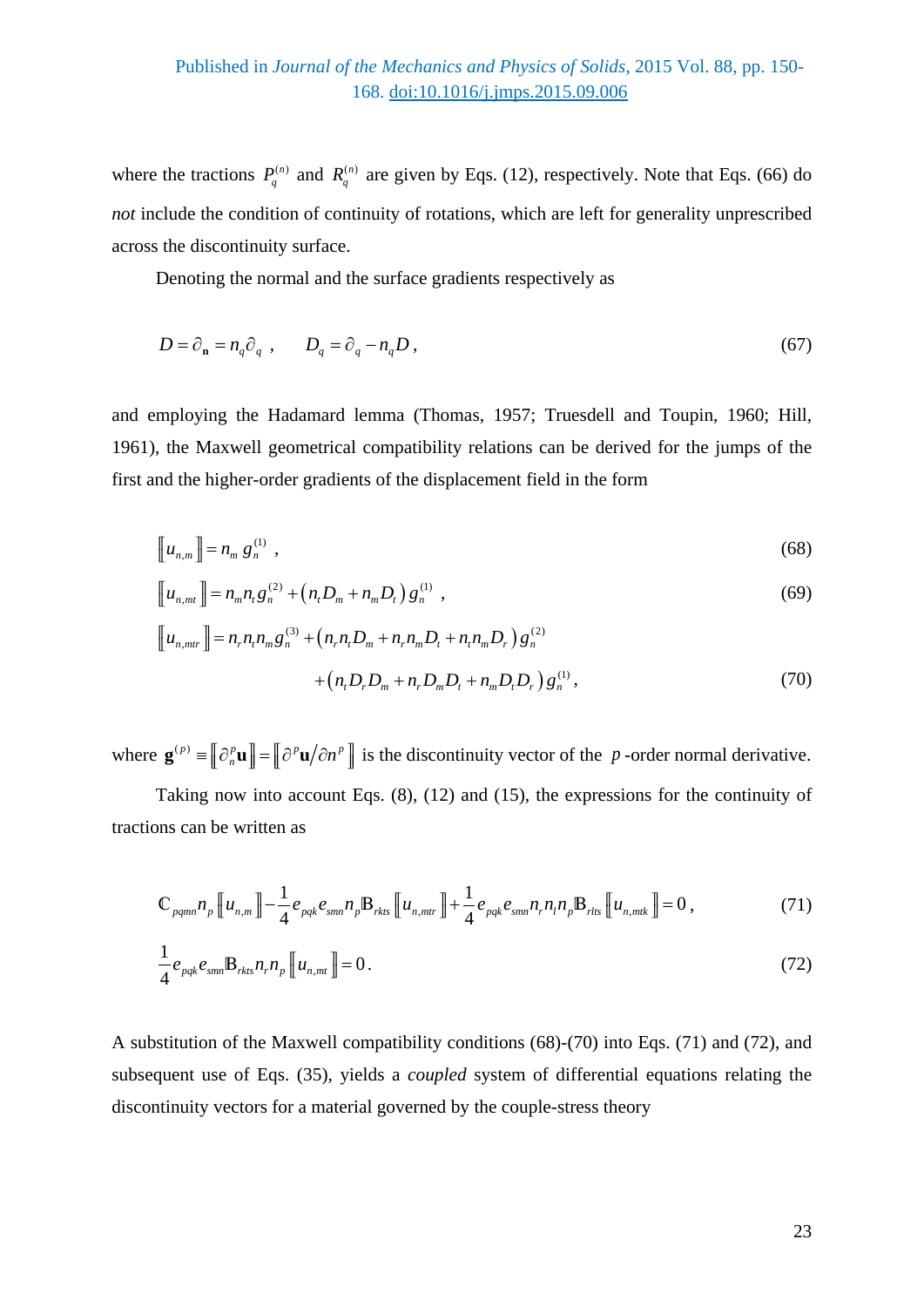where the tractions $P_q^{(n)}$ and $R_q^{(n)}$ are given by Eqs. (12), respectively. Note that Eqs. (66) do *not* include the condition of continuity of rotations, which are left for generality unprescribed across the discontinuity surface.

Denoting the normal and the surface gradients respectively as

$$D = \partial_{\mathbf{n}} = n_q \partial_q \ , \qquad D_q = \partial_q - n_q D \,, \tag{67}$$

and employing the Hadamard lemma (Thomas, 1957; Truesdell and Toupin, 1960; Hill, 1961), the Maxwell geometrical compatibility relations can be derived for the jumps of the first and the higher-order gradients of the displacement field in the form

$$\left[\!\left[ u_{n,m} \right]\!\right] = n_m \, g_n^{(1)} \ , \tag{68}$$

$$\left[\!\left[ u_{n,mt} \right]\!\right] = n_m n_t g_n^{(2)} + \left( n_t D_m + n_m D_t \right) g_n^{(1)} \ , \tag{69}$$

$$\begin{aligned} \left[\!\left[ u_{n,mtr} \right]\!\right] = {} & n_r n_t n_m g_n^{(3)} + \left( n_r n_t D_m + n_r n_m D_t + n_t n_m D_r \right) g_n^{(2)} \\ & + \left( n_t D_r D_m + n_r D_m D_t + n_m D_t D_r \right) g_n^{(1)} \,, \end{aligned} \tag{70}$$

where $\mathbf{g}^{(p)} \equiv \left[\!\left[ \partial_n^p \mathbf{u} \right]\!\right] = \left[\!\left[ \partial^p \mathbf{u} / \partial n^p \right]\!\right]$ is the discontinuity vector of the $p$-order normal derivative.

Taking now into account Eqs. (8), (12) and (15), the expressions for the continuity of tractions can be written as

$$\mathbb{C}_{pqmn} n_p \left[\!\left[ u_{n,m} \right]\!\right] - \frac{1}{4} e_{pqk} e_{smn} n_p \mathbb{B}_{rkts} \left[\!\left[ u_{n,mtr} \right]\!\right] + \frac{1}{4} e_{pqk} e_{smn} n_r n_l n_p \mathbb{B}_{rlts} \left[\!\left[ u_{n,mtk} \right]\!\right] = 0 \,, \tag{71}$$

$$\frac{1}{4} e_{pqk} e_{smn} \mathbb{B}_{rkts} n_r n_p \left[\!\left[ u_{n,mt} \right]\!\right] = 0 \,. \tag{72}$$

A substitution of the Maxwell compatibility conditions (68)-(70) into Eqs. (71) and (72), and subsequent use of Eqs. (35), yields a *coupled* system of differential equations relating the discontinuity vectors for a material governed by the couple-stress theory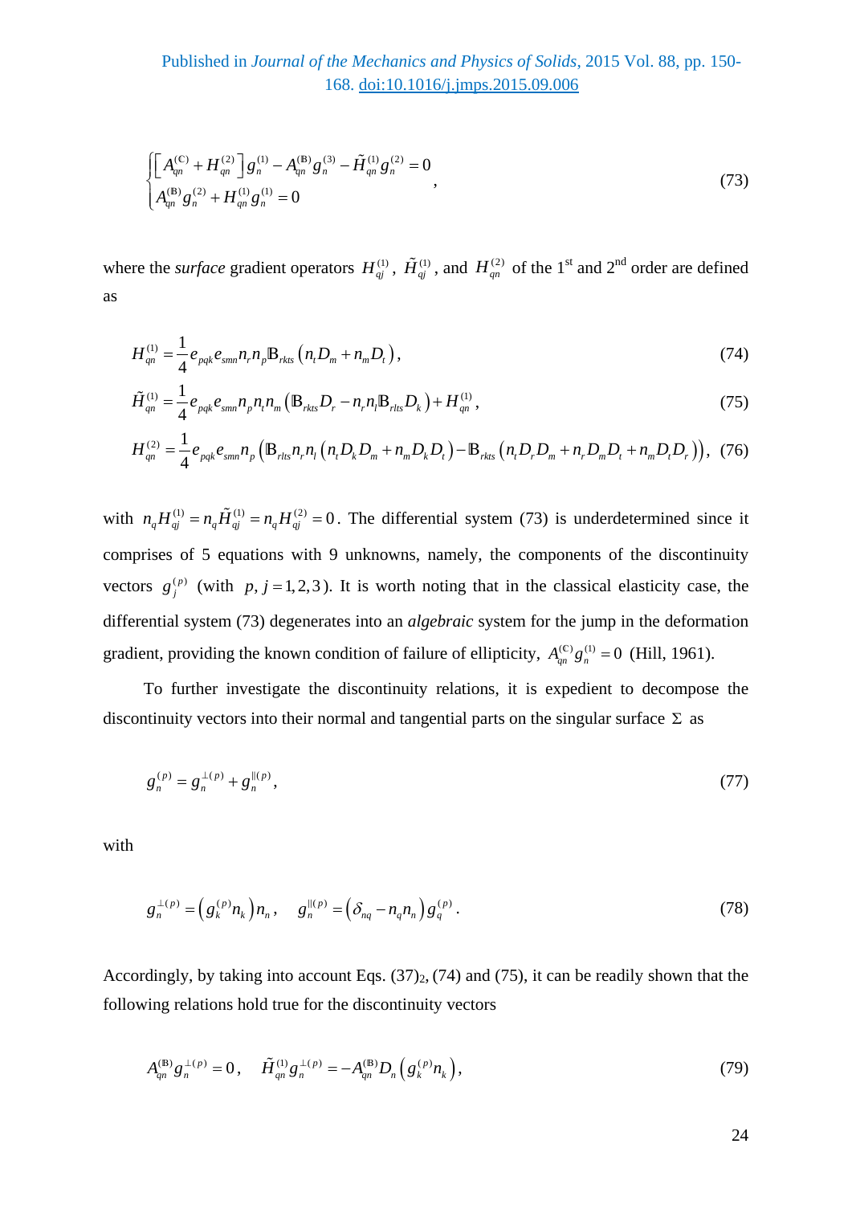$$
\begin{cases}
\left[A_{qn}^{(\mathbb{C})} + H_{qn}^{(2)}\right] g_n^{(1)} - A_{qn}^{(\mathbb{B})} g_n^{(3)} - \tilde{H}_{qn}^{(1)} g_n^{(2)} = 0 \\
A_{qn}^{(\mathbb{B})} g_n^{(2)} + H_{qn}^{(1)} g_n^{(1)} = 0
\end{cases}, \tag{73}
$$

where the *surface* gradient operators $H_{qj}^{(1)}$, $\tilde{H}_{qj}^{(1)}$, and $H_{qn}^{(2)}$ of the 1st and 2nd order are defined as

$$
H_{qn}^{(1)} = \frac{1}{4} e_{pqk} e_{smn} n_r n_p \mathbb{B}_{rkts} \left( n_t D_m + n_m D_t \right), \tag{74}
$$

$$
\tilde{H}_{qn}^{(1)} = \frac{1}{4} e_{pqk} e_{smn} n_p n_t n_m \left( \mathbb{B}_{rkts} D_r - n_r n_l \mathbb{B}_{rlts} D_k \right) + H_{qn}^{(1)}, \tag{75}
$$

$$
H_{qn}^{(2)} = \frac{1}{4} e_{pqk} e_{smn} n_p \left( \mathbb{B}_{rlts} n_r n_l \left( n_t D_k D_m + n_m D_k D_t \right) - \mathbb{B}_{rkts} \left( n_t D_r D_m + n_r D_m D_t + n_m D_t D_r \right) \right), \tag{76}
$$

with $n_q H_{qj}^{(1)} = n_q \tilde{H}_{qj}^{(1)} = n_q H_{qj}^{(2)} = 0$. The differential system (73) is underdetermined since it comprises of 5 equations with 9 unknowns, namely, the components of the discontinuity vectors $g_j^{(p)}$ (with $p, j = 1,2,3$). It is worth noting that in the classical elasticity case, the differential system (73) degenerates into an *algebraic* system for the jump in the deformation gradient, providing the known condition of failure of ellipticity, $A_{qn}^{(\mathbb{C})} g_n^{(1)} = 0$ (Hill, 1961).

To further investigate the discontinuity relations, it is expedient to decompose the discontinuity vectors into their normal and tangential parts on the singular surface $\Sigma$ as

$$
g_n^{(p)} = g_n^{\perp(p)} + g_n^{\|(p)}, \tag{77}
$$

with

$$
g_n^{\perp(p)} = \left( g_k^{(p)} n_k \right) n_n, \quad g_n^{\|(p)} = \left( \delta_{nq} - n_q n_n \right) g_q^{(p)}. \tag{78}
$$

Accordingly, by taking into account Eqs. (37)$_2$, (74) and (75), it can be readily shown that the following relations hold true for the discontinuity vectors

$$
A_{qn}^{(\mathbb{B})} g_n^{\perp(p)} = 0, \quad \tilde{H}_{qn}^{(1)} g_n^{\perp(p)} = -A_{qn}^{(\mathbb{B})} D_n \left( g_k^{(p)} n_k \right), \tag{79}
$$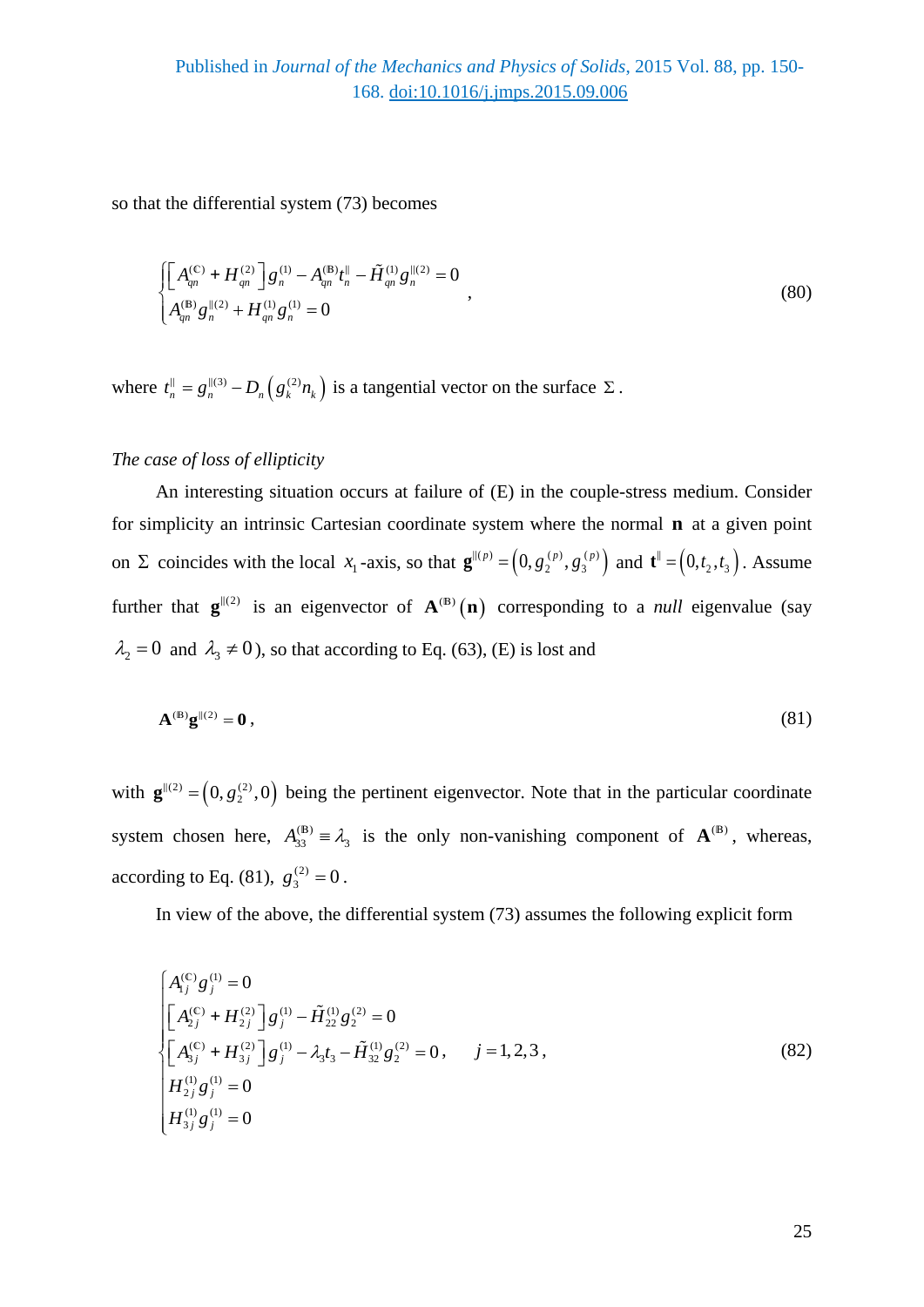so that the differential system (73) becomes

$$
\begin{cases}
\left[A_{qn}^{(\mathbb{C})} + H_{qn}^{(2)}\right] g_n^{(1)} - A_{qn}^{(\mathbb{B})} t_n^{\|} - \tilde{H}_{qn}^{(1)} g_n^{\|(2)} = 0 \\
A_{qn}^{(\mathbb{B})} g_n^{\|(2)} + H_{qn}^{(1)} g_n^{(1)} = 0
\end{cases}, \tag{80}
$$

where $t_n^{\|} = g_n^{\|(3)} - D_n\left(g_k^{(2)} n_k\right)$ is a tangential vector on the surface $\Sigma$.

*The case of loss of ellipticity*

An interesting situation occurs at failure of (E) in the couple-stress medium. Consider for simplicity an intrinsic Cartesian coordinate system where the normal $\mathbf{n}$ at a given point on $\Sigma$ coincides with the local $x_1$-axis, so that $\mathbf{g}^{\|(p)} = \left(0, g_2^{(p)}, g_3^{(p)}\right)$ and $\mathbf{t}^{\|} = \left(0, t_2, t_3\right)$. Assume further that $\mathbf{g}^{\|(2)}$ is an eigenvector of $\mathbf{A}^{(\mathbb{B})}(\mathbf{n})$ corresponding to a *null* eigenvalue (say $\lambda_2 = 0$ and $\lambda_3 \neq 0$), so that according to Eq. (63), (E) is lost and

$$
\mathbf{A}^{(\mathbb{B})} \mathbf{g}^{\|(2)} = \mathbf{0}, \tag{81}
$$

with $\mathbf{g}^{\|(2)} = \left(0, g_2^{(2)}, 0\right)$ being the pertinent eigenvector. Note that in the particular coordinate system chosen here, $A_{33}^{(\mathbb{B})} \equiv \lambda_3$ is the only non-vanishing component of $\mathbf{A}^{(\mathbb{B})}$, whereas, according to Eq. (81), $g_3^{(2)} = 0$.

In view of the above, the differential system (73) assumes the following explicit form

$$
\begin{cases}
A_{1j}^{(\mathbb{C})} g_j^{(1)} = 0 \\
\left[A_{2j}^{(\mathbb{C})} + H_{2j}^{(2)}\right] g_j^{(1)} - \tilde{H}_{22}^{(1)} g_2^{(2)} = 0 \\
\left[A_{3j}^{(\mathbb{C})} + H_{3j}^{(2)}\right] g_j^{(1)} - \lambda_3 t_3 - \tilde{H}_{32}^{(1)} g_2^{(2)} = 0, \qquad j = 1, 2, 3, \\
H_{2j}^{(1)} g_j^{(1)} = 0 \\
H_{3j}^{(1)} g_j^{(1)} = 0
\end{cases} \tag{82}
$$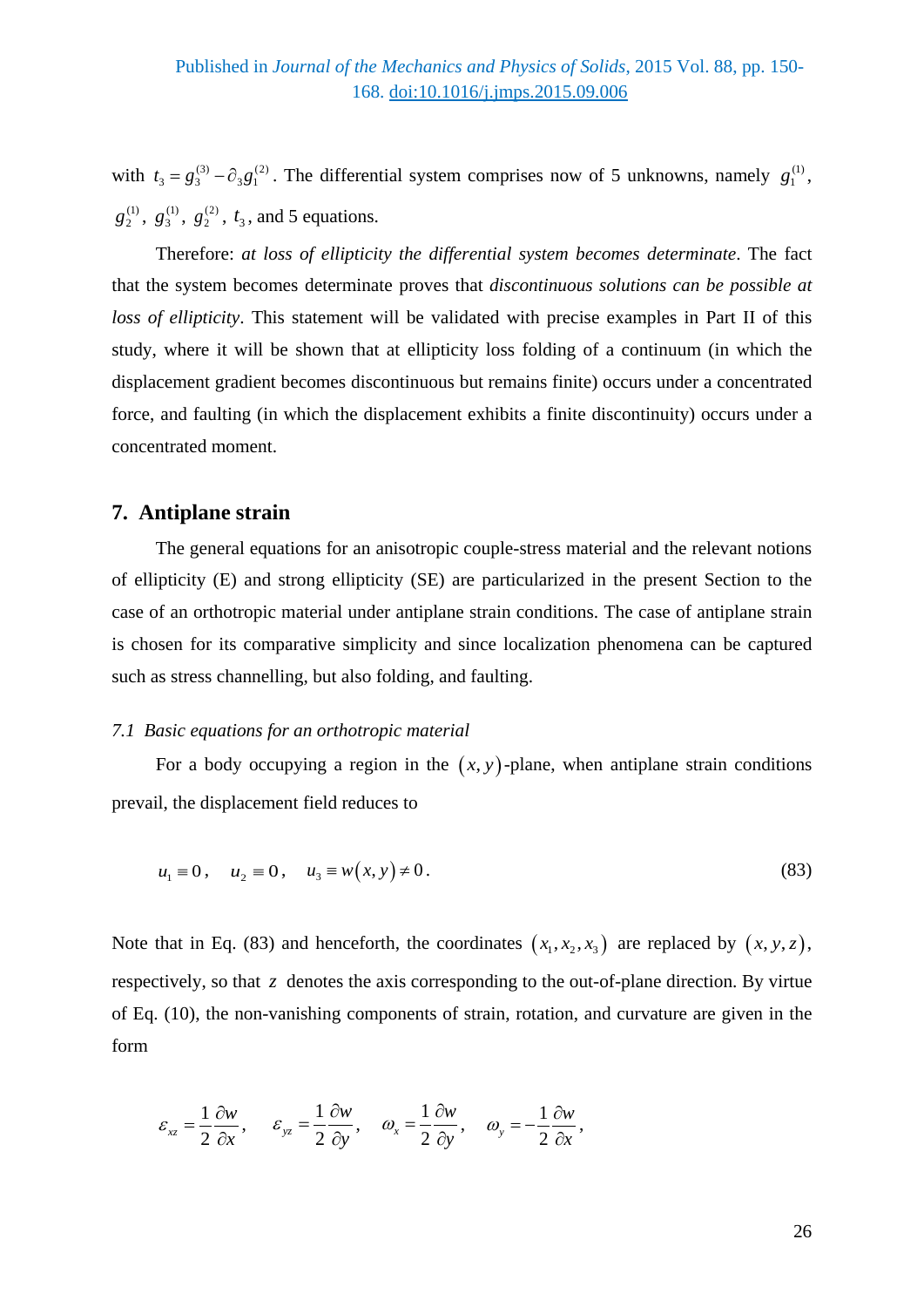with $t_3 = g_3^{(3)} - \partial_3 g_1^{(2)}$. The differential system comprises now of 5 unknowns, namely $g_1^{(1)}$, $g_2^{(1)}$, $g_3^{(1)}$, $g_2^{(2)}$, $t_3$, and 5 equations.

Therefore: *at loss of ellipticity the differential system becomes determinate*. The fact that the system becomes determinate proves that *discontinuous solutions can be possible at loss of ellipticity*. This statement will be validated with precise examples in Part II of this study, where it will be shown that at ellipticity loss folding of a continuum (in which the displacement gradient becomes discontinuous but remains finite) occurs under a concentrated force, and faulting (in which the displacement exhibits a finite discontinuity) occurs under a concentrated moment.

## 7. Antiplane strain

The general equations for an anisotropic couple-stress material and the relevant notions of ellipticity (E) and strong ellipticity (SE) are particularized in the present Section to the case of an orthotropic material under antiplane strain conditions. The case of antiplane strain is chosen for its comparative simplicity and since localization phenomena can be captured such as stress channelling, but also folding, and faulting.

### *7.1 Basic equations for an orthotropic material*

For a body occupying a region in the $(x, y)$-plane, when antiplane strain conditions prevail, the displacement field reduces to

$$u_1 \equiv 0\,, \quad u_2 \equiv 0\,, \quad u_3 \equiv w(x, y) \neq 0\,. \tag{83}$$

Note that in Eq. (83) and henceforth, the coordinates $(x_1, x_2, x_3)$ are replaced by $(x, y, z)$, respectively, so that $z$ denotes the axis corresponding to the out-of-plane direction. By virtue of Eq. (10), the non-vanishing components of strain, rotation, and curvature are given in the form

$$\varepsilon_{xz} = \frac{1}{2}\frac{\partial w}{\partial x}\,, \quad \varepsilon_{yz} = \frac{1}{2}\frac{\partial w}{\partial y}\,, \quad \omega_x = \frac{1}{2}\frac{\partial w}{\partial y}\,, \quad \omega_y = -\frac{1}{2}\frac{\partial w}{\partial x}\,,$$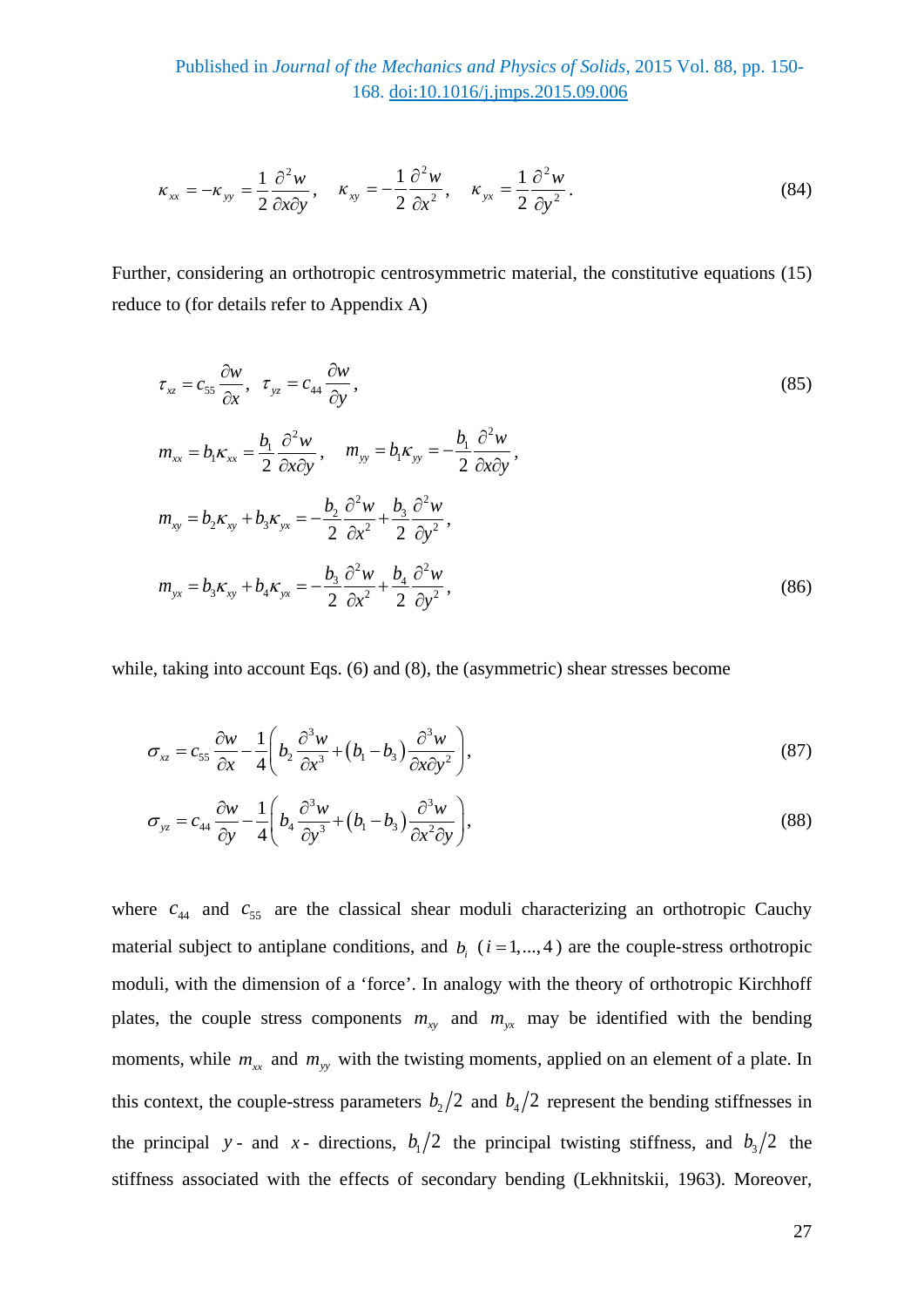$$\kappa_{xx} = -\kappa_{yy} = \frac{1}{2}\frac{\partial^2 w}{\partial x \partial y}, \quad \kappa_{xy} = -\frac{1}{2}\frac{\partial^2 w}{\partial x^2}, \quad \kappa_{yx} = \frac{1}{2}\frac{\partial^2 w}{\partial y^2}. \tag{84}$$

Further, considering an orthotropic centrosymmetric material, the constitutive equations (15) reduce to (for details refer to Appendix A)

$$\tau_{xz} = c_{55}\frac{\partial w}{\partial x}, \quad \tau_{yz} = c_{44}\frac{\partial w}{\partial y}, \tag{85}$$

$$m_{xx} = b_1 \kappa_{xx} = \frac{b_1}{2}\frac{\partial^2 w}{\partial x \partial y}, \quad m_{yy} = b_1 \kappa_{yy} = -\frac{b_1}{2}\frac{\partial^2 w}{\partial x \partial y},$$

$$m_{xy} = b_2 \kappa_{xy} + b_3 \kappa_{yx} = -\frac{b_2}{2}\frac{\partial^2 w}{\partial x^2} + \frac{b_3}{2}\frac{\partial^2 w}{\partial y^2},$$

$$m_{yx} = b_3 \kappa_{xy} + b_4 \kappa_{yx} = -\frac{b_3}{2}\frac{\partial^2 w}{\partial x^2} + \frac{b_4}{2}\frac{\partial^2 w}{\partial y^2}, \tag{86}$$

while, taking into account Eqs. (6) and (8), the (asymmetric) shear stresses become

$$\sigma_{xz} = c_{55}\frac{\partial w}{\partial x} - \frac{1}{4}\left( b_2 \frac{\partial^3 w}{\partial x^3} + \left(b_1 - b_3\right)\frac{\partial^3 w}{\partial x \partial y^2} \right), \tag{87}$$

$$\sigma_{yz} = c_{44}\frac{\partial w}{\partial y} - \frac{1}{4}\left( b_4 \frac{\partial^3 w}{\partial y^3} + \left(b_1 - b_3\right)\frac{\partial^3 w}{\partial x^2 \partial y} \right), \tag{88}$$

where $c_{44}$ and $c_{55}$ are the classical shear moduli characterizing an orthotropic Cauchy material subject to antiplane conditions, and $b_i$ ($i = 1,...,4$) are the couple-stress orthotropic moduli, with the dimension of a 'force'. In analogy with the theory of orthotropic Kirchhoff plates, the couple stress components $m_{xy}$ and $m_{yx}$ may be identified with the bending moments, while $m_{xx}$ and $m_{yy}$ with the twisting moments, applied on an element of a plate. In this context, the couple-stress parameters $b_2/2$ and $b_4/2$ represent the bending stiffnesses in the principal $y$- and $x$- directions, $b_1/2$ the principal twisting stiffness, and $b_3/2$ the stiffness associated with the effects of secondary bending (Lekhnitskii, 1963). Moreover,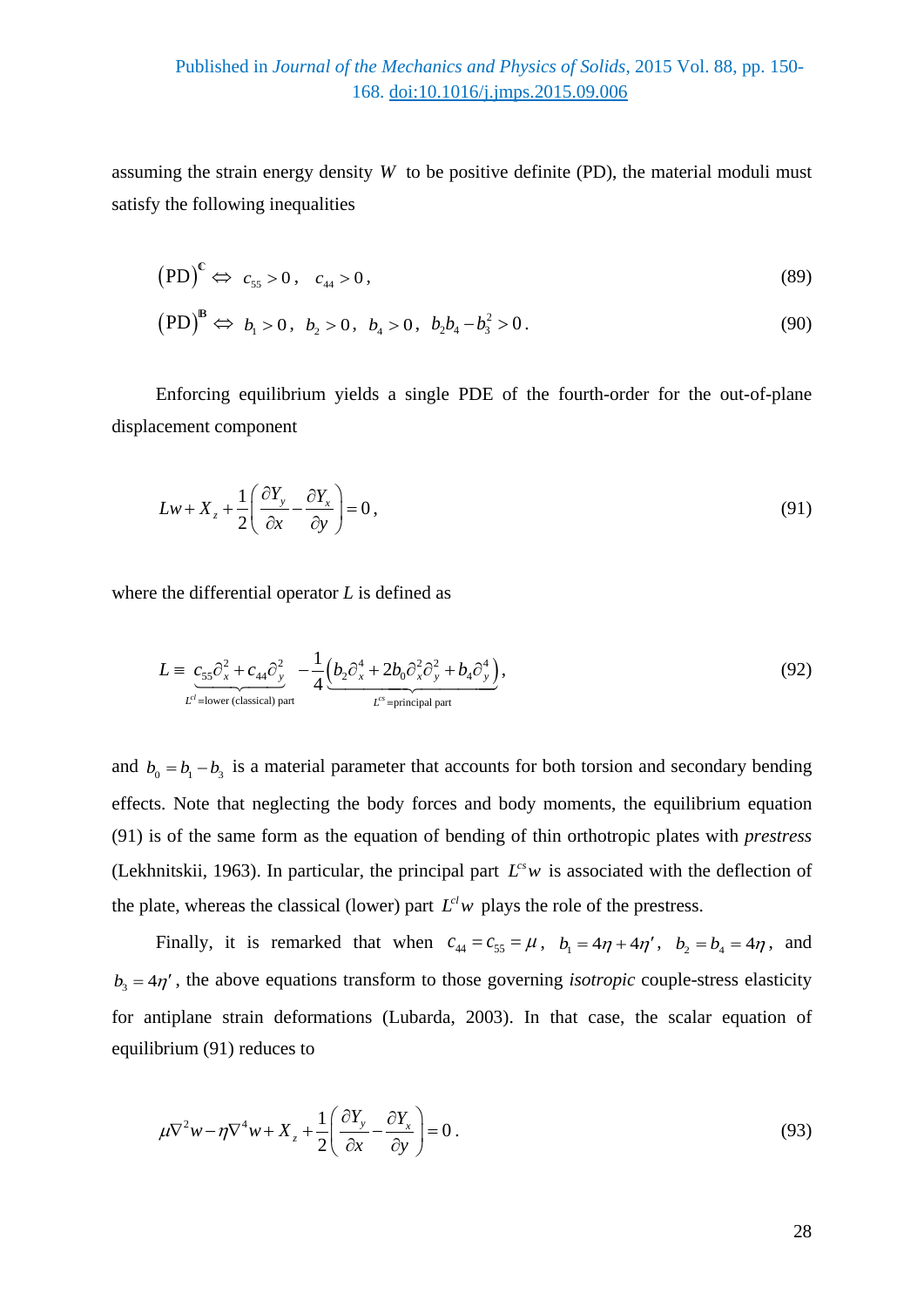assuming the strain energy density $W$ to be positive definite (PD), the material moduli must satisfy the following inequalities

$$(\mathrm{PD})^{\mathbb{C}} \Leftrightarrow \; c_{55} > 0\,, \quad c_{44} > 0\,, \tag{89}$$

$$(\mathrm{PD})^{\mathbb{B}} \Leftrightarrow \; b_1 > 0\,, \; b_2 > 0\,, \; b_4 > 0\,, \; b_2 b_4 - b_3^2 > 0\,. \tag{90}$$

Enforcing equilibrium yields a single PDE of the fourth-order for the out-of-plane displacement component

$$Lw + X_z + \frac{1}{2}\left(\frac{\partial Y_y}{\partial x} - \frac{\partial Y_x}{\partial y}\right) = 0\,, \tag{91}$$

where the differential operator $L$ is defined as

$$L \equiv \underbrace{c_{55}\partial_x^2 + c_{44}\partial_y^2}_{L^{cl} \equiv \text{lower (classical) part}} \; - \frac{1}{4}\underbrace{\left(b_2\partial_x^4 + 2b_0\partial_x^2\partial_y^2 + b_4\partial_y^4\right)}_{L^{cs} \equiv \text{principal part}}, \tag{92}$$

and $b_0 = b_1 - b_3$ is a material parameter that accounts for both torsion and secondary bending effects. Note that neglecting the body forces and body moments, the equilibrium equation (91) is of the same form as the equation of bending of thin orthotropic plates with *prestress* (Lekhnitskii, 1963). In particular, the principal part $L^{cs}w$ is associated with the deflection of the plate, whereas the classical (lower) part $L^{cl}w$ plays the role of the prestress.

Finally, it is remarked that when $c_{44} = c_{55} = \mu$, $b_1 = 4\eta + 4\eta'$, $b_2 = b_4 = 4\eta$, and $b_3 = 4\eta'$, the above equations transform to those governing *isotropic* couple-stress elasticity for antiplane strain deformations (Lubarda, 2003). In that case, the scalar equation of equilibrium (91) reduces to

$$\mu\nabla^2 w - \eta\nabla^4 w + X_z + \frac{1}{2}\left(\frac{\partial Y_y}{\partial x} - \frac{\partial Y_x}{\partial y}\right) = 0\,. \tag{93}$$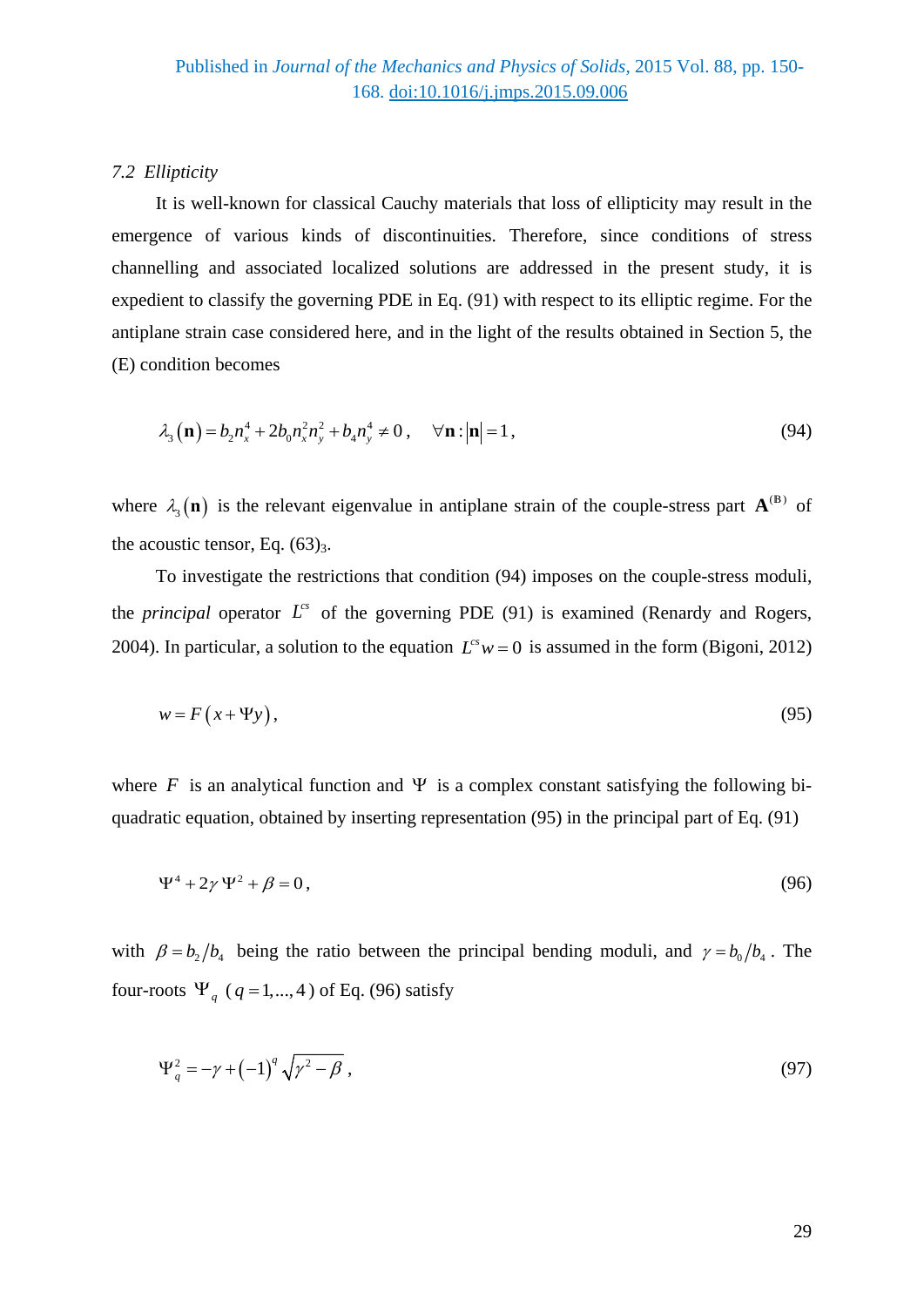### 7.2 *Ellipticity*

It is well-known for classical Cauchy materials that loss of ellipticity may result in the emergence of various kinds of discontinuities. Therefore, since conditions of stress channelling and associated localized solutions are addressed in the present study, it is expedient to classify the governing PDE in Eq. (91) with respect to its elliptic regime. For the antiplane strain case considered here, and in the light of the results obtained in Section 5, the (E) condition becomes

$$\lambda_3(\mathbf{n}) = b_2 n_x^4 + 2b_0 n_x^2 n_y^2 + b_4 n_y^4 \neq 0\,, \quad \forall \mathbf{n} : |\mathbf{n}| = 1\,, \tag{94}$$

where $\lambda_3(\mathbf{n})$ is the relevant eigenvalue in antiplane strain of the couple-stress part $\mathbf{A}^{(\mathrm{B})}$ of the acoustic tensor, Eq. $(63)_3$.

To investigate the restrictions that condition (94) imposes on the couple-stress moduli, the *principal* operator $L^{cs}$ of the governing PDE (91) is examined (Renardy and Rogers, 2004). In particular, a solution to the equation $L^{cs} w = 0$ is assumed in the form (Bigoni, 2012)

$$w = F(x + \Psi y)\,, \tag{95}$$

where $F$ is an analytical function and $\Psi$ is a complex constant satisfying the following bi-quadratic equation, obtained by inserting representation (95) in the principal part of Eq. (91)

$$\Psi^4 + 2\gamma \Psi^2 + \beta = 0\,, \tag{96}$$

with $\beta = b_2/b_4$ being the ratio between the principal bending moduli, and $\gamma = b_0/b_4$. The four-roots $\Psi_q$ ($q = 1,...,4$) of Eq. (96) satisfy

$$\Psi_q^2 = -\gamma + (-1)^q \sqrt{\gamma^2 - \beta}\,, \tag{97}$$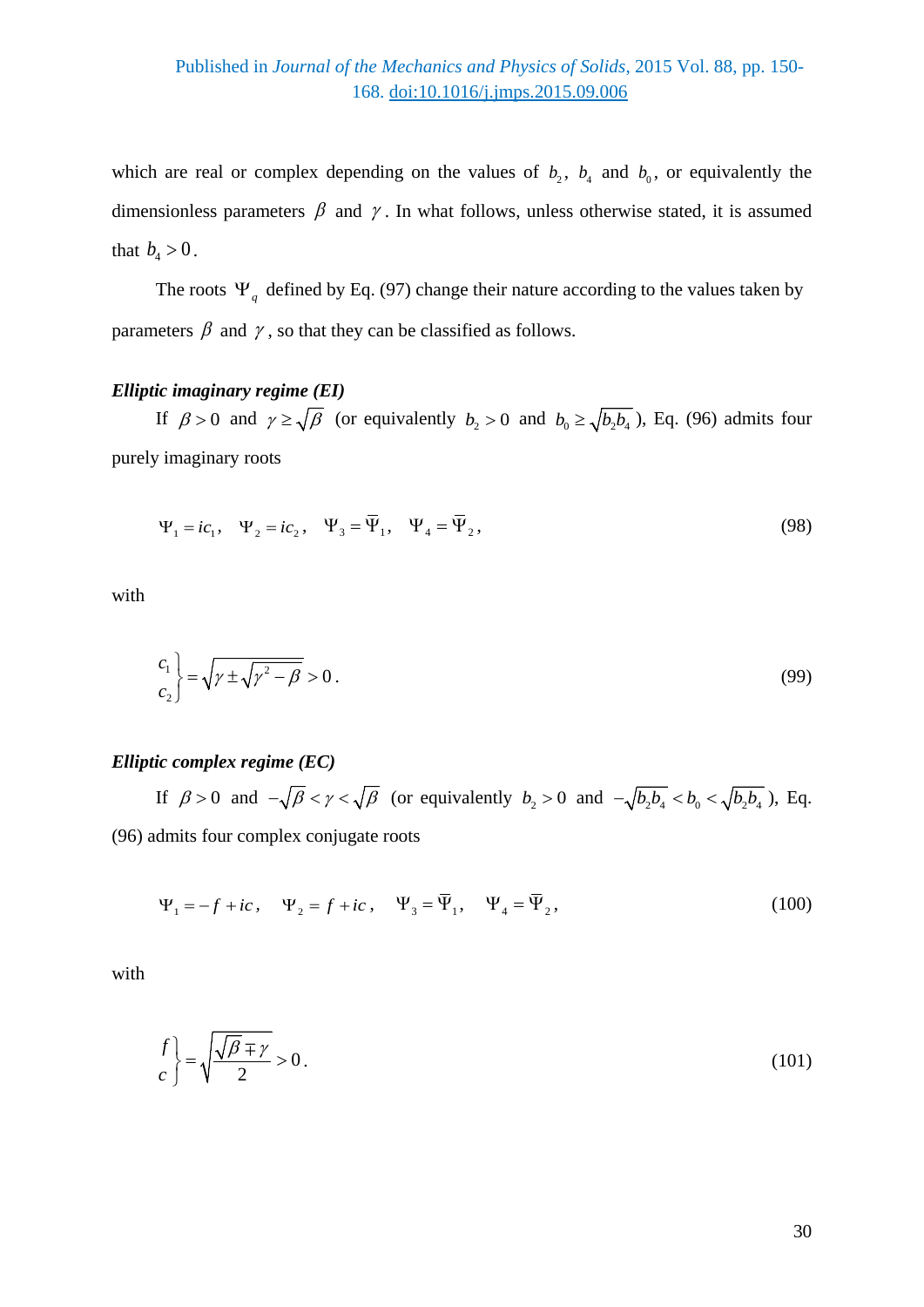which are real or complex depending on the values of $b_2$, $b_4$ and $b_0$, or equivalently the dimensionless parameters $\beta$ and $\gamma$. In what follows, unless otherwise stated, it is assumed that $b_4 > 0$.

The roots $\Psi_q$ defined by Eq. (97) change their nature according to the values taken by parameters $\beta$ and $\gamma$, so that they can be classified as follows.

***Elliptic imaginary regime (EI)***

If $\beta > 0$ and $\gamma \geq \sqrt{\beta}$ (or equivalently $b_2 > 0$ and $b_0 \geq \sqrt{b_2 b_4}$), Eq. (96) admits four purely imaginary roots

$$\Psi_1 = ic_1, \quad \Psi_2 = ic_2, \quad \Psi_3 = \overline{\Psi}_1, \quad \Psi_4 = \overline{\Psi}_2, \tag{98}$$

with

$$\left.\begin{array}{l} c_1 \\ c_2 \end{array}\right\} = \sqrt{\gamma \pm \sqrt{\gamma^2 - \beta}} > 0. \tag{99}$$

***Elliptic complex regime (EC)***

If $\beta > 0$ and $-\sqrt{\beta} < \gamma < \sqrt{\beta}$ (or equivalently $b_2 > 0$ and $-\sqrt{b_2 b_4} < b_0 < \sqrt{b_2 b_4}$), Eq. (96) admits four complex conjugate roots

$$\Psi_1 = -f + ic, \quad \Psi_2 = f + ic, \quad \Psi_3 = \overline{\Psi}_1, \quad \Psi_4 = \overline{\Psi}_2, \tag{100}$$

with

$$\left.\begin{array}{l} f \\ c \end{array}\right\} = \sqrt{\frac{\sqrt{\beta} \mp \gamma}{2}} > 0. \tag{101}$$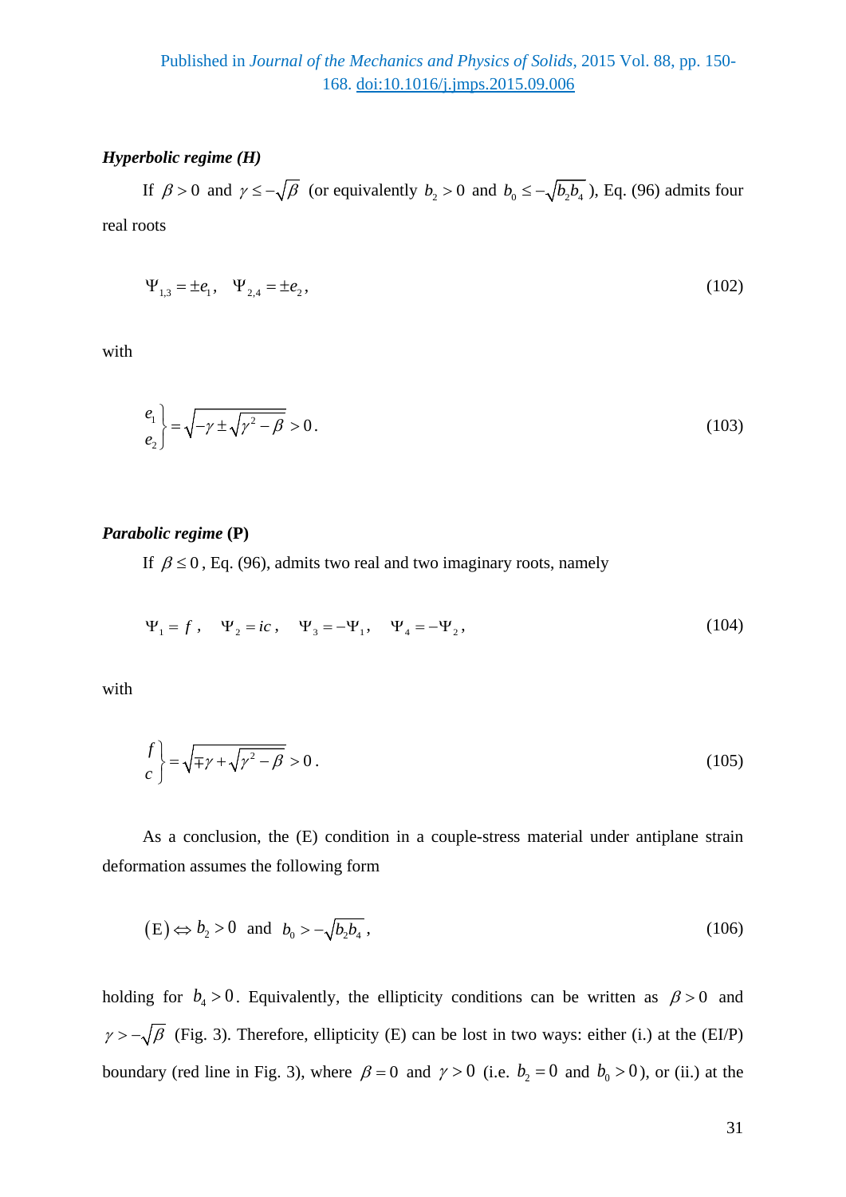***Hyperbolic regime (H)***

If $\beta > 0$ and $\gamma \leq -\sqrt{\beta}$ (or equivalently $b_2 > 0$ and $b_0 \leq -\sqrt{b_2 b_4}$), Eq. (96) admits four real roots

$$\Psi_{1,3} = \pm e_1, \quad \Psi_{2,4} = \pm e_2, \tag{102}$$

with

$$\left.\begin{matrix} e_1 \\ e_2 \end{matrix}\right\} = \sqrt{-\gamma \pm \sqrt{\gamma^2 - \beta}} > 0. \tag{103}$$

***Parabolic regime* (P)**

If $\beta \leq 0$, Eq. (96), admits two real and two imaginary roots, namely

$$\Psi_1 = f, \quad \Psi_2 = ic, \quad \Psi_3 = -\Psi_1, \quad \Psi_4 = -\Psi_2, \tag{104}$$

with

$$\left.\begin{matrix} f \\ c \end{matrix}\right\} = \sqrt{\mp\gamma + \sqrt{\gamma^2 - \beta}} > 0. \tag{105}$$

As a conclusion, the (E) condition in a couple-stress material under antiplane strain deformation assumes the following form

$$(\mathrm{E}) \Leftrightarrow b_2 > 0 \;\text{ and }\; b_0 > -\sqrt{b_2 b_4}, \tag{106}$$

holding for $b_4 > 0$. Equivalently, the ellipticity conditions can be written as $\beta > 0$ and $\gamma > -\sqrt{\beta}$ (Fig. 3). Therefore, ellipticity (E) can be lost in two ways: either (i.) at the (EI/P) boundary (red line in Fig. 3), where $\beta = 0$ and $\gamma > 0$ (i.e. $b_2 = 0$ and $b_0 > 0$), or (ii.) at the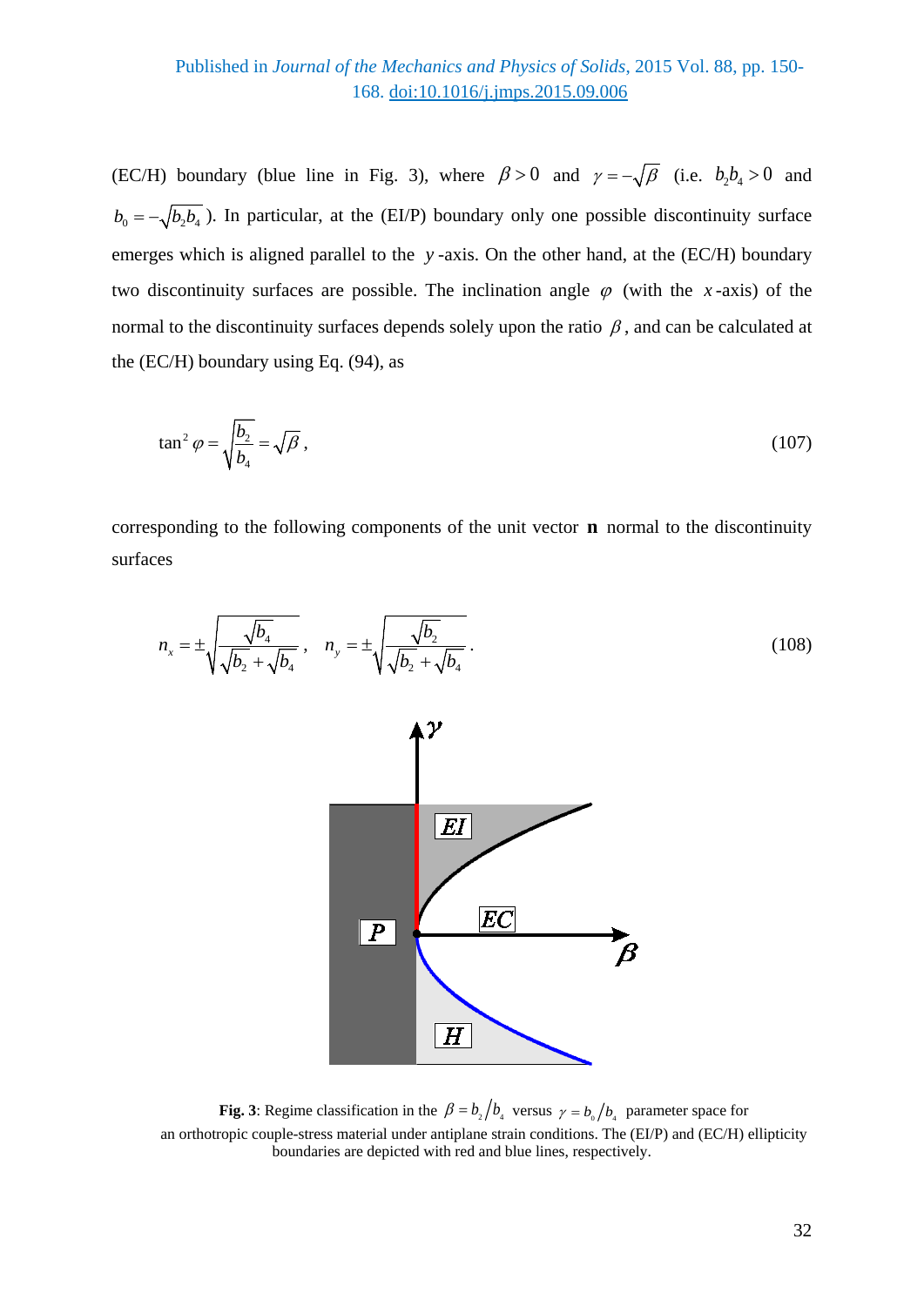(EC/H) boundary (blue line in Fig. 3), where $\beta > 0$ and $\gamma = -\sqrt{\beta}$ (i.e. $b_2 b_4 > 0$ and $b_0 = -\sqrt{b_2 b_4}$). In particular, at the (EI/P) boundary only one possible discontinuity surface emerges which is aligned parallel to the $y$-axis. On the other hand, at the (EC/H) boundary two discontinuity surfaces are possible. The inclination angle $\varphi$ (with the $x$-axis) of the normal to the discontinuity surfaces depends solely upon the ratio $\beta$, and can be calculated at the (EC/H) boundary using Eq. (94), as

$$\tan^2 \varphi = \sqrt{\frac{b_2}{b_4}} = \sqrt{\beta}, \tag{107}$$

corresponding to the following components of the unit vector $\mathbf{n}$ normal to the discontinuity surfaces

$$n_x = \pm \sqrt{\frac{\sqrt{b_4}}{\sqrt{b_2} + \sqrt{b_4}}}, \quad n_y = \pm \sqrt{\frac{\sqrt{b_2}}{\sqrt{b_2} + \sqrt{b_4}}}. \tag{108}$$

**Fig. 3**: Regime classification in the $\beta = b_2/b_4$ versus $\gamma = b_0/b_4$ parameter space for an orthotropic couple-stress material under antiplane strain conditions. The (EI/P) and (EC/H) ellipticity boundaries are depicted with red and blue lines, respectively.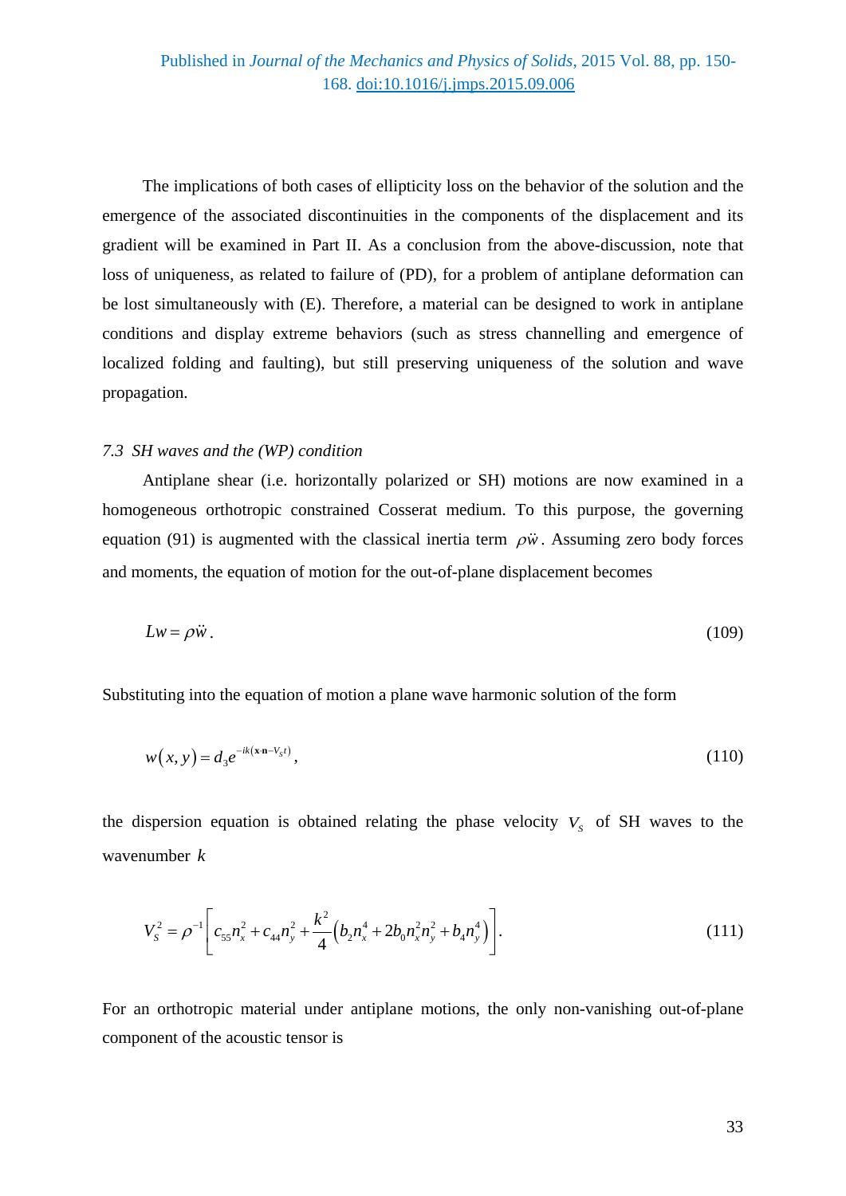The implications of both cases of ellipticity loss on the behavior of the solution and the emergence of the associated discontinuities in the components of the displacement and its gradient will be examined in Part II. As a conclusion from the above-discussion, note that loss of uniqueness, as related to failure of (PD), for a problem of antiplane deformation can be lost simultaneously with (E). Therefore, a material can be designed to work in antiplane conditions and display extreme behaviors (such as stress channelling and emergence of localized folding and faulting), but still preserving uniqueness of the solution and wave propagation.

### *7.3 SH waves and the (WP) condition*

Antiplane shear (i.e. horizontally polarized or SH) motions are now examined in a homogeneous orthotropic constrained Cosserat medium. To this purpose, the governing equation (91) is augmented with the classical inertia term $\rho \ddot{w}$. Assuming zero body forces and moments, the equation of motion for the out-of-plane displacement becomes

$$L w = \rho \ddot{w} . \tag{109}$$

Substituting into the equation of motion a plane wave harmonic solution of the form

$$w(x, y) = d_3 e^{-ik(\mathbf{x}\cdot\mathbf{n} - V_S t)} , \tag{110}$$

the dispersion equation is obtained relating the phase velocity $V_S$ of SH waves to the wavenumber $k$

$$V_S^2 = \rho^{-1}\left[ c_{55} n_x^2 + c_{44} n_y^2 + \frac{k^2}{4}\left( b_2 n_x^4 + 2 b_0 n_x^2 n_y^2 + b_4 n_y^4 \right) \right]. \tag{111}$$

For an orthotropic material under antiplane motions, the only non-vanishing out-of-plane component of the acoustic tensor is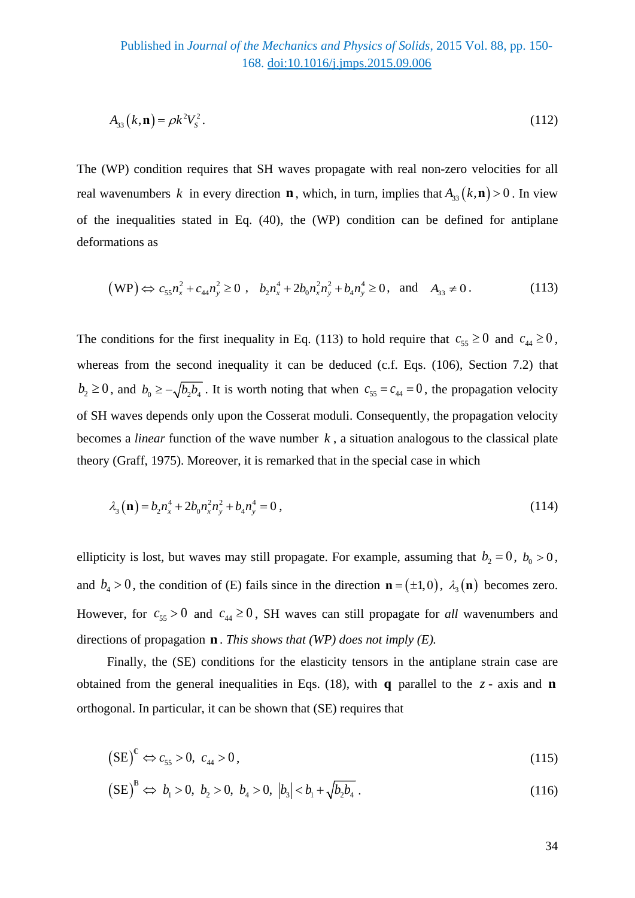$$A_{33}(k,\mathbf{n}) = \rho k^2 V_S^2 . \tag{112}$$

The (WP) condition requires that SH waves propagate with real non-zero velocities for all real wavenumbers $k$ in every direction $\mathbf{n}$, which, in turn, implies that $A_{33}(k,\mathbf{n}) > 0$. In view of the inequalities stated in Eq. (40), the (WP) condition can be defined for antiplane deformations as

$$(\text{WP}) \Leftrightarrow c_{55} n_x^2 + c_{44} n_y^2 \geq 0 \ , \quad b_2 n_x^4 + 2b_0 n_x^2 n_y^2 + b_4 n_y^4 \geq 0 , \quad \text{and} \quad A_{33} \neq 0 . \tag{113}$$

The conditions for the first inequality in Eq. (113) to hold require that $c_{55} \geq 0$ and $c_{44} \geq 0$, whereas from the second inequality it can be deduced (c.f. Eqs. (106), Section 7.2) that $b_2 \geq 0$, and $b_0 \geq -\sqrt{b_2 b_4}$. It is worth noting that when $c_{55} = c_{44} = 0$, the propagation velocity of SH waves depends only upon the Cosserat moduli. Consequently, the propagation velocity becomes a *linear* function of the wave number $k$, a situation analogous to the classical plate theory (Graff, 1975). Moreover, it is remarked that in the special case in which

$$\lambda_3(\mathbf{n}) = b_2 n_x^4 + 2b_0 n_x^2 n_y^2 + b_4 n_y^4 = 0 , \tag{114}$$

ellipticity is lost, but waves may still propagate. For example, assuming that $b_2 = 0$, $b_0 > 0$, and $b_4 > 0$, the condition of (E) fails since in the direction $\mathbf{n} = (\pm 1, 0)$, $\lambda_3(\mathbf{n})$ becomes zero. However, for $c_{55} > 0$ and $c_{44} \geq 0$, SH waves can still propagate for *all* wavenumbers and directions of propagation $\mathbf{n}$. *This shows that (WP) does not imply (E).*

Finally, the (SE) conditions for the elasticity tensors in the antiplane strain case are obtained from the general inequalities in Eqs. (18), with $\mathbf{q}$ parallel to the $z$- axis and $\mathbf{n}$ orthogonal. In particular, it can be shown that (SE) requires that

$$(\text{SE})^{\mathbb{C}} \Leftrightarrow c_{55} > 0, \ c_{44} > 0 , \tag{115}$$

$$(\text{SE})^{\mathbb{B}} \Leftrightarrow \ b_1 > 0, \ b_2 > 0, \ b_4 > 0, \ |b_3| < b_1 + \sqrt{b_2 b_4} . \tag{116}$$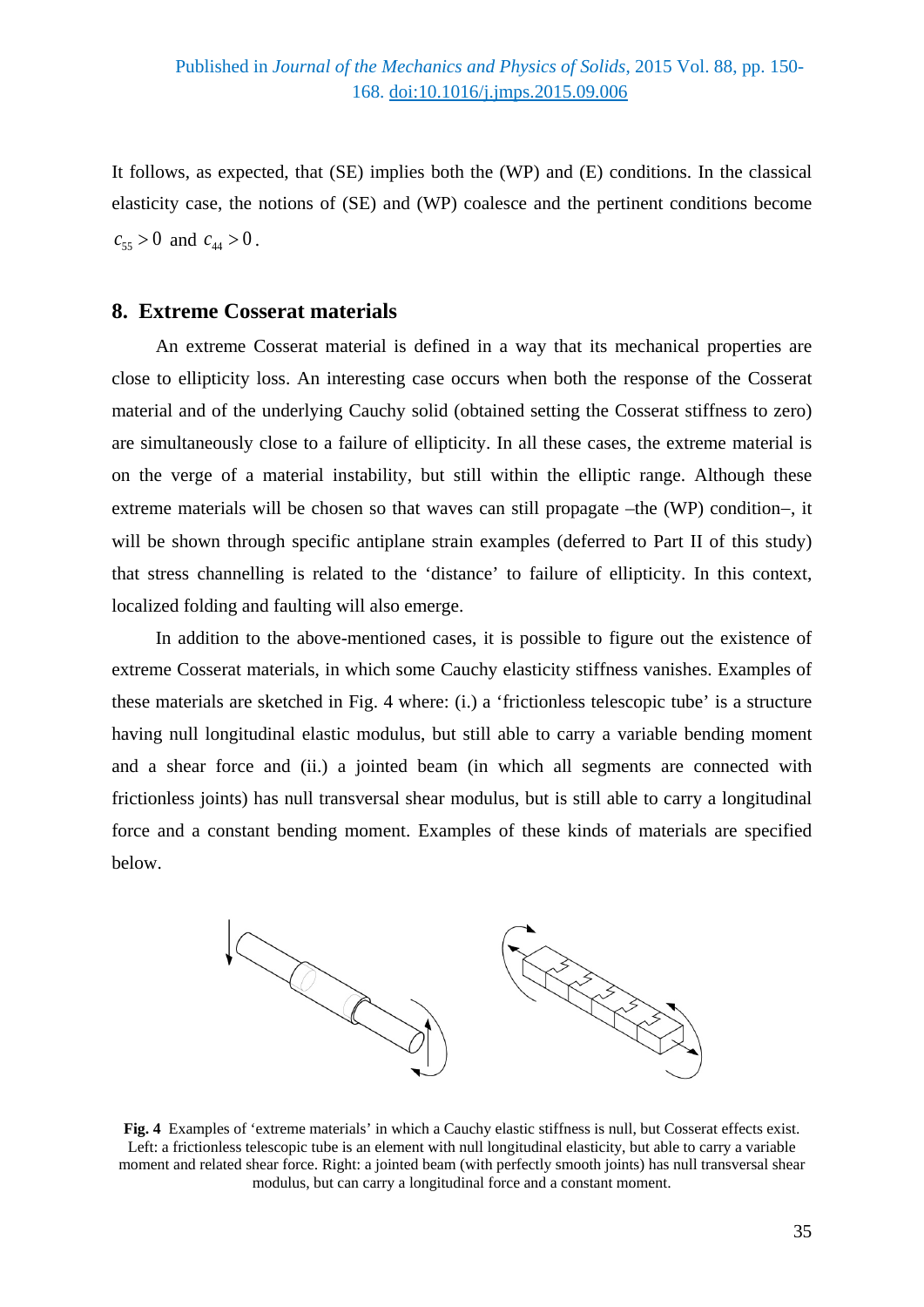It follows, as expected, that (SE) implies both the (WP) and (E) conditions. In the classical elasticity case, the notions of (SE) and (WP) coalesce and the pertinent conditions become $c_{55} > 0$ and $c_{44} > 0$.

## 8. Extreme Cosserat materials

An extreme Cosserat material is defined in a way that its mechanical properties are close to ellipticity loss. An interesting case occurs when both the response of the Cosserat material and of the underlying Cauchy solid (obtained setting the Cosserat stiffness to zero) are simultaneously close to a failure of ellipticity. In all these cases, the extreme material is on the verge of a material instability, but still within the elliptic range. Although these extreme materials will be chosen so that waves can still propagate –the (WP) condition–, it will be shown through specific antiplane strain examples (deferred to Part II of this study) that stress channelling is related to the 'distance' to failure of ellipticity. In this context, localized folding and faulting will also emerge.

In addition to the above-mentioned cases, it is possible to figure out the existence of extreme Cosserat materials, in which some Cauchy elasticity stiffness vanishes. Examples of these materials are sketched in Fig. 4 where: (i.) a 'frictionless telescopic tube' is a structure having null longitudinal elastic modulus, but still able to carry a variable bending moment and a shear force and (ii.) a jointed beam (in which all segments are connected with frictionless joints) has null transversal shear modulus, but is still able to carry a longitudinal force and a constant bending moment. Examples of these kinds of materials are specified below.

**Fig. 4** Examples of 'extreme materials' in which a Cauchy elastic stiffness is null, but Cosserat effects exist. Left: a frictionless telescopic tube is an element with null longitudinal elasticity, but able to carry a variable moment and related shear force. Right: a jointed beam (with perfectly smooth joints) has null transversal shear modulus, but can carry a longitudinal force and a constant moment.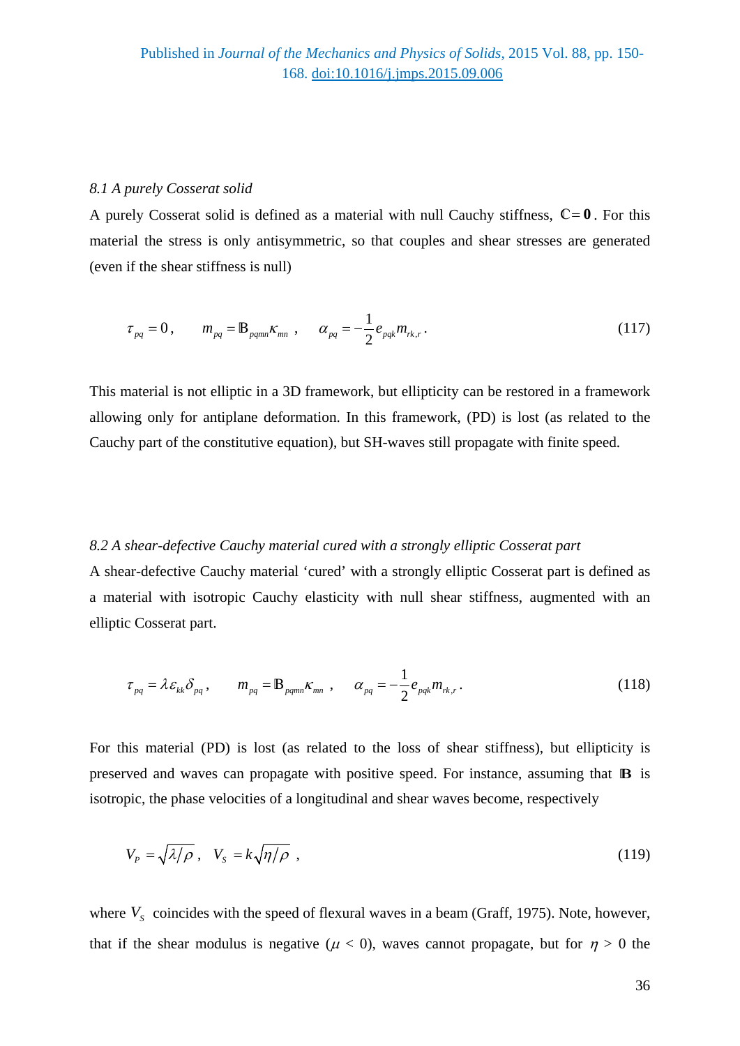*8.1 A purely Cosserat solid*

A purely Cosserat solid is defined as a material with null Cauchy stiffness, $\mathbb{C} = \mathbf{0}$. For this material the stress is only antisymmetric, so that couples and shear stresses are generated (even if the shear stiffness is null)

$$\tau_{pq} = 0 , \qquad m_{pq} = \mathbb{B}_{pqmn} \kappa_{mn} \ , \quad \alpha_{pq} = -\frac{1}{2} e_{pqk} m_{rk,r} \, . \tag{117}$$

This material is not elliptic in a 3D framework, but ellipticity can be restored in a framework allowing only for antiplane deformation. In this framework, (PD) is lost (as related to the Cauchy part of the constitutive equation), but SH-waves still propagate with finite speed.

*8.2 A shear-defective Cauchy material cured with a strongly elliptic Cosserat part*

A shear-defective Cauchy material 'cured' with a strongly elliptic Cosserat part is defined as a material with isotropic Cauchy elasticity with null shear stiffness, augmented with an elliptic Cosserat part.

$$\tau_{pq} = \lambda \varepsilon_{kk} \delta_{pq} , \qquad m_{pq} = \mathbb{B}_{pqmn} \kappa_{mn} \ , \quad \alpha_{pq} = -\frac{1}{2} e_{pqk} m_{rk,r} \, . \tag{118}$$

For this material (PD) is lost (as related to the loss of shear stiffness), but ellipticity is preserved and waves can propagate with positive speed. For instance, assuming that $\mathbb{B}$ is isotropic, the phase velocities of a longitudinal and shear waves become, respectively

$$V_P = \sqrt{\lambda / \rho} \, , \quad V_S = k \sqrt{\eta / \rho} \ , \tag{119}$$

where $V_S$ coincides with the speed of flexural waves in a beam (Graff, 1975). Note, however, that if the shear modulus is negative ($\mu$ < 0), waves cannot propagate, but for $\eta$ > 0 the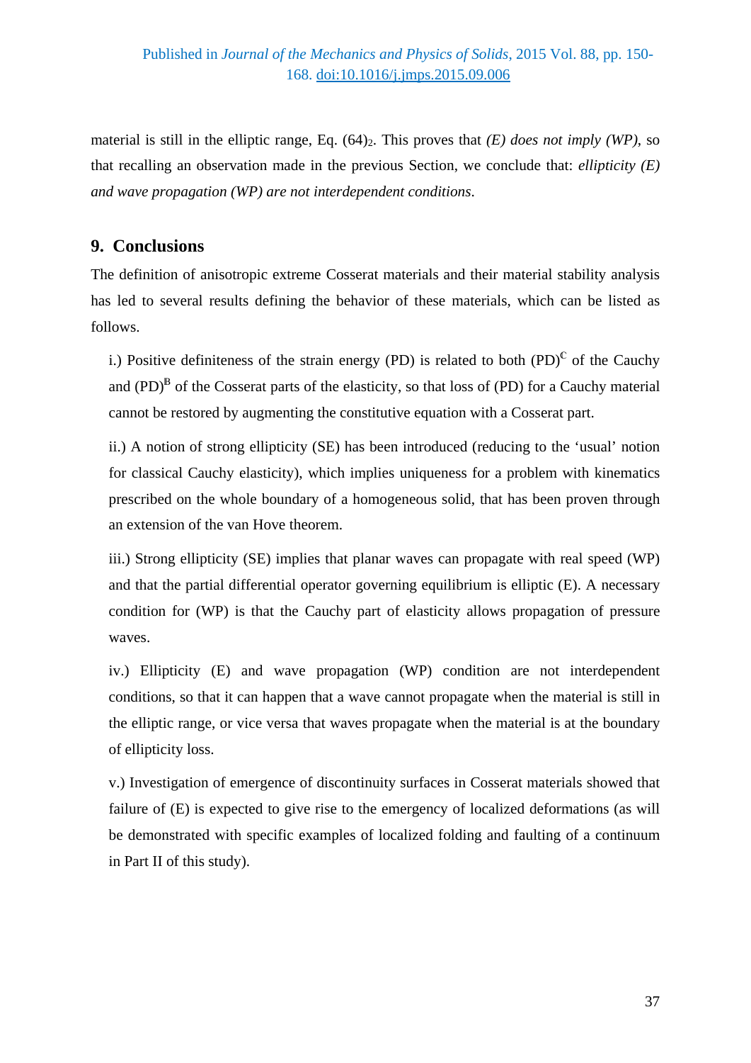material is still in the elliptic range, Eq. $(64)_2$. This proves that *(E) does not imply (WP)*, so that recalling an observation made in the previous Section, we conclude that: *ellipticity (E) and wave propagation (WP) are not interdependent conditions*.

## 9. Conclusions

The definition of anisotropic extreme Cosserat materials and their material stability analysis has led to several results defining the behavior of these materials, which can be listed as follows.

i.) Positive definiteness of the strain energy (PD) is related to both $(PD)^{\mathbb{C}}$ of the Cauchy and $(PD)^{\mathbb{B}}$ of the Cosserat parts of the elasticity, so that loss of (PD) for a Cauchy material cannot be restored by augmenting the constitutive equation with a Cosserat part.

ii.) A notion of strong ellipticity (SE) has been introduced (reducing to the 'usual' notion for classical Cauchy elasticity), which implies uniqueness for a problem with kinematics prescribed on the whole boundary of a homogeneous solid, that has been proven through an extension of the van Hove theorem.

iii.) Strong ellipticity (SE) implies that planar waves can propagate with real speed (WP) and that the partial differential operator governing equilibrium is elliptic (E). A necessary condition for (WP) is that the Cauchy part of elasticity allows propagation of pressure waves.

iv.) Ellipticity (E) and wave propagation (WP) condition are not interdependent conditions, so that it can happen that a wave cannot propagate when the material is still in the elliptic range, or vice versa that waves propagate when the material is at the boundary of ellipticity loss.

v.) Investigation of emergence of discontinuity surfaces in Cosserat materials showed that failure of (E) is expected to give rise to the emergency of localized deformations (as will be demonstrated with specific examples of localized folding and faulting of a continuum in Part II of this study).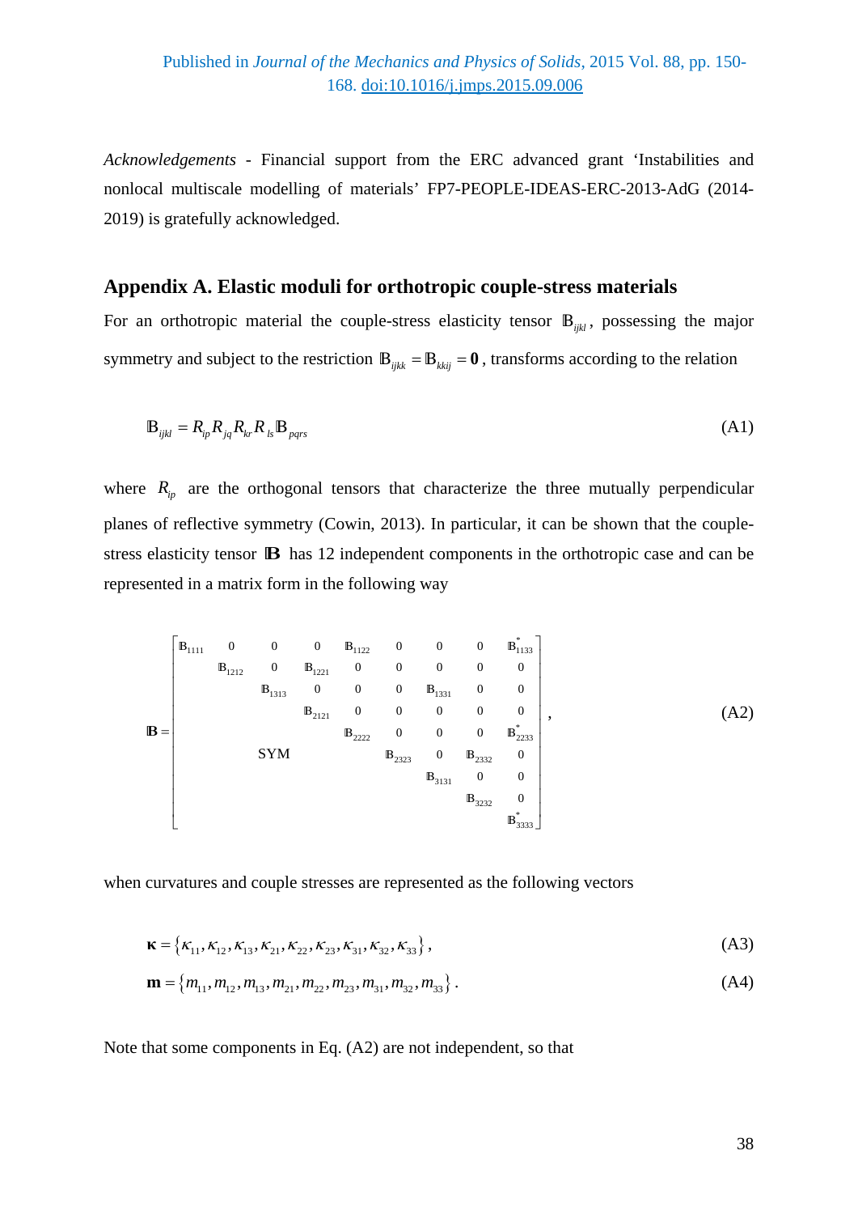*Acknowledgements* - Financial support from the ERC advanced grant 'Instabilities and nonlocal multiscale modelling of materials' FP7-PEOPLE-IDEAS-ERC-2013-AdG (2014-2019) is gratefully acknowledged.

## Appendix A. Elastic moduli for orthotropic couple-stress materials

For an orthotropic material the couple-stress elasticity tensor $\mathbb{B}_{ijkl}$, possessing the major symmetry and subject to the restriction $\mathbb{B}_{ijkk} = \mathbb{B}_{kkij} = \mathbf{0}$, transforms according to the relation

$$\mathbb{B}_{ijkl} = R_{ip} R_{jq} R_{kr} R_{ls} \mathbb{B}_{pqrs} \tag{A1}$$

where $R_{ip}$ are the orthogonal tensors that characterize the three mutually perpendicular planes of reflective symmetry (Cowin, 2013). In particular, it can be shown that the couple-stress elasticity tensor $\mathbb{B}$ has 12 independent components in the orthotropic case and can be represented in a matrix form in the following way

$$\mathbb{B} = \begin{bmatrix}
\mathbb{B}_{1111} & 0 & 0 & 0 & \mathbb{B}_{1122} & 0 & 0 & 0 & \mathbb{B}^*_{1133} \\
 & \mathbb{B}_{1212} & 0 & \mathbb{B}_{1221} & 0 & 0 & 0 & 0 & 0 \\
 & & \mathbb{B}_{1313} & 0 & 0 & 0 & \mathbb{B}_{1331} & 0 & 0 \\
 & & & \mathbb{B}_{2121} & 0 & 0 & 0 & 0 & 0 \\
 & & & & \mathbb{B}_{2222} & 0 & 0 & 0 & \mathbb{B}^*_{2233} \\
 & & \text{SYM} & & & \mathbb{B}_{2323} & 0 & \mathbb{B}_{2332} & 0 \\
 & & & & & & \mathbb{B}_{3131} & 0 & 0 \\
 & & & & & & & \mathbb{B}_{3232} & 0 \\
 & & & & & & & & \mathbb{B}^*_{3333}
\end{bmatrix}, \tag{A2}$$

when curvatures and couple stresses are represented as the following vectors

$$\boldsymbol{\kappa} = \left\{\kappa_{11}, \kappa_{12}, \kappa_{13}, \kappa_{21}, \kappa_{22}, \kappa_{23}, \kappa_{31}, \kappa_{32}, \kappa_{33}\right\}, \tag{A3}$$

$$\mathbf{m} = \left\{m_{11}, m_{12}, m_{13}, m_{21}, m_{22}, m_{23}, m_{31}, m_{32}, m_{33}\right\}. \tag{A4}$$

Note that some components in Eq. (A2) are not independent, so that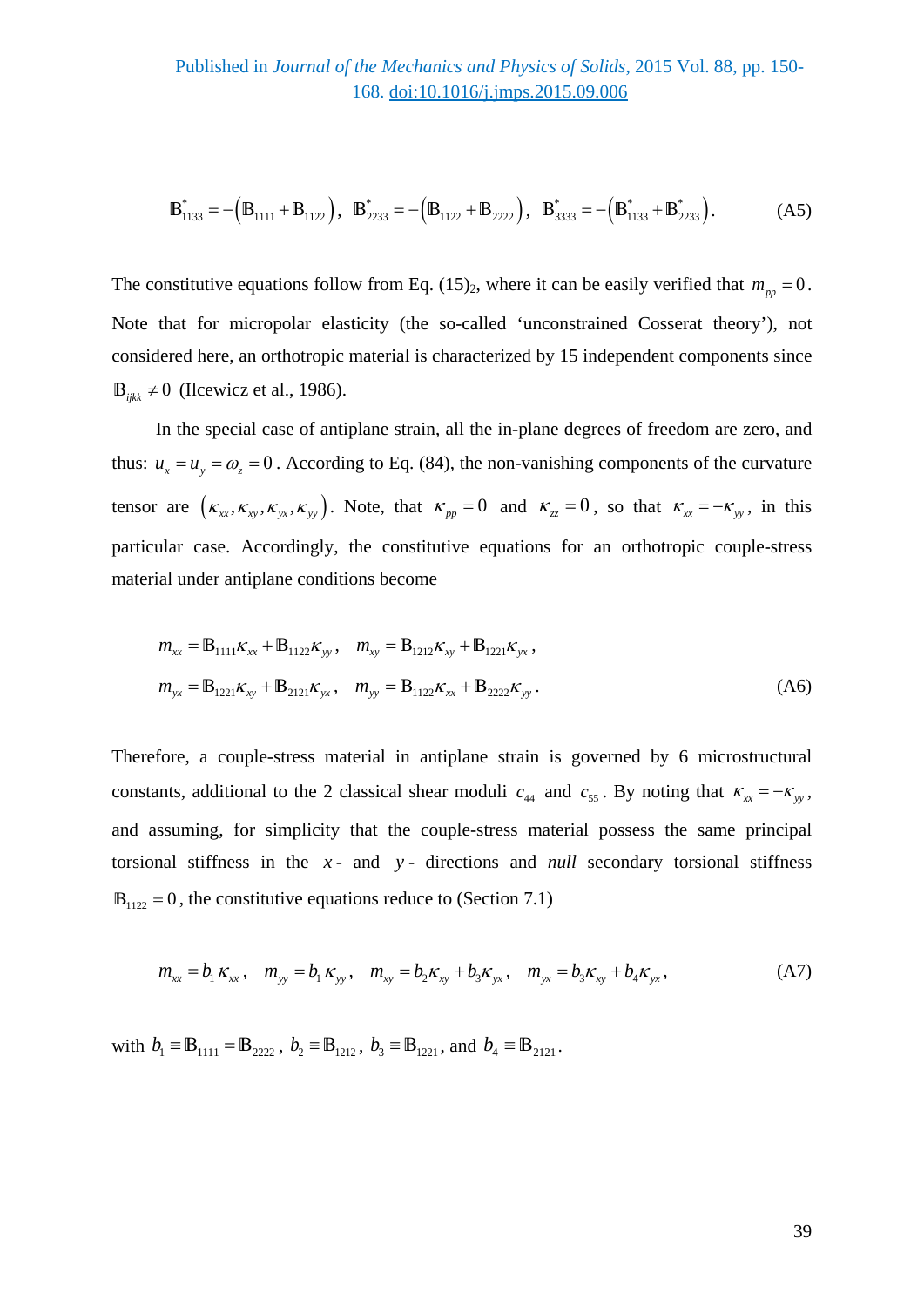$$\mathbb{B}^{*}_{1133} = -\left(\mathbb{B}_{1111} + \mathbb{B}_{1122}\right),\ \ \mathbb{B}^{*}_{2233} = -\left(\mathbb{B}_{1122} + \mathbb{B}_{2222}\right),\ \ \mathbb{B}^{*}_{3333} = -\left(\mathbb{B}^{*}_{1133} + \mathbb{B}^{*}_{2233}\right). \tag{A5}$$

The constitutive equations follow from Eq. (15)$_2$, where it can be easily verified that $m_{pp} = 0$. Note that for micropolar elasticity (the so-called 'unconstrained Cosserat theory'), not considered here, an orthotropic material is characterized by 15 independent components since $\mathbb{B}_{ijkk} \neq 0$ (Ilcewicz et al., 1986).

In the special case of antiplane strain, all the in-plane degrees of freedom are zero, and thus: $u_x = u_y = \omega_z = 0$. According to Eq. (84), the non-vanishing components of the curvature tensor are $\left(\kappa_{xx}, \kappa_{xy}, \kappa_{yx}, \kappa_{yy}\right)$. Note, that $\kappa_{pp} = 0$ and $\kappa_{zz} = 0$, so that $\kappa_{xx} = -\kappa_{yy}$, in this particular case. Accordingly, the constitutive equations for an orthotropic couple-stress material under antiplane conditions become

$$\begin{aligned} m_{xx} &= \mathbb{B}_{1111}\kappa_{xx} + \mathbb{B}_{1122}\kappa_{yy}, \quad m_{xy} = \mathbb{B}_{1212}\kappa_{xy} + \mathbb{B}_{1221}\kappa_{yx}, \\ m_{yx} &= \mathbb{B}_{1221}\kappa_{xy} + \mathbb{B}_{2121}\kappa_{yx}, \quad m_{yy} = \mathbb{B}_{1122}\kappa_{xx} + \mathbb{B}_{2222}\kappa_{yy}. \end{aligned} \tag{A6}$$

Therefore, a couple-stress material in antiplane strain is governed by 6 microstructural constants, additional to the 2 classical shear moduli $c_{44}$ and $c_{55}$. By noting that $\kappa_{xx} = -\kappa_{yy}$, and assuming, for simplicity that the couple-stress material possess the same principal torsional stiffness in the $x$- and $y$- directions and *null* secondary torsional stiffness $\mathbb{B}_{1122} = 0$, the constitutive equations reduce to (Section 7.1)

$$m_{xx} = b_1\,\kappa_{xx}, \quad m_{yy} = b_1\,\kappa_{yy}, \quad m_{xy} = b_2\kappa_{xy} + b_3\kappa_{yx}, \quad m_{yx} = b_3\kappa_{xy} + b_4\kappa_{yx}, \tag{A7}$$

with $b_1 \equiv \mathbb{B}_{1111} = \mathbb{B}_{2222}$, $b_2 \equiv \mathbb{B}_{1212}$, $b_3 \equiv \mathbb{B}_{1221}$, and $b_4 \equiv \mathbb{B}_{2121}$.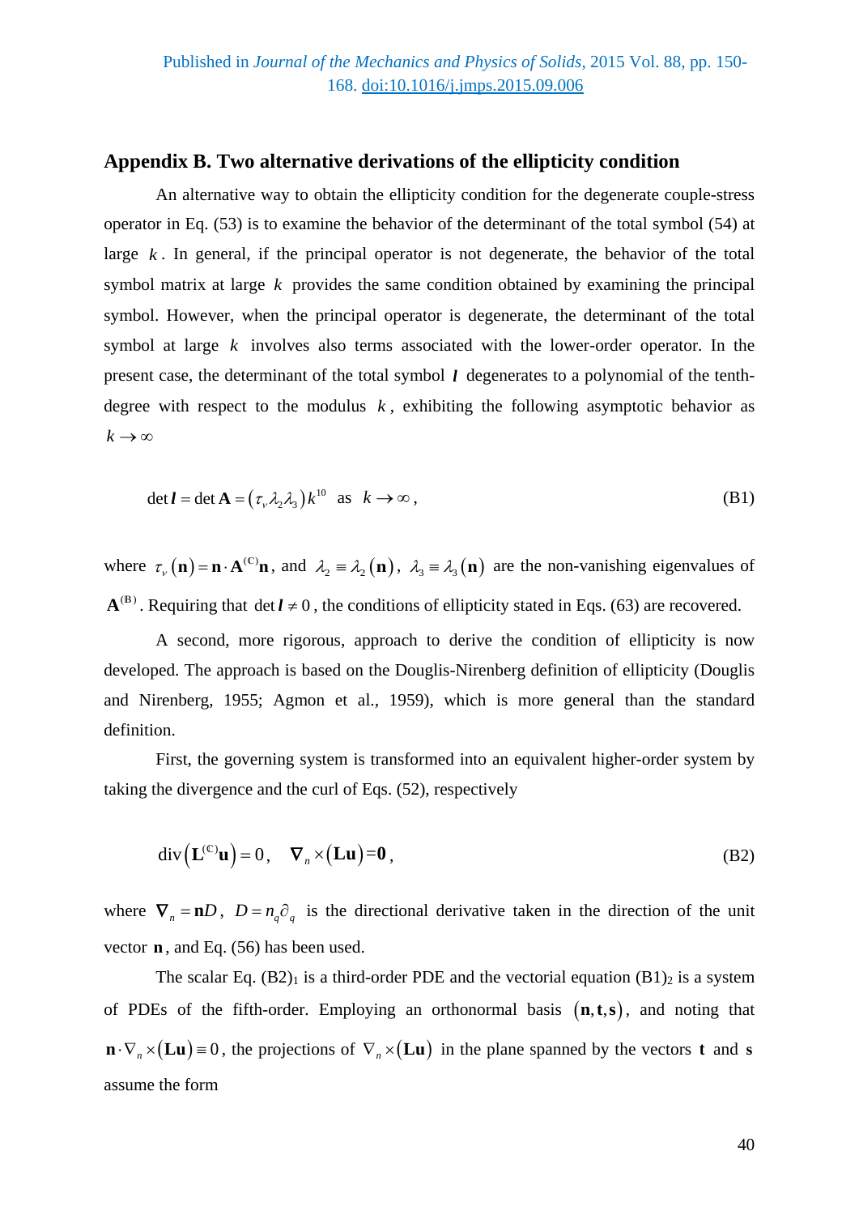## Appendix B. Two alternative derivations of the ellipticity condition

An alternative way to obtain the ellipticity condition for the degenerate couple-stress operator in Eq. (53) is to examine the behavior of the determinant of the total symbol (54) at large $k$. In general, if the principal operator is not degenerate, the behavior of the total symbol matrix at large $k$ provides the same condition obtained by examining the principal symbol. However, when the principal operator is degenerate, the determinant of the total symbol at large $k$ involves also terms associated with the lower-order operator. In the present case, the determinant of the total symbol $\boldsymbol{l}$ degenerates to a polynomial of the tenth-degree with respect to the modulus $k$, exhibiting the following asymptotic behavior as $k \to \infty$

$$\det \boldsymbol{l} = \det \mathbf{A} = \left(\tau_\nu \lambda_2 \lambda_3\right) k^{10} \quad \text{as} \quad k \to \infty\,, \tag{B1}$$

where $\tau_\nu(\mathbf{n}) = \mathbf{n} \cdot \mathbf{A}^{(\mathrm{C})} \mathbf{n}$, and $\lambda_2 \equiv \lambda_2(\mathbf{n})$, $\lambda_3 \equiv \lambda_3(\mathbf{n})$ are the non-vanishing eigenvalues of $\mathbf{A}^{(\mathrm{B})}$. Requiring that $\det \boldsymbol{l} \neq 0$, the conditions of ellipticity stated in Eqs. (63) are recovered.

A second, more rigorous, approach to derive the condition of ellipticity is now developed. The approach is based on the Douglis-Nirenberg definition of ellipticity (Douglis and Nirenberg, 1955; Agmon et al., 1959), which is more general than the standard definition.

First, the governing system is transformed into an equivalent higher-order system by taking the divergence and the curl of Eqs. (52), respectively

$$\operatorname{div}\left(\mathbf{L}^{(\mathrm{C})}\mathbf{u}\right) = 0\,, \quad \boldsymbol{\nabla}_n \times \left(\mathbf{L}\mathbf{u}\right) = \mathbf{0}\,, \tag{B2}$$

where $\boldsymbol{\nabla}_n = \mathbf{n} D$, $D = n_q \partial_q$ is the directional derivative taken in the direction of the unit vector $\mathbf{n}$, and Eq. (56) has been used.

The scalar Eq. $(\text{B2})_1$ is a third-order PDE and the vectorial equation $(\text{B1})_2$ is a system of PDEs of the fifth-order. Employing an orthonormal basis $(\mathbf{n}, \mathbf{t}, \mathbf{s})$, and noting that $\mathbf{n} \cdot \nabla_n \times \left(\mathbf{L}\mathbf{u}\right) \equiv 0$, the projections of $\nabla_n \times \left(\mathbf{L}\mathbf{u}\right)$ in the plane spanned by the vectors $\mathbf{t}$ and $\mathbf{s}$ assume the form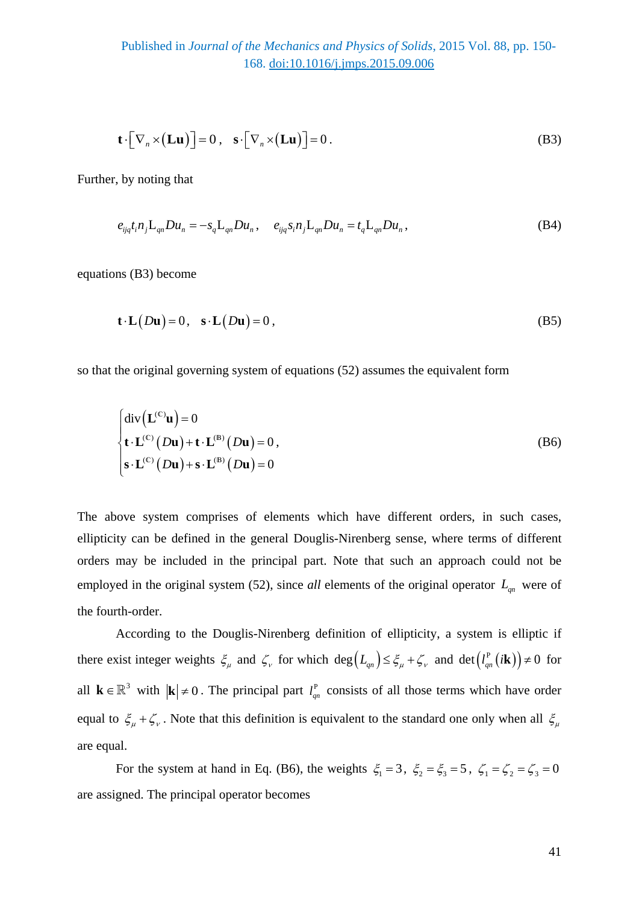$$
\mathbf{t}\cdot\left[\nabla_n\times\left(\mathbf{L}\mathbf{u}\right)\right]=0\,,\quad \mathbf{s}\cdot\left[\nabla_n\times\left(\mathbf{L}\mathbf{u}\right)\right]=0\,. \tag{B3}
$$

Further, by noting that

$$
e_{ijq}t_i n_j \mathrm{L}_{qn} Du_n = -s_q \mathrm{L}_{qn} Du_n\,,\quad e_{ijq}s_i n_j \mathrm{L}_{qn} Du_n = t_q \mathrm{L}_{qn} Du_n\,, \tag{B4}
$$

equations (B3) become

$$
\mathbf{t}\cdot\mathbf{L}\left(D\mathbf{u}\right)=0\,,\quad \mathbf{s}\cdot\mathbf{L}\left(D\mathbf{u}\right)=0\,, \tag{B5}
$$

so that the original governing system of equations (52) assumes the equivalent form

$$
\begin{cases}
\operatorname{div}\left(\mathbf{L}^{(\mathbb{C})}\mathbf{u}\right)=0\\
\mathbf{t}\cdot\mathbf{L}^{(\mathbb{C})}\left(D\mathbf{u}\right)+\mathbf{t}\cdot\mathbf{L}^{(\mathbb{B})}\left(D\mathbf{u}\right)=0\,,\\
\mathbf{s}\cdot\mathbf{L}^{(\mathbb{C})}\left(D\mathbf{u}\right)+\mathbf{s}\cdot\mathbf{L}^{(\mathbb{B})}\left(D\mathbf{u}\right)=0
\end{cases} \tag{B6}
$$

The above system comprises of elements which have different orders, in such cases, ellipticity can be defined in the general Douglis-Nirenberg sense, where terms of different orders may be included in the principal part. Note that such an approach could not be employed in the original system (52), since *all* elements of the original operator $L_{qn}$ were of the fourth-order.

According to the Douglis-Nirenberg definition of ellipticity, a system is elliptic if there exist integer weights $\xi_\mu$ and $\zeta_\nu$ for which $\deg\left(L_{qn}\right)\le\xi_\mu+\zeta_\nu$ and $\det\left(l_{qn}^{\mathrm{P}}\left(i\mathbf{k}\right)\right)\neq 0$ for all $\mathbf{k}\in\mathbb{R}^3$ with $\left|\mathbf{k}\right|\neq 0$. The principal part $l_{qn}^{\mathrm{P}}$ consists of all those terms which have order equal to $\xi_\mu+\zeta_\nu$. Note that this definition is equivalent to the standard one only when all $\xi_\mu$ are equal.

For the system at hand in Eq. (B6), the weights $\xi_1=3$, $\xi_2=\xi_3=5$, $\zeta_1=\zeta_2=\zeta_3=0$ are assigned. The principal operator becomes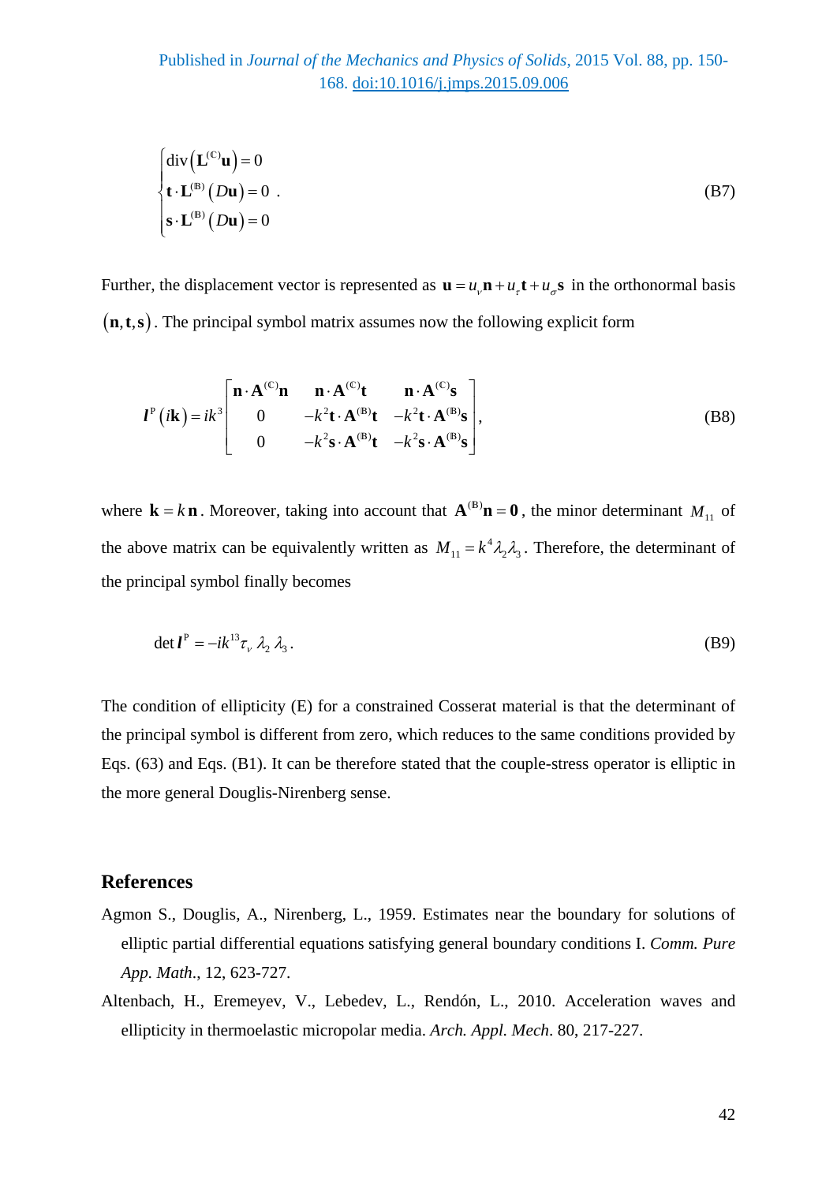Published in *Journal of the Mechanics and Physics of Solids*, 2015 Vol. 88, pp. 150-168. doi:10.1016/j.jmps.2015.09.006

$$
\begin{cases}
\operatorname{div}\left(\mathbf{L}^{(\mathbb{C})}\mathbf{u}\right) = 0 \\
\mathbf{t}\cdot\mathbf{L}^{(\mathbb{B})}\left(D\mathbf{u}\right) = 0 \\
\mathbf{s}\cdot\mathbf{L}^{(\mathbb{B})}\left(D\mathbf{u}\right) = 0
\end{cases}. \tag{B7}
$$

Further, the displacement vector is represented as $\mathbf{u} = u_\nu \mathbf{n} + u_\tau \mathbf{t} + u_\sigma \mathbf{s}$ in the orthonormal basis $(\mathbf{n}, \mathbf{t}, \mathbf{s})$. The principal symbol matrix assumes now the following explicit form

$$
\boldsymbol{l}^{\mathrm{P}}\left(i\mathbf{k}\right) = ik^3 \begin{bmatrix}
\mathbf{n}\cdot\mathbf{A}^{(\mathbb{C})}\mathbf{n} & \mathbf{n}\cdot\mathbf{A}^{(\mathbb{C})}\mathbf{t} & \mathbf{n}\cdot\mathbf{A}^{(\mathbb{C})}\mathbf{s} \\
0 & -k^2\mathbf{t}\cdot\mathbf{A}^{(\mathbb{B})}\mathbf{t} & -k^2\mathbf{t}\cdot\mathbf{A}^{(\mathbb{B})}\mathbf{s} \\
0 & -k^2\mathbf{s}\cdot\mathbf{A}^{(\mathbb{B})}\mathbf{t} & -k^2\mathbf{s}\cdot\mathbf{A}^{(\mathbb{B})}\mathbf{s}
\end{bmatrix}, \tag{B8}
$$

where $\mathbf{k} = k\,\mathbf{n}$. Moreover, taking into account that $\mathbf{A}^{(\mathbb{B})}\mathbf{n} = \mathbf{0}$, the minor determinant $M_{11}$ of the above matrix can be equivalently written as $M_{11} = k^4 \lambda_2 \lambda_3$. Therefore, the determinant of the principal symbol finally becomes

$$
\det \boldsymbol{l}^{\mathrm{P}} = -ik^{13} \tau_\nu\, \lambda_2\, \lambda_3 . \tag{B9}
$$

The condition of ellipticity (E) for a constrained Cosserat material is that the determinant of the principal symbol is different from zero, which reduces to the same conditions provided by Eqs. (63) and Eqs. (B1). It can be therefore stated that the couple-stress operator is elliptic in the more general Douglis-Nirenberg sense.

## References

Agmon S., Douglis, A., Nirenberg, L., 1959. Estimates near the boundary for solutions of elliptic partial differential equations satisfying general boundary conditions I. *Comm. Pure App. Math.*, 12, 623-727.

Altenbach, H., Eremeyev, V., Lebedev, L., Rendón, L., 2010. Acceleration waves and ellipticity in thermoelastic micropolar media. *Arch. Appl. Mech*. 80, 217-227.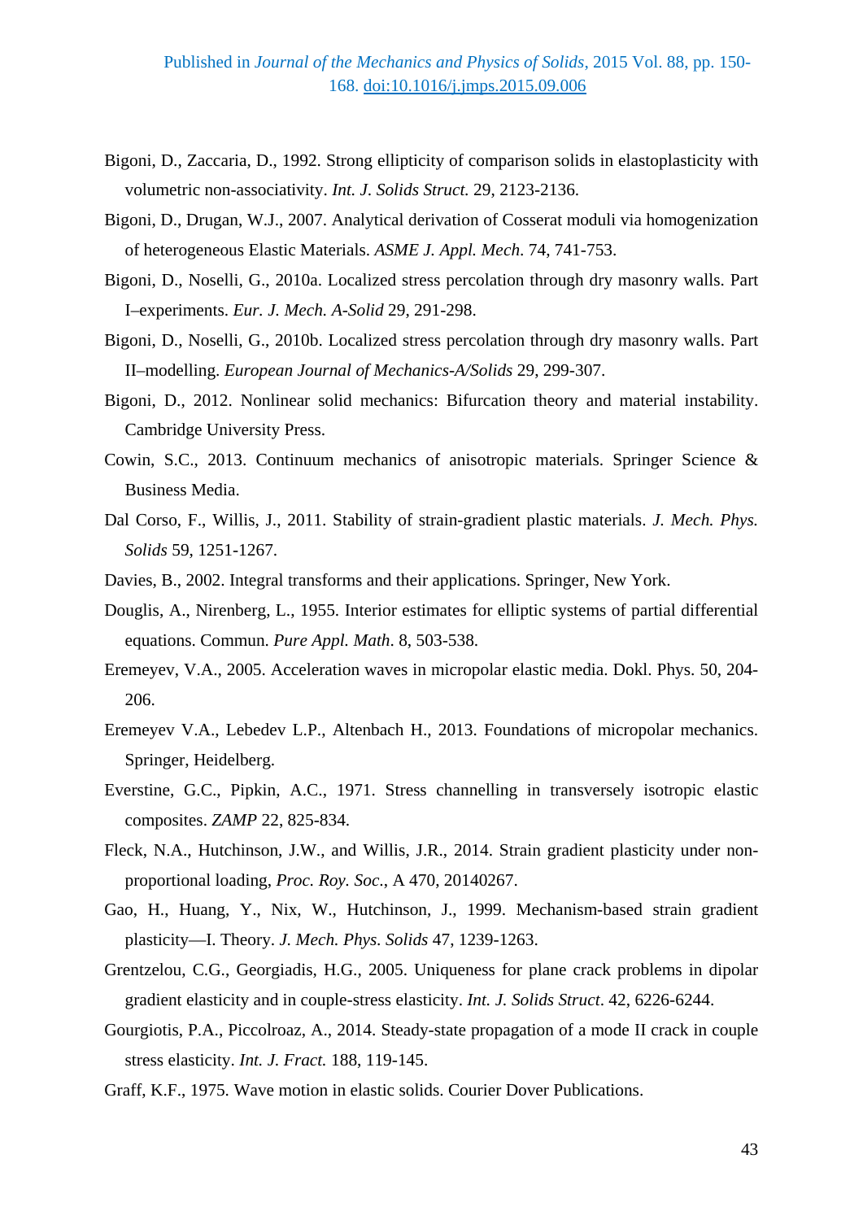Bigoni, D., Zaccaria, D., 1992. Strong ellipticity of comparison solids in elastoplasticity with volumetric non-associativity. *Int. J. Solids Struct.* 29, 2123-2136.

Bigoni, D., Drugan, W.J., 2007. Analytical derivation of Cosserat moduli via homogenization of heterogeneous Elastic Materials. *ASME J. Appl. Mech*. 74, 741-753.

Bigoni, D., Noselli, G., 2010a. Localized stress percolation through dry masonry walls. Part I–experiments. *Eur. J. Mech. A-Solid* 29, 291-298.

Bigoni, D., Noselli, G., 2010b. Localized stress percolation through dry masonry walls. Part II–modelling. *European Journal of Mechanics-A/Solids* 29, 299-307.

Bigoni, D., 2012. Nonlinear solid mechanics: Bifurcation theory and material instability. Cambridge University Press.

Cowin, S.C., 2013. Continuum mechanics of anisotropic materials. Springer Science & Business Media.

Dal Corso, F., Willis, J., 2011. Stability of strain-gradient plastic materials. *J. Mech. Phys. Solids* 59, 1251-1267.

Davies, B., 2002. Integral transforms and their applications. Springer, New York.

Douglis, A., Nirenberg, L., 1955. Interior estimates for elliptic systems of partial differential equations. Commun. *Pure Appl. Math*. 8, 503-538.

Eremeyev, V.A., 2005. Acceleration waves in micropolar elastic media. Dokl. Phys. 50, 204-206.

Eremeyev V.A., Lebedev L.P., Altenbach H., 2013. Foundations of micropolar mechanics. Springer, Heidelberg.

Everstine, G.C., Pipkin, A.C., 1971. Stress channelling in transversely isotropic elastic composites. *ZAMP* 22, 825-834.

Fleck, N.A., Hutchinson, J.W., and Willis, J.R., 2014. Strain gradient plasticity under non-proportional loading, *Proc. Roy. Soc.*, A 470, 20140267.

Gao, H., Huang, Y., Nix, W., Hutchinson, J., 1999. Mechanism-based strain gradient plasticity—I. Theory. *J. Mech. Phys. Solids* 47, 1239-1263.

Grentzelou, C.G., Georgiadis, H.G., 2005. Uniqueness for plane crack problems in dipolar gradient elasticity and in couple-stress elasticity. *Int. J. Solids Struct*. 42, 6226-6244.

Gourgiotis, P.A., Piccolroaz, A., 2014. Steady-state propagation of a mode II crack in couple stress elasticity. *Int. J. Fract.* 188, 119-145.

Graff, K.F., 1975. Wave motion in elastic solids. Courier Dover Publications.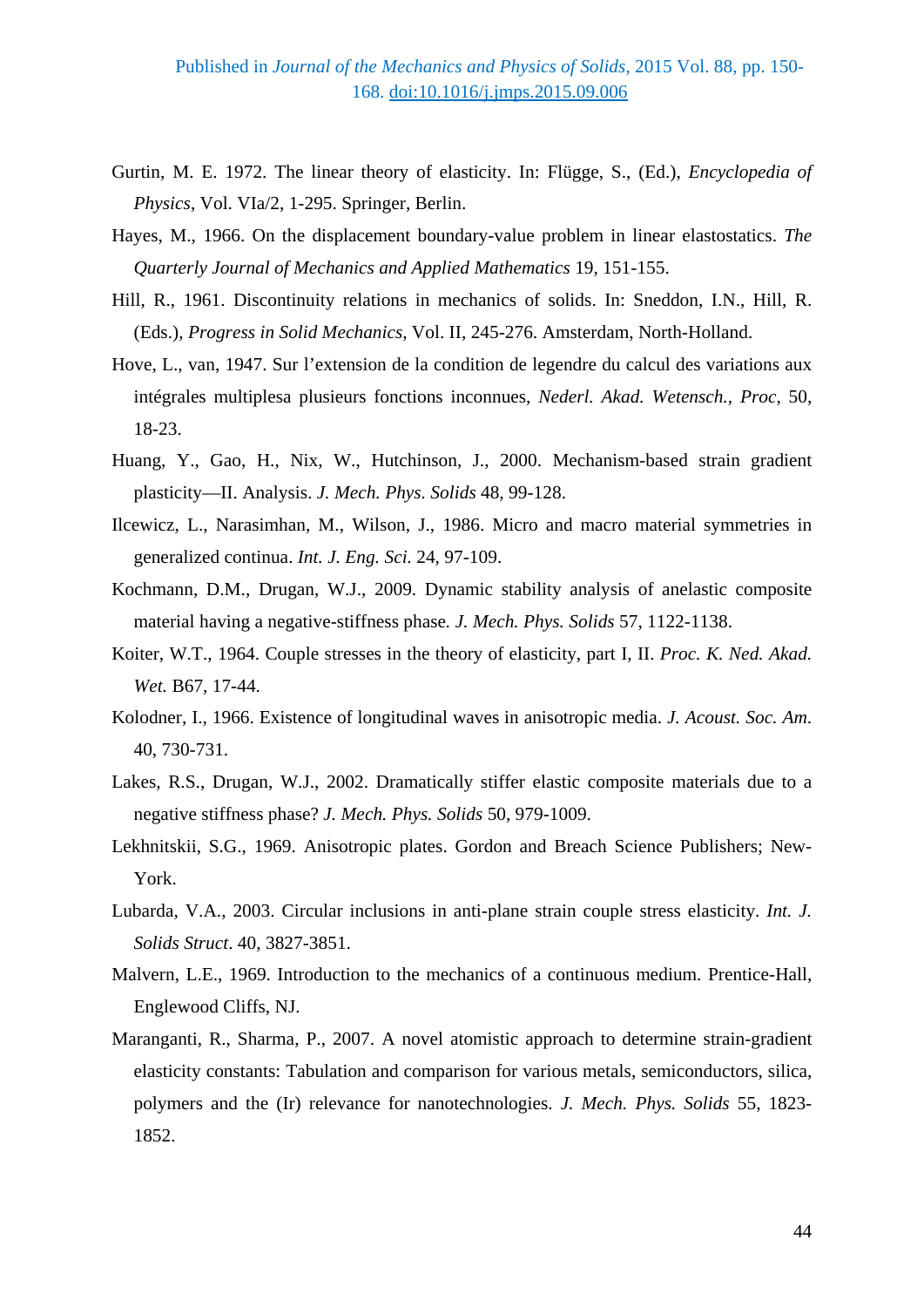Gurtin, M. E. 1972. The linear theory of elasticity. In: Flügge, S., (Ed.), *Encyclopedia of Physics*, Vol. VIa/2, 1-295. Springer, Berlin.

Hayes, M., 1966. On the displacement boundary-value problem in linear elastostatics. *The Quarterly Journal of Mechanics and Applied Mathematics* 19, 151-155.

Hill, R., 1961. Discontinuity relations in mechanics of solids. In: Sneddon, I.N., Hill, R. (Eds.), *Progress in Solid Mechanics*, Vol. II, 245-276. Amsterdam, North-Holland.

Hove, L., van, 1947. Sur l'extension de la condition de legendre du calcul des variations aux intégrales multiplesa plusieurs fonctions inconnues, *Nederl. Akad. Wetensch., Proc*, 50, 18-23.

Huang, Y., Gao, H., Nix, W., Hutchinson, J., 2000. Mechanism-based strain gradient plasticity—II. Analysis. *J. Mech. Phys. Solids* 48, 99-128.

Ilcewicz, L., Narasimhan, M., Wilson, J., 1986. Micro and macro material symmetries in generalized continua. *Int. J. Eng. Sci.* 24, 97-109.

Kochmann, D.M., Drugan, W.J., 2009. Dynamic stability analysis of anelastic composite material having a negative-stiffness phase. *J. Mech. Phys. Solids* 57, 1122-1138.

Koiter, W.T., 1964. Couple stresses in the theory of elasticity, part I, II. *Proc. K. Ned. Akad. Wet.* B67, 17-44.

Kolodner, I., 1966. Existence of longitudinal waves in anisotropic media. *J. Acoust. Soc. Am.* 40, 730-731.

Lakes, R.S., Drugan, W.J., 2002. Dramatically stiffer elastic composite materials due to a negative stiffness phase? *J. Mech. Phys. Solids* 50, 979-1009.

Lekhnitskii, S.G., 1969. Anisotropic plates. Gordon and Breach Science Publishers; New-York.

Lubarda, V.A., 2003. Circular inclusions in anti-plane strain couple stress elasticity. *Int. J. Solids Struct*. 40, 3827-3851.

Malvern, L.E., 1969. Introduction to the mechanics of a continuous medium. Prentice-Hall, Englewood Cliffs, NJ.

Maranganti, R., Sharma, P., 2007. A novel atomistic approach to determine strain-gradient elasticity constants: Tabulation and comparison for various metals, semiconductors, silica, polymers and the (Ir) relevance for nanotechnologies. *J. Mech. Phys. Solids* 55, 1823-1852.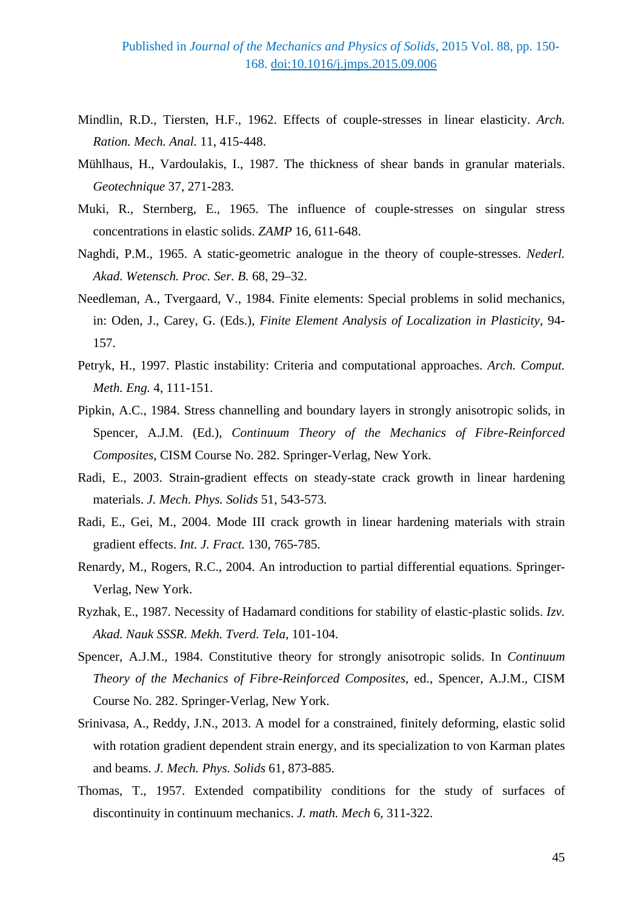Mindlin, R.D., Tiersten, H.F., 1962. Effects of couple-stresses in linear elasticity. *Arch. Ration. Mech. Anal.* 11, 415-448.

Mühlhaus, H., Vardoulakis, I., 1987. The thickness of shear bands in granular materials. *Geotechnique* 37, 271-283.

Muki, R., Sternberg, E., 1965. The influence of couple-stresses on singular stress concentrations in elastic solids. *ZAMP* 16, 611-648.

Naghdi, P.M., 1965. A static-geometric analogue in the theory of couple-stresses. *Nederl. Akad. Wetensch. Proc. Ser. B.* 68, 29–32.

Needleman, A., Tvergaard, V., 1984. Finite elements: Special problems in solid mechanics, in: Oden, J., Carey, G. (Eds.), *Finite Element Analysis of Localization in Plasticity*, 94-157.

Petryk, H., 1997. Plastic instability: Criteria and computational approaches. *Arch. Comput. Meth. Eng.* 4, 111-151.

Pipkin, A.C., 1984. Stress channelling and boundary layers in strongly anisotropic solids, in Spencer, A.J.M. (Ed.), *Continuum Theory of the Mechanics of Fibre-Reinforced Composites*, CISM Course No. 282. Springer-Verlag, New York.

Radi, E., 2003. Strain-gradient effects on steady-state crack growth in linear hardening materials. *J. Mech. Phys. Solids* 51, 543-573.

Radi, E., Gei, M., 2004. Mode III crack growth in linear hardening materials with strain gradient effects. *Int. J. Fract.* 130, 765-785.

Renardy, M., Rogers, R.C., 2004. An introduction to partial differential equations. Springer-Verlag, New York.

Ryzhak, E., 1987. Necessity of Hadamard conditions for stability of elastic-plastic solids. *Izv. Akad. Nauk SSSR. Mekh. Tverd. Tela*, 101-104.

Spencer, A.J.M., 1984. Constitutive theory for strongly anisotropic solids. In *Continuum Theory of the Mechanics of Fibre-Reinforced Composites*, ed., Spencer, A.J.M., CISM Course No. 282. Springer-Verlag, New York.

Srinivasa, A., Reddy, J.N., 2013. A model for a constrained, finitely deforming, elastic solid with rotation gradient dependent strain energy, and its specialization to von Karman plates and beams. *J. Mech. Phys. Solids* 61, 873-885.

Thomas, T., 1957. Extended compatibility conditions for the study of surfaces of discontinuity in continuum mechanics. *J. math. Mech* 6, 311-322.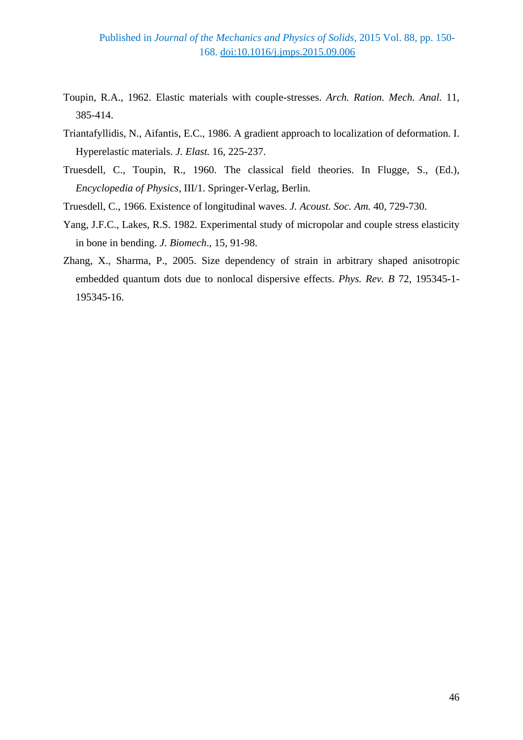Toupin, R.A., 1962. Elastic materials with couple-stresses. *Arch. Ration. Mech. Anal.* 11, 385-414.

Triantafyllidis, N., Aifantis, E.C., 1986. A gradient approach to localization of deformation. I. Hyperelastic materials. *J. Elast.* 16, 225-237.

Truesdell, C., Toupin, R., 1960. The classical field theories. In Flugge, S., (Ed.), *Encyclopedia of Physics*, III/1. Springer-Verlag, Berlin.

Truesdell, C., 1966. Existence of longitudinal waves. *J. Acoust. Soc. Am.* 40, 729-730.

Yang, J.F.C., Lakes, R.S. 1982. Experimental study of micropolar and couple stress elasticity in bone in bending. *J. Biomech*., 15, 91-98.

Zhang, X., Sharma, P., 2005. Size dependency of strain in arbitrary shaped anisotropic embedded quantum dots due to nonlocal dispersive effects. *Phys. Rev. B* 72, 195345-1-195345-16.